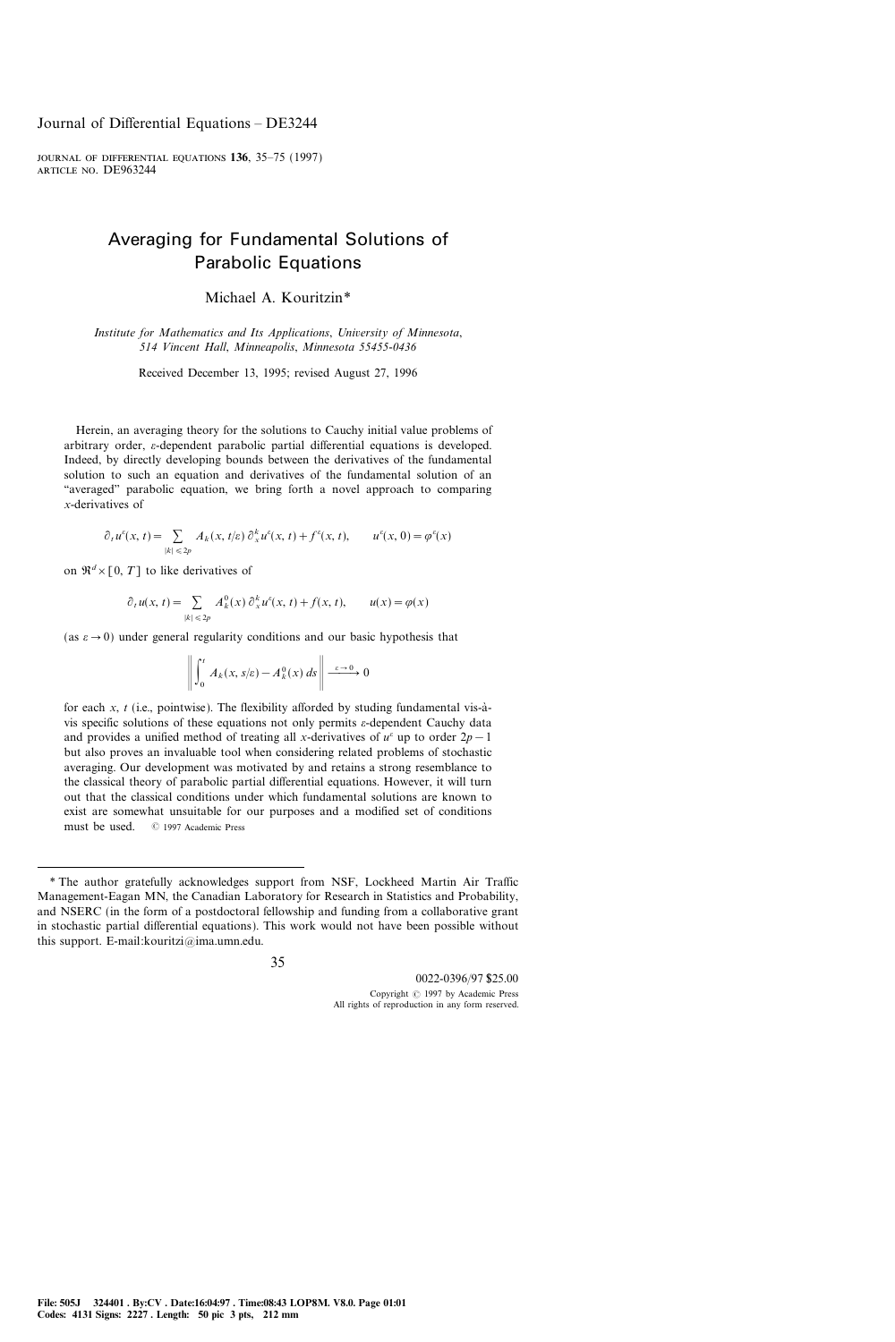# Averaging for Fundamental Solutions of Parabolic Equations

Michael A. Kouritzin*

*Institute for Mathematics and Its Applications, University of Minnesota, 514 Vincent Hall, Minneapolis, Minnesota 55455-0436*

Received December 13, 1995; revised August 27, 1996

Herein, an averaging theory for the solutions to Cauchy initial value problems of arbitrary order, $\varepsilon$-dependent parabolic partial differential equations is developed. Indeed, by directly developing bounds between the derivatives of the fundamental solution to such an equation and derivatives of the fundamental solution of an "averaged" parabolic equation, we bring forth a novel approach to comparing $x$-derivatives of

$$\partial_t u^\varepsilon(x, t) = \sum_{|k| \leqslant 2p} A_k(x, t/\varepsilon)\, \partial_x^k u^\varepsilon(x, t) + f^\varepsilon(x, t), \qquad u^\varepsilon(x, 0) = \varphi^\varepsilon(x)$$

on $\Re^d \times [0, T]$ to like derivatives of

$$\partial_t u(x, t) = \sum_{|k| \leqslant 2p} A_k^0(x)\, \partial_x^k u^\varepsilon(x, t) + f(x, t), \qquad u(x) = \varphi(x)$$

(as $\varepsilon \to 0$) under general regularity conditions and our basic hypothesis that

$$\left\| \int_0^t A_k(x, s/\varepsilon) - A_k^0(x)\, ds \right\| \xrightarrow{\varepsilon \to 0} 0$$

for each $x$, $t$ (i.e., pointwise). The flexibility afforded by studing fundamental vis-à-vis specific solutions of these equations not only permits $\varepsilon$-dependent Cauchy data and provides a unified method of treating all $x$-derivatives of $u^\varepsilon$ up to order $2p-1$ but also proves an invaluable tool when considering related problems of stochastic averaging. Our development was motivated by and retains a strong resemblance to the classical theory of parabolic partial differential equations. However, it will turn out that the classical conditions under which fundamental solutions are known to exist are somewhat unsuitable for our purposes and a modified set of conditions must be used. © 1997 Academic Press

---

\* The author gratefully acknowledges support from NSF, Lockheed Martin Air Traffic Management-Eagan MN, the Canadian Laboratory for Research in Statistics and Probability, and NSERC (in the form of a postdoctoral fellowship and funding from a collaborative grant in stochastic partial differential equations). This work would not have been possible without this support. E-mail:kouritzi@ima.umn.edu.

0022-0396/97 $25.00
Copyright © 1997 by Academic Press
All rights of reproduction in any form reserved.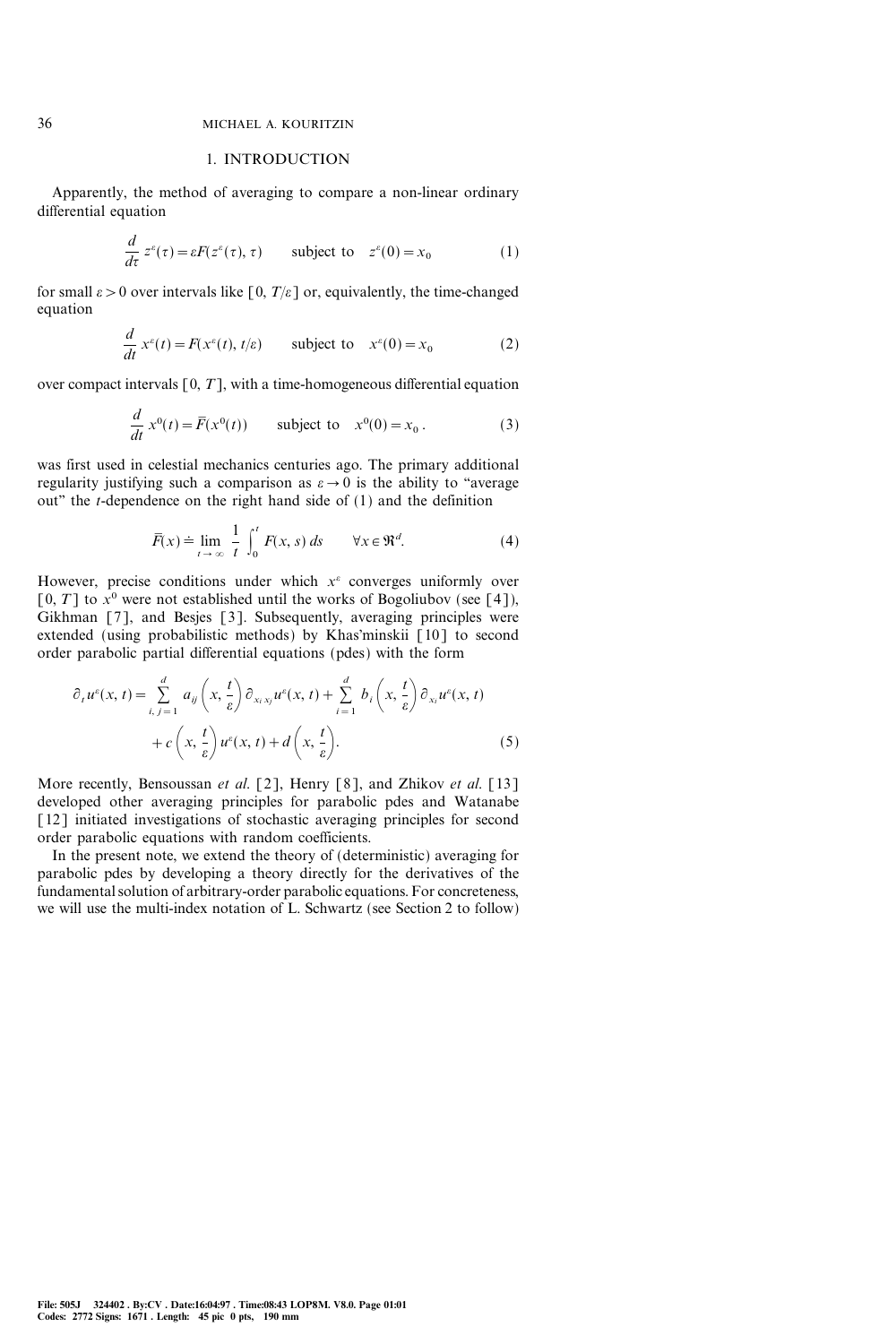## 1. INTRODUCTION

Apparently, the method of averaging to compare a non-linear ordinary differential equation

$$\frac{d}{d\tau} z^{\varepsilon}(\tau) = \varepsilon F(z^{\varepsilon}(\tau), \tau) \qquad \text{subject to} \quad z^{\varepsilon}(0) = x_0 \tag{1}$$

for small $\varepsilon > 0$ over intervals like $[0, T/\varepsilon]$ or, equivalently, the time-changed equation

$$\frac{d}{dt} x^{\varepsilon}(t) = F(x^{\varepsilon}(t), t/\varepsilon) \qquad \text{subject to} \quad x^{\varepsilon}(0) = x_0 \tag{2}$$

over compact intervals $[0, T]$, with a time-homogeneous differential equation

$$\frac{d}{dt} x^{0}(t) = \bar{F}(x^{0}(t)) \qquad \text{subject to} \quad x^{0}(0) = x_0 . \tag{3}$$

was first used in celestial mechanics centuries ago. The primary additional regularity justifying such a comparison as $\varepsilon \to 0$ is the ability to "average out" the $t$-dependence on the right hand side of (1) and the definition

$$\bar{F}(x) \doteq \lim_{t \to \infty} \frac{1}{t} \int_0^t F(x, s)\, ds \qquad \forall x \in \Re^d. \tag{4}$$

However, precise conditions under which $x^{\varepsilon}$ converges uniformly over $[0, T]$ to $x^0$ were not established until the works of Bogoliubov (see [4]), Gikhman [7], and Besjes [3]. Subsequently, averaging principles were extended (using probabilistic methods) by Khas'minskii [10] to second order parabolic partial differential equations (pdes) with the form

$$\begin{aligned} \partial_t u^{\varepsilon}(x, t) = \sum_{i, j=1}^{d} a_{ij}\left(x, \frac{t}{\varepsilon}\right) \partial_{x_i x_j} u^{\varepsilon}(x, t) + \sum_{i=1}^{d} b_i\left(x, \frac{t}{\varepsilon}\right) \partial_{x_i} u^{\varepsilon}(x, t) \\ + c\left(x, \frac{t}{\varepsilon}\right) u^{\varepsilon}(x, t) + d\left(x, \frac{t}{\varepsilon}\right). \end{aligned} \tag{5}$$

More recently, Bensoussan *et al.* [2], Henry [8], and Zhikov *et al.* [13] developed other averaging principles for parabolic pdes and Watanabe [12] initiated investigations of stochastic averaging principles for second order parabolic equations with random coefficients.

In the present note, we extend the theory of (deterministic) averaging for parabolic pdes by developing a theory directly for the derivatives of the fundamental solution of arbitrary-order parabolic equations. For concreteness, we will use the multi-index notation of L. Schwartz (see Section 2 to follow)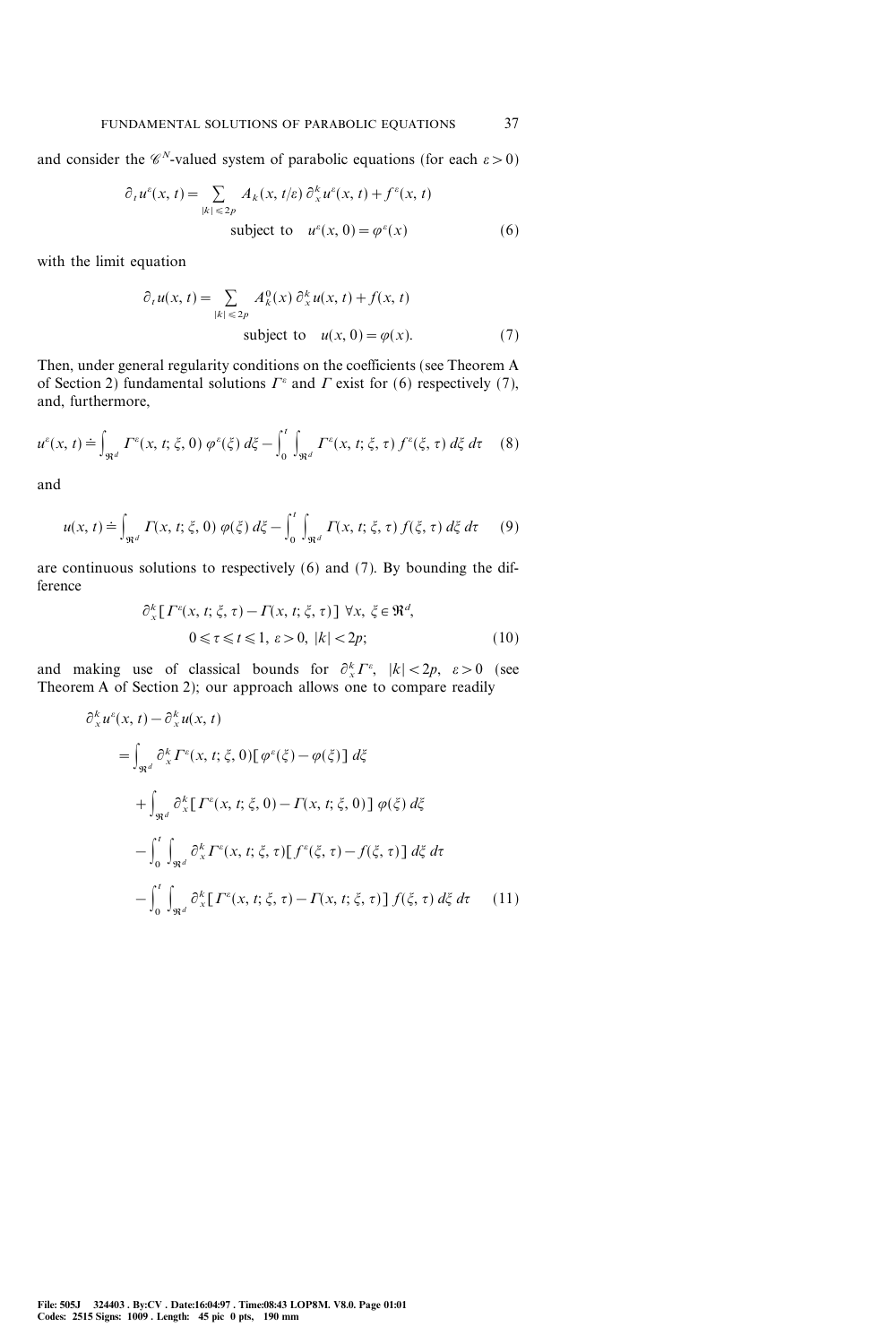and consider the $\mathscr{C}^N$-valued system of parabolic equations (for each $\varepsilon > 0$)

$$\partial_t u^\varepsilon(x, t) = \sum_{|k| \leqslant 2p} A_k(x, t/\varepsilon)\, \partial_x^k u^\varepsilon(x, t) + f^\varepsilon(x, t) \quad \text{subject to} \quad u^\varepsilon(x, 0) = \varphi^\varepsilon(x) \tag{6}$$

with the limit equation

$$\partial_t u(x, t) = \sum_{|k| \leqslant 2p} A_k^0(x)\, \partial_x^k u(x, t) + f(x, t) \quad \text{subject to} \quad u(x, 0) = \varphi(x). \tag{7}$$

Then, under general regularity conditions on the coefficients (see Theorem A of Section 2) fundamental solutions $\Gamma^\varepsilon$ and $\Gamma$ exist for (6) respectively (7), and, furthermore,

$$u^\varepsilon(x, t) \doteq \int_{\mathfrak{R}^d} \Gamma^\varepsilon(x, t; \xi, 0)\, \varphi^\varepsilon(\xi)\, d\xi - \int_0^t \int_{\mathfrak{R}^d} \Gamma^\varepsilon(x, t; \xi, \tau)\, f^\varepsilon(\xi, \tau)\, d\xi\, d\tau \tag{8}$$

and

$$u(x, t) \doteq \int_{\mathfrak{R}^d} \Gamma(x, t; \xi, 0)\, \varphi(\xi)\, d\xi - \int_0^t \int_{\mathfrak{R}^d} \Gamma(x, t; \xi, \tau)\, f(\xi, \tau)\, d\xi\, d\tau \tag{9}$$

are continuous solutions to respectively (6) and (7). By bounding the difference

$$\partial_x^k [\Gamma^\varepsilon(x, t; \xi, \tau) - \Gamma(x, t; \xi, \tau)] \ \forall x, \xi \in \mathfrak{R}^d, \quad 0 \leqslant \tau \leqslant t \leqslant 1,\ \varepsilon > 0,\ |k| < 2p; \tag{10}$$

and making use of classical bounds for $\partial_x^k \Gamma^\varepsilon$, $|k| < 2p$, $\varepsilon > 0$ (see Theorem A of Section 2); our approach allows one to compare readily

$$\begin{aligned}
\partial_x^k u^\varepsilon(x, t) - \partial_x^k u(x, t)
&= \int_{\mathfrak{R}^d} \partial_x^k \Gamma^\varepsilon(x, t; \xi, 0)[\varphi^\varepsilon(\xi) - \varphi(\xi)]\, d\xi \\
&\quad + \int_{\mathfrak{R}^d} \partial_x^k [\Gamma^\varepsilon(x, t; \xi, 0) - \Gamma(x, t; \xi, 0)]\, \varphi(\xi)\, d\xi \\
&\quad - \int_0^t \int_{\mathfrak{R}^d} \partial_x^k \Gamma^\varepsilon(x, t; \xi, \tau)[f^\varepsilon(\xi, \tau) - f(\xi, \tau)]\, d\xi\, d\tau \\
&\quad - \int_0^t \int_{\mathfrak{R}^d} \partial_x^k [\Gamma^\varepsilon(x, t; \xi, \tau) - \Gamma(x, t; \xi, \tau)]\, f(\xi, \tau)\, d\xi\, d\tau
\end{aligned} \tag{11}$$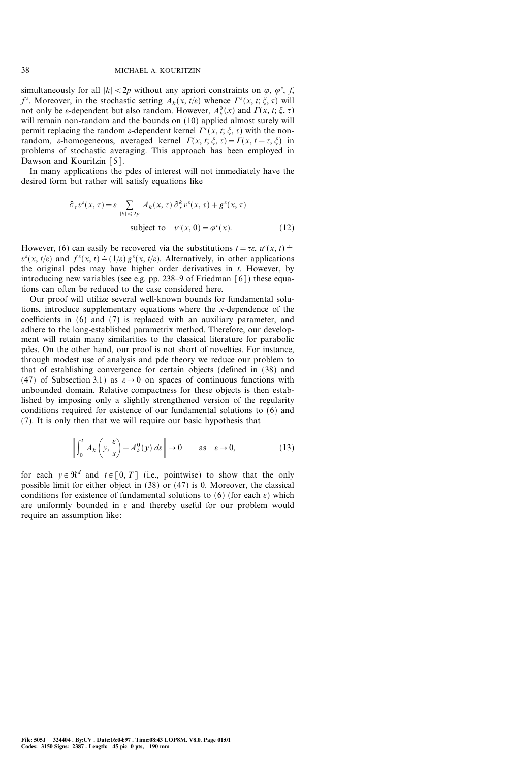simultaneously for all $|k| < 2p$ without any apriori constraints on $\varphi$, $\varphi^\varepsilon$, $f$, $f^\varepsilon$. Moreover, in the stochastic setting $A_k(x, t/\varepsilon)$ whence $\Gamma^\varepsilon(x, t; \xi, \tau)$ will not only be $\varepsilon$-dependent but also random. However, $A_k^0(x)$ and $\Gamma(x, t; \xi, \tau)$ will remain non-random and the bounds on (10) applied almost surely will permit replacing the random $\varepsilon$-dependent kernel $\Gamma^\varepsilon(x, t; \xi, \tau)$ with the non-random, $\varepsilon$-homogeneous, averaged kernel $\Gamma(x, t; \xi, \tau) = \Gamma(x, t-\tau, \xi)$ in problems of stochastic averaging. This approach has been employed in Dawson and Kouritzin [5].

In many applications the pdes of interest will not immediately have the desired form but rather will satisfy equations like

$$\partial_\tau v^\varepsilon(x, \tau) = \varepsilon \sum_{|k| \leqslant 2p} A_k(x, \tau)\, \partial_x^k v^\varepsilon(x, \tau) + g^\varepsilon(x, \tau)$$
$$\text{subject to} \quad v^\varepsilon(x, 0) = \varphi^\varepsilon(x). \tag{12}$$

However, (6) can easily be recovered via the substitutions $t = \tau\varepsilon$, $u^\varepsilon(x, t) \doteq v^\varepsilon(x, t/\varepsilon)$ and $f^\varepsilon(x, t) \doteq (1/\varepsilon)\, g^\varepsilon(x, t/\varepsilon)$. Alternatively, in other applications the original pdes may have higher order derivatives in $t$. However, by introducing new variables (see e.g. pp. 238–9 of Friedman [6]) these equations can often be reduced to the case considered here.

Our proof will utilize several well-known bounds for fundamental solutions, introduce supplementary equations where the $x$-dependence of the coefficients in (6) and (7) is replaced with an auxiliary parameter, and adhere to the long-established parametrix method. Therefore, our development will retain many similarities to the classical literature for parabolic pdes. On the other hand, our proof is not short of novelties. For instance, through modest use of analysis and pde theory we reduce our problem to that of establishing convergence for certain objects (defined in (38) and (47) of Subsection 3.1) as $\varepsilon \to 0$ on spaces of continuous functions with unbounded domain. Relative compactness for these objects is then established by imposing only a slightly strengthened version of the regularity conditions required for existence of our fundamental solutions to (6) and (7). It is only then that we will require our basic hypothesis that

$$\left\| \int_0^t A_k\left(y, \frac{\varepsilon}{s}\right) - A_k^0(y)\, ds \right\| \to 0 \qquad \text{as} \quad \varepsilon \to 0, \tag{13}$$

for each $y \in \Re^d$ and $t \in [0, T]$ (i.e., pointwise) to show that the only possible limit for either object in (38) or (47) is 0. Moreover, the classical conditions for existence of fundamental solutions to (6) (for each $\varepsilon$) which are uniformly bounded in $\varepsilon$ and thereby useful for our problem would require an assumption like: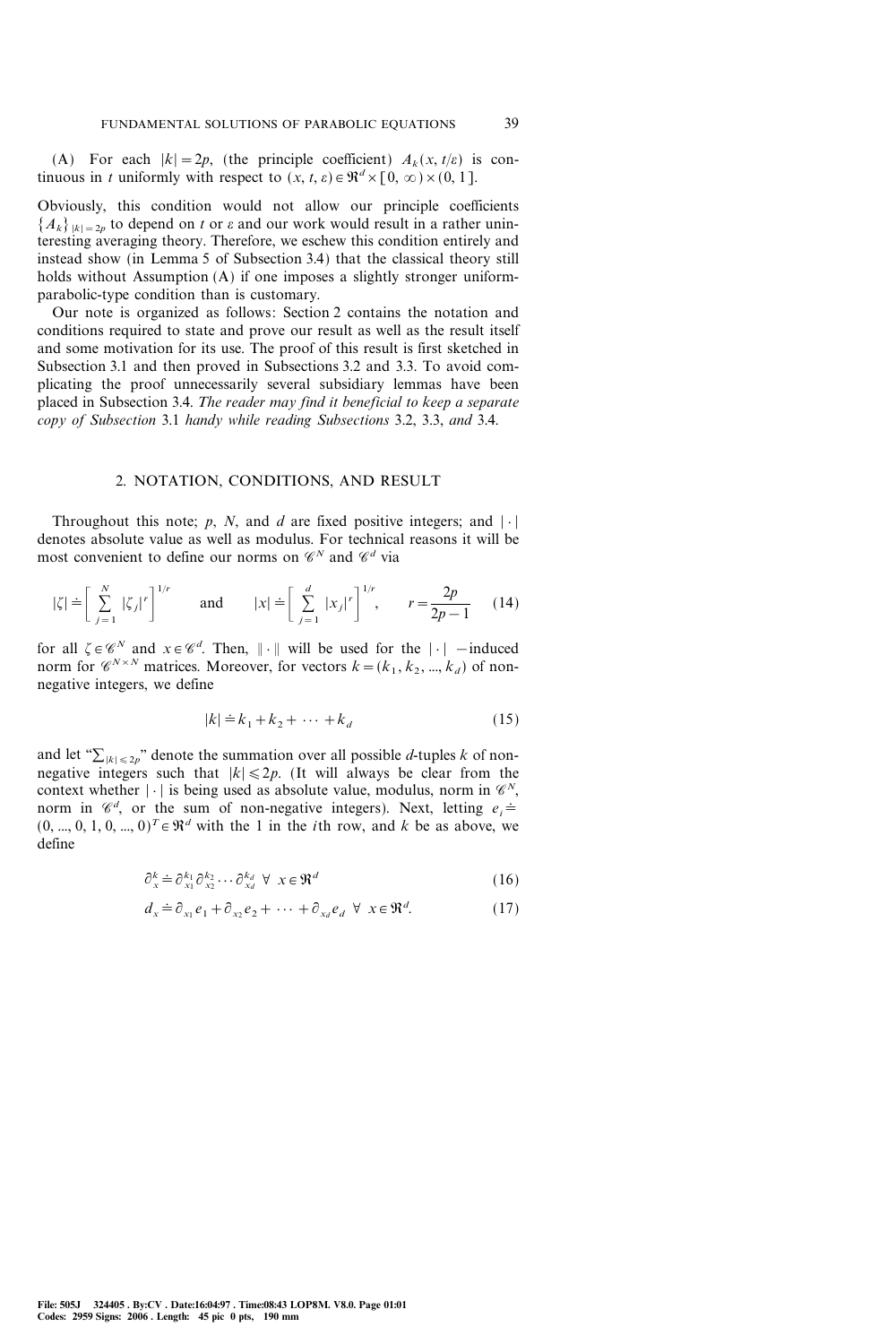(A) For each $|k| = 2p$, (the principle coefficient) $A_k(x, t/\varepsilon)$ is continuous in $t$ uniformly with respect to $(x, t, \varepsilon) \in \Re^d \times [0, \infty) \times (0, 1]$.

Obviously, this condition would not allow our principle coefficients $\{A_k\}_{|k|=2p}$ to depend on $t$ or $\varepsilon$ and our work would result in a rather uninteresting averaging theory. Therefore, we eschew this condition entirely and instead show (in Lemma 5 of Subsection 3.4) that the classical theory still holds without Assumption (A) if one imposes a slightly stronger uniform-parabolic-type condition than is customary.

Our note is organized as follows: Section 2 contains the notation and conditions required to state and prove our result as well as the result itself and some motivation for its use. The proof of this result is first sketched in Subsection 3.1 and then proved in Subsections 3.2 and 3.3. To avoid complicating the proof unnecessarily several subsidiary lemmas have been placed in Subsection 3.4. *The reader may find it beneficial to keep a separate copy of Subsection* 3.1 *handy while reading Subsections* 3.2, 3.3, *and* 3.4.

## 2. NOTATION, CONDITIONS, AND RESULT

Throughout this note; $p$, $N$, and $d$ are fixed positive integers; and $|\cdot|$ denotes absolute value as well as modulus. For technical reasons it will be most convenient to define our norms on $\mathscr{C}^N$ and $\mathscr{C}^d$ via

$$|\zeta| \doteq \left[\sum_{j=1}^{N} |\zeta_j|^r\right]^{1/r} \qquad \text{and} \qquad |x| \doteq \left[\sum_{j=1}^{d} |x_j|^r\right]^{1/r}, \qquad r = \frac{2p}{2p-1} \tag{14}$$

for all $\zeta \in \mathscr{C}^N$ and $x \in \mathscr{C}^d$. Then, $\|\cdot\|$ will be used for the $|\cdot|$ $-$induced norm for $\mathscr{C}^{N \times N}$ matrices. Moreover, for vectors $k = (k_1, k_2, ..., k_d)$ of non-negative integers, we define

$$|k| \doteq k_1 + k_2 + \cdots + k_d \tag{15}$$

and let "$\sum_{|k| \leqslant 2p}$" denote the summation over all possible $d$-tuples $k$ of non-negative integers such that $|k| \leqslant 2p$. (It will always be clear from the context whether $|\cdot|$ is being used as absolute value, modulus, norm in $\mathscr{C}^N$, norm in $\mathscr{C}^d$, or the sum of non-negative integers). Next, letting $e_i \doteq (0, ..., 0, 1, 0, ..., 0)^T \in \Re^d$ with the 1 in the $i$th row, and $k$ be as above, we define

$$\partial_x^k \doteq \partial_{x_1}^{k_1} \partial_{x_2}^{k_2} \cdots \partial_{x_d}^{k_d} \;\; \forall \;\; x \in \Re^d \tag{16}$$

$$d_x \doteq \partial_{x_1} e_1 + \partial_{x_2} e_2 + \cdots + \partial_{x_d} e_d \;\; \forall \;\; x \in \Re^d. \tag{17}$$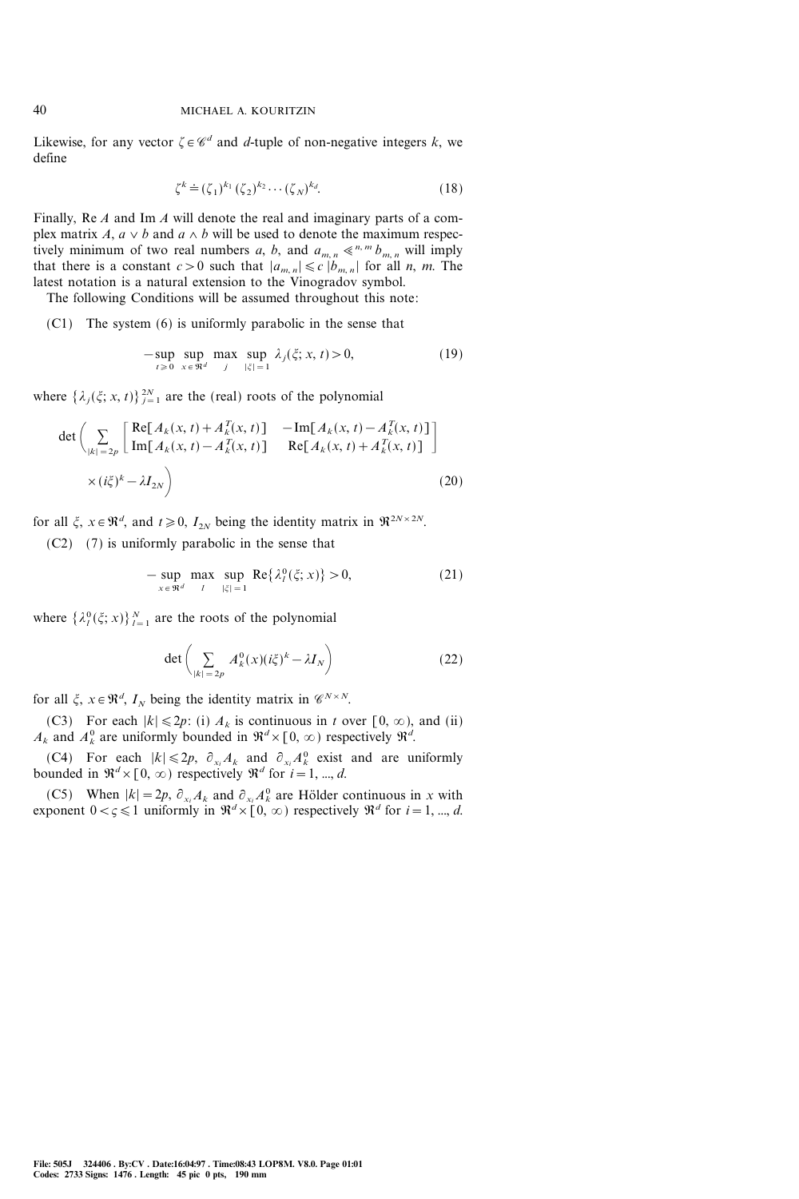Likewise, for any vector $\zeta \in \mathscr{C}^d$ and $d$-tuple of non-negative integers $k$, we define

$$\zeta^k \doteq (\zeta_1)^{k_1} (\zeta_2)^{k_2} \cdots (\zeta_N)^{k_d}. \tag{18}$$

Finally, Re $A$ and Im $A$ will denote the real and imaginary parts of a complex matrix $A$, $a \vee b$ and $a \wedge b$ will be used to denote the maximum respectively minimum of two real numbers $a$, $b$, and $a_{m,n} \ll^{n,m} b_{m,n}$ will imply that there is a constant $c > 0$ such that $|a_{m,n}| \leqslant c \, |b_{m,n}|$ for all $n$, $m$. The latest notation is a natural extension to the Vinogradov symbol.

The following Conditions will be assumed throughout this note:

(C1) The system (6) is uniformly parabolic in the sense that

$$-\sup_{t \geqslant 0} \sup_{x \in \Re^d} \max_j \sup_{|\xi| = 1} \lambda_j(\xi; x, t) > 0, \tag{19}$$

where $\{\lambda_j(\xi; x, t)\}_{j=1}^{2N}$ are the (real) roots of the polynomial

$$\det\left( \sum_{|k| = 2p} \begin{bmatrix} \mathrm{Re}[A_k(x,t) + A_k^T(x,t)] & -\mathrm{Im}[A_k(x,t) - A_k^T(x,t)] \\ \mathrm{Im}[A_k(x,t) - A_k^T(x,t)] & \mathrm{Re}[A_k(x,t) + A_k^T(x,t)] \end{bmatrix} \times (i\xi)^k - \lambda I_{2N} \right) \tag{20}$$

for all $\xi$, $x \in \Re^d$, and $t \geqslant 0$, $I_{2N}$ being the identity matrix in $\Re^{2N \times 2N}$.

(C2) (7) is uniformly parabolic in the sense that

$$-\sup_{x \in \Re^d} \max_l \sup_{|\xi| = 1} \mathrm{Re}\{\lambda_l^0(\xi; x)\} > 0, \tag{21}$$

where $\{\lambda_l^0(\xi; x)\}_{l=1}^{N}$ are the roots of the polynomial

$$\det\left( \sum_{|k| = 2p} A_k^0(x) (i\xi)^k - \lambda I_N \right) \tag{22}$$

for all $\xi$, $x \in \Re^d$, $I_N$ being the identity matrix in $\mathscr{C}^{N \times N}$.

(C3) For each $|k| \leqslant 2p$: (i) $A_k$ is continuous in $t$ over $[0, \infty)$, and (ii) $A_k$ and $A_k^0$ are uniformly bounded in $\Re^d \times [0, \infty)$ respectively $\Re^d$.

(C4) For each $|k| \leqslant 2p$, $\partial_{x_i} A_k$ and $\partial_{x_i} A_k^0$ exist and are uniformly bounded in $\Re^d \times [0, \infty)$ respectively $\Re^d$ for $i = 1, ..., d$.

(C5) When $|k| = 2p$, $\partial_{x_i} A_k$ and $\partial_{x_i} A_k^0$ are Hölder continuous in $x$ with exponent $0 < \varsigma \leqslant 1$ uniformly in $\Re^d \times [0, \infty)$ respectively $\Re^d$ for $i = 1, ..., d$.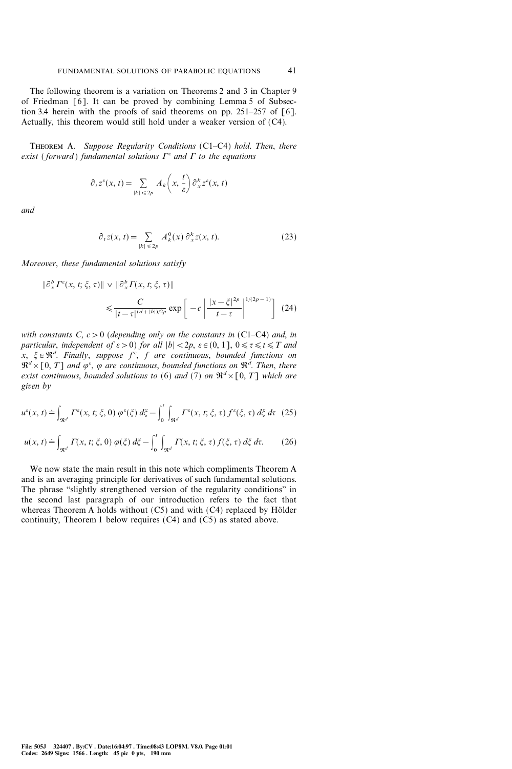The following theorem is a variation on Theorems 2 and 3 in Chapter 9 of Friedman [6]. It can be proved by combining Lemma 5 of Subsection 3.4 herein with the proofs of said theorems on pp. 251–257 of [6]. Actually, this theorem would still hold under a weaker version of (C4).

THEOREM A. *Suppose Regularity Conditions* (C1–C4) *hold. Then, there exist* (*forward*) *fundamental solutions* $\Gamma^\varepsilon$ *and* $\Gamma$ *to the equations*

$$\partial_t z^\varepsilon(x, t) = \sum_{|k| \leqslant 2p} A_k\left(x, \frac{t}{\varepsilon}\right) \partial_x^k z^\varepsilon(x, t)$$

*and*

$$\partial_t z(x, t) = \sum_{|k| \leqslant 2p} A_k^0(x) \, \partial_x^k z(x, t). \tag{23}$$

*Moreover, these fundamental solutions satisfy*

$$\|\partial_x^b \Gamma^\varepsilon(x, t; \xi, \tau)\| \vee \|\partial_x^b \Gamma(x, t; \xi, \tau)\| \leqslant \frac{C}{|t-\tau|^{(d+|b|)/2p}} \exp\left[-c \left|\frac{|x-\xi|^{2p}}{t-\tau}\right|^{1/(2p-1)}\right] \tag{24}$$

*with constants* $C, c > 0$ (*depending only on the constants in* (C1–C4) *and, in particular, independent of* $\varepsilon > 0$) *for all* $|b| < 2p$, $\varepsilon \in (0, 1]$, $0 \leqslant \tau \leqslant t \leqslant T$ *and* $x, \xi \in \mathfrak{R}^d$. *Finally, suppose* $f^\varepsilon$, $f$ *are continuous, bounded functions on* $\mathfrak{R}^d \times [0, T]$ *and* $\varphi^\varepsilon$, $\varphi$ *are continuous, bounded functions on* $\mathfrak{R}^d$. *Then, there exist continuous, bounded solutions to* (6) *and* (7) *on* $\mathfrak{R}^d \times [0, T]$ *which are given by*

$$u^\varepsilon(x, t) \doteq \int_{\mathfrak{R}^d} \Gamma^\varepsilon(x, t; \xi, 0) \, \varphi^\varepsilon(\xi) \, d\xi - \int_0^t \int_{\mathfrak{R}^d} \Gamma^\varepsilon(x, t; \xi, \tau) \, f^\varepsilon(\xi, \tau) \, d\xi \, d\tau \tag{25}$$

$$u(x, t) \doteq \int_{\mathfrak{R}^d} \Gamma(x, t; \xi, 0) \, \varphi(\xi) \, d\xi - \int_0^t \int_{\mathfrak{R}^d} \Gamma(x, t; \xi, \tau) \, f(\xi, \tau) \, d\xi \, d\tau. \tag{26}$$

We now state the main result in this note which compliments Theorem A and is an averaging principle for derivatives of such fundamental solutions. The phrase "slightly strengthened version of the regularity conditions" in the second last paragraph of our introduction refers to the fact that whereas Theorem A holds without (C5) and with (C4) replaced by Hölder continuity, Theorem 1 below requires (C4) and (C5) as stated above.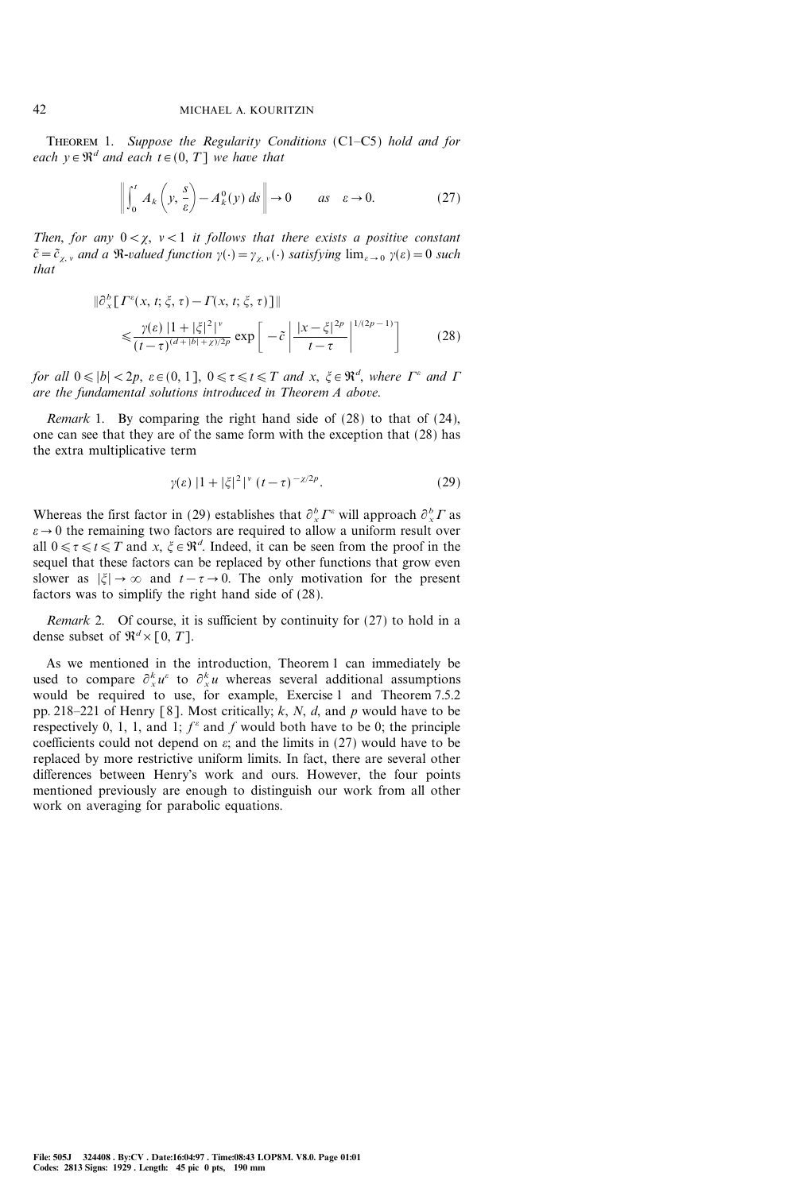THEOREM 1. *Suppose the Regularity Conditions* (C1–C5) *hold and for each* $y \in \Re^d$ *and each* $t \in (0, T]$ *we have that*

$$\left\| \int_0^t A_k\left(y, \frac{s}{\varepsilon}\right) - A_k^0(y)\, ds \right\| \to 0 \qquad as \quad \varepsilon \to 0. \tag{27}$$

*Then, for any* $0 < \chi,\ \nu < 1$ *it follows that there exists a positive constant* $\tilde{c} = \tilde{c}_{\chi, \nu}$ *and a* $\Re$*-valued function* $\gamma(\cdot) = \gamma_{\chi, \nu}(\cdot)$ *satisfying* $\lim_{\varepsilon \to 0} \gamma(\varepsilon) = 0$ *such that*

$$\|\partial_x^b [\Gamma^\varepsilon(x, t; \xi, \tau) - \Gamma(x, t; \xi, \tau)]\| \leqslant \frac{\gamma(\varepsilon)\, |1 + |\xi|^2|^\nu}{(t-\tau)^{(d+|b|+\chi)/2p}} \exp\left[ -\tilde{c} \left| \frac{|x-\xi|^{2p}}{t-\tau} \right|^{1/(2p-1)} \right] \tag{28}$$

*for all* $0 \leqslant |b| < 2p$, $\varepsilon \in (0, 1]$, $0 \leqslant \tau \leqslant t \leqslant T$ *and* $x, \xi \in \Re^d$, *where* $\Gamma^\varepsilon$ *and* $\Gamma$ *are the fundamental solutions introduced in Theorem A above.*

*Remark* 1. By comparing the right hand side of (28) to that of (24), one can see that they are of the same form with the exception that (28) has the extra multiplicative term

$$\gamma(\varepsilon)\, |1 + |\xi|^2|^\nu\, (t-\tau)^{-\chi/2p}. \tag{29}$$

Whereas the first factor in (29) establishes that $\partial_x^b \Gamma^\varepsilon$ will approach $\partial_x^b \Gamma$ as $\varepsilon \to 0$ the remaining two factors are required to allow a uniform result over all $0 \leqslant \tau \leqslant t \leqslant T$ and $x, \xi \in \Re^d$. Indeed, it can be seen from the proof in the sequel that these factors can be replaced by other functions that grow even slower as $|\xi| \to \infty$ and $t - \tau \to 0$. The only motivation for the present factors was to simplify the right hand side of (28).

*Remark* 2. Of course, it is sufficient by continuity for (27) to hold in a dense subset of $\Re^d \times [0, T]$.

As we mentioned in the introduction, Theorem 1 can immediately be used to compare $\partial_x^k u^\varepsilon$ to $\partial_x^k u$ whereas several additional assumptions would be required to use, for example, Exercise 1 and Theorem 7.5.2 pp. 218–221 of Henry [8]. Most critically; $k$, $N$, $d$, and $p$ would have to be respectively 0, 1, 1, and 1; $f^\varepsilon$ and $f$ would both have to be 0; the principle coefficients could not depend on $\varepsilon$; and the limits in (27) would have to be replaced by more restrictive uniform limits. In fact, there are several other differences between Henry's work and ours. However, the four points mentioned previously are enough to distinguish our work from all other work on averaging for parabolic equations.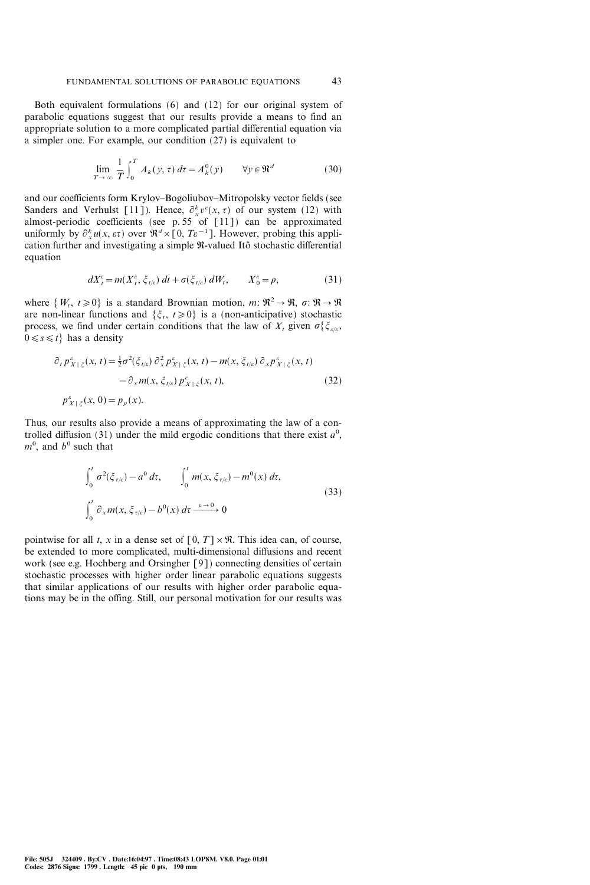Both equivalent formulations (6) and (12) for our original system of parabolic equations suggest that our results provide a means to find an appropriate solution to a more complicated partial differential equation via a simpler one. For example, our condition (27) is equivalent to

$$\lim_{T\to\infty} \frac{1}{T} \int_0^T A_k(y, \tau)\, d\tau = A_k^0(y) \qquad \forall y \in \Re^d \tag{30}$$

and our coefficients form Krylov–Bogoliubov–Mitropolsky vector fields (see Sanders and Verhulst [11]). Hence, $\partial_x^k v^\varepsilon(x, \tau)$ of our system (12) with almost-periodic coefficients (see p. 55 of [11]) can be approximated uniformly by $\partial_x^k u(x, \varepsilon\tau)$ over $\Re^d \times [0, T\varepsilon^{-1}]$. However, probing this application further and investigating a simple $\Re$-valued Itô stochastic differential equation

$$dX_t^\varepsilon = m(X_t^\varepsilon, \xi_{t/\varepsilon})\, dt + \sigma(\xi_{t/\varepsilon})\, dW_t, \qquad X_0^\varepsilon = \rho, \tag{31}$$

where $\{W_t,\ t \geqslant 0\}$ is a standard Brownian motion, $m\colon \Re^2 \to \Re$, $\sigma\colon \Re \to \Re$ are non-linear functions and $\{\xi_t,\ t \geqslant 0\}$ is a (non-anticipative) stochastic process, we find under certain conditions that the law of $X_t$ given $\sigma\{\xi_{s/\varepsilon},\ 0 \leqslant s \leqslant t\}$ has a density

$$\begin{aligned}
\partial_t p^\varepsilon_{X\mid\xi}(x, t) &= \tfrac{1}{2}\sigma^2(\xi_{t/\varepsilon})\, \partial_x^2 p^\varepsilon_{X\mid\xi}(x, t) - m(x, \xi_{t/\varepsilon})\, \partial_x p^\varepsilon_{X\mid\xi}(x, t) \\
&\quad - \partial_x m(x, \xi_{t/\varepsilon})\, p^\varepsilon_{X\mid\xi}(x, t), \\
p^\varepsilon_{X\mid\xi}(x, 0) &= p_\rho(x).
\end{aligned} \tag{32}$$

Thus, our results also provide a means of approximating the law of a controlled diffusion (31) under the mild ergodic conditions that there exist $a^0$, $m^0$, and $b^0$ such that

$$\begin{aligned}
&\int_0^t \sigma^2(\xi_{\tau/\varepsilon}) - a^0\, d\tau, \qquad \int_0^t m(x, \xi_{\tau/\varepsilon}) - m^0(x)\, d\tau, \\
&\int_0^t \partial_x m(x, \xi_{\tau/\varepsilon}) - b^0(x)\, d\tau \xrightarrow{\ \varepsilon\to 0\ } 0
\end{aligned} \tag{33}$$

pointwise for all $t$, $x$ in a dense set of $[0, T] \times \Re$. This idea can, of course, be extended to more complicated, multi-dimensional diffusions and recent work (see e.g. Hochberg and Orsingher [9]) connecting densities of certain stochastic processes with higher order linear parabolic equations suggests that similar applications of our results with higher order parabolic equations may be in the offing. Still, our personal motivation for our results was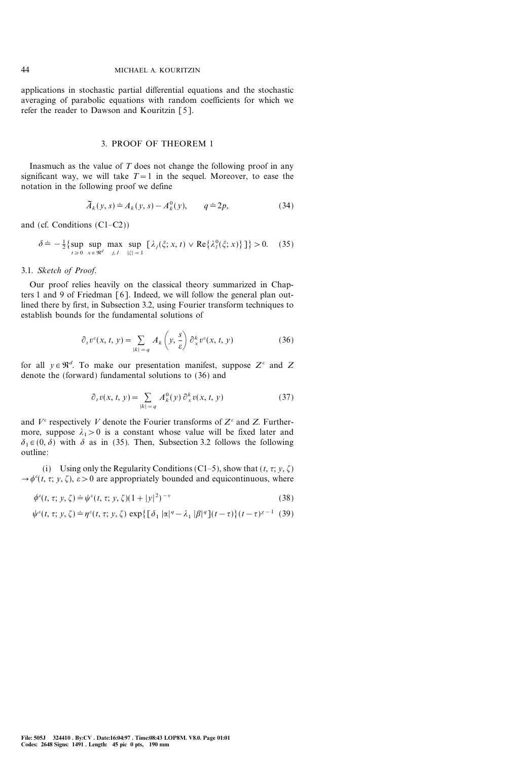applications in stochastic partial differential equations and the stochastic averaging of parabolic equations with random coefficients for which we refer the reader to Dawson and Kouritzin [5].

## 3. PROOF OF THEOREM 1

Inasmuch as the value of $T$ does not change the following proof in any significant way, we will take $T=1$ in the sequel. Moreover, to ease the notation in the following proof we define

$$\tilde{A}_k(y, s) \doteq A_k(y, s) - A_k^0(y), \qquad q \doteq 2p, \tag{34}$$

and (cf. Conditions (C1–C2))

$$\delta \doteq -\tfrac{1}{2}\{\sup_{t \geq 0} \sup_{x \in \mathfrak{R}^d} \max_{j,\, l} \sup_{|\xi|=1} [\lambda_j(\xi; x, t) \vee \operatorname{Re}\{\lambda_l^0(\xi; x)\}]\} > 0. \tag{35}$$

### 3.1. *Sketch of Proof.*

Our proof relies heavily on the classical theory summarized in Chapters 1 and 9 of Friedman [6]. Indeed, we will follow the general plan outlined there by first, in Subsection 3.2, using Fourier transform techniques to establish bounds for the fundamental solutions of

$$\partial_t v^\varepsilon(x, t, y) = \sum_{|k|=q} A_k\left(y, \frac{s}{\varepsilon}\right) \partial_x^k v^\varepsilon(x, t, y) \tag{36}$$

for all $y \in \mathfrak{R}^d$. To make our presentation manifest, suppose $Z^\varepsilon$ and $Z$ denote the (forward) fundamental solutions to (36) and

$$\partial_t v(x, t, y) = \sum_{|k|=q} A_k^0(y)\, \partial_x^k v(x, t, y) \tag{37}$$

and $V^\varepsilon$ respectively $V$ denote the Fourier transforms of $Z^\varepsilon$ and $Z$. Furthermore, suppose $\lambda_1 > 0$ is a constant whose value will be fixed later and $\delta_1 \in (0, \delta)$ with $\delta$ as in (35). Then, Subsection 3.2 follows the following outline:

(i) Using only the Regularity Conditions (C1–5), show that $(t, \tau; y, \zeta) \to \phi^\varepsilon(t, \tau; y, \zeta)$, $\varepsilon > 0$ are appropriately bounded and equicontinuous, where

$$\phi^\varepsilon(t, \tau; y, \zeta) \doteq \psi^\varepsilon(t, \tau; y, \zeta)(1+|y|^2)^{-\nu} \tag{38}$$

$$\psi^\varepsilon(t, \tau; y, \zeta) \doteq \eta^\varepsilon(t, \tau; y, \zeta) \exp\{[\delta_1 |\alpha|^q - \lambda_1 |\beta|^q](t-\tau)\}(t-\tau)^{\chi-1} \tag{39}$$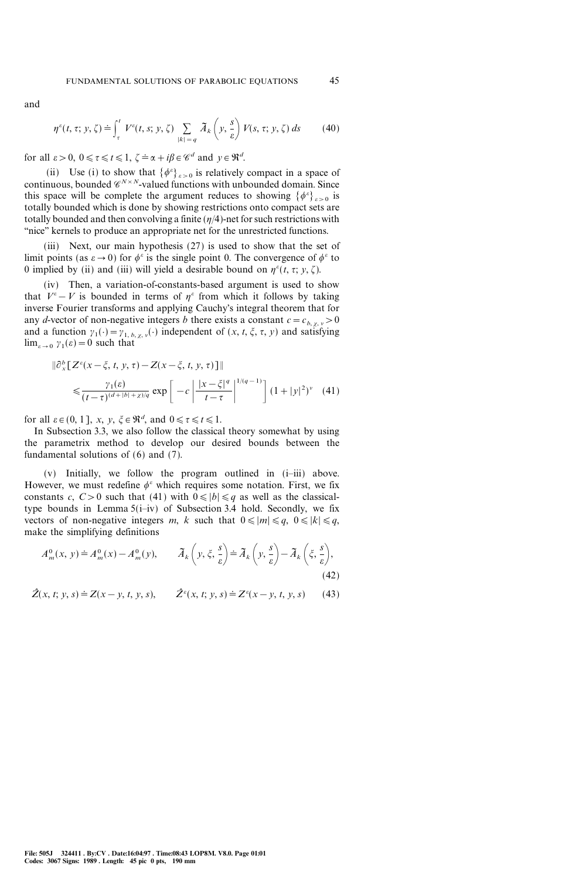and

$$\eta^{\varepsilon}(t, \tau; y, \zeta) \doteq \int_{\tau}^{t} V^{\varepsilon}(t, s; y, \zeta) \sum_{|k|=q} \tilde{A}_k\left(y, \frac{s}{\varepsilon}\right) V(s, \tau; y, \zeta)\, ds \tag{40}$$

for all $\varepsilon > 0$, $0 \leqslant \tau \leqslant t \leqslant 1$, $\zeta \doteq \alpha + i\beta \in \mathscr{C}^d$ and $y \in \mathfrak{R}^d$.

(ii) Use (i) to show that $\{\phi^{\varepsilon}\}_{\varepsilon > 0}$ is relatively compact in a space of continuous, bounded $\mathscr{C}^{N \times N}$-valued functions with unbounded domain. Since this space will be complete the argument reduces to showing $\{\phi^{\varepsilon}\}_{\varepsilon > 0}$ is totally bounded which is done by showing restrictions onto compact sets are totally bounded and then convolving a finite $(\eta/4)$-net for such restrictions with "nice" kernels to produce an appropriate net for the unrestricted functions.

(iii) Next, our main hypothesis (27) is used to show that the set of limit points (as $\varepsilon \to 0$) for $\phi^{\varepsilon}$ is the single point 0. The convergence of $\phi^{\varepsilon}$ to 0 implied by (ii) and (iii) will yield a desirable bound on $\eta^{\varepsilon}(t, \tau; y, \zeta)$.

(iv) Then, a variation-of-constants-based argument is used to show that $V^{\varepsilon} - V$ is bounded in terms of $\eta^{\varepsilon}$ from which it follows by taking inverse Fourier transforms and applying Cauchy's integral theorem that for any $d$-vector of non-negative integers $b$ there exists a constant $c = c_{b, \chi, v} > 0$ and a function $\gamma_1(\cdot) = \gamma_{1, b, \chi, v}(\cdot)$ independent of $(x, t, \xi, \tau, y)$ and satisfying $\lim_{\varepsilon \to 0} \gamma_1(\varepsilon) = 0$ such that

$$\begin{aligned} &\|\partial_x^b [Z^{\varepsilon}(x - \xi, t, y, \tau) - Z(x - \xi, t, y, \tau)]\| \\ &\quad \leqslant \frac{\gamma_1(\varepsilon)}{(t - \tau)^{(d + |b| + \chi)/q}} \exp\left[ -c \left| \frac{|x - \xi|^q}{t - \tau} \right|^{1/(q-1)} \right] (1 + |y|^2)^v \end{aligned} \tag{41}$$

for all $\varepsilon \in (0, 1]$, $x, y, \xi \in \mathfrak{R}^d$, and $0 \leqslant \tau \leqslant t \leqslant 1$.

In Subsection 3.3, we also follow the classical theory somewhat by using the parametrix method to develop our desired bounds between the fundamental solutions of (6) and (7).

(v) Initially, we follow the program outlined in (i–iii) above. However, we must redefine $\phi^{\varepsilon}$ which requires some notation. First, we fix constants $c, C > 0$ such that (41) with $0 \leqslant |b| \leqslant q$ as well as the classical-type bounds in Lemma 5(i–iv) of Subsection 3.4 hold. Secondly, we fix vectors of non-negative integers $m$, $k$ such that $0 \leqslant |m| \leqslant q$, $0 \leqslant |k| \leqslant q$, make the simplifying definitions

$$A_m^0(x, y) \doteq A_m^0(x) - A_m^0(y), \qquad \tilde{A}_k\left(y, \xi, \frac{s}{\varepsilon}\right) \doteq \tilde{A}_k\left(y, \frac{s}{\varepsilon}\right) - \tilde{A}_k\left(\xi, \frac{s}{\varepsilon}\right), \tag{42}$$

$$\hat{Z}(x, t; y, s) \doteq Z(x - y, t, y, s), \qquad \hat{Z}^{\varepsilon}(x, t; y, s) \doteq Z^{\varepsilon}(x - y, t, y, s) \tag{43}$$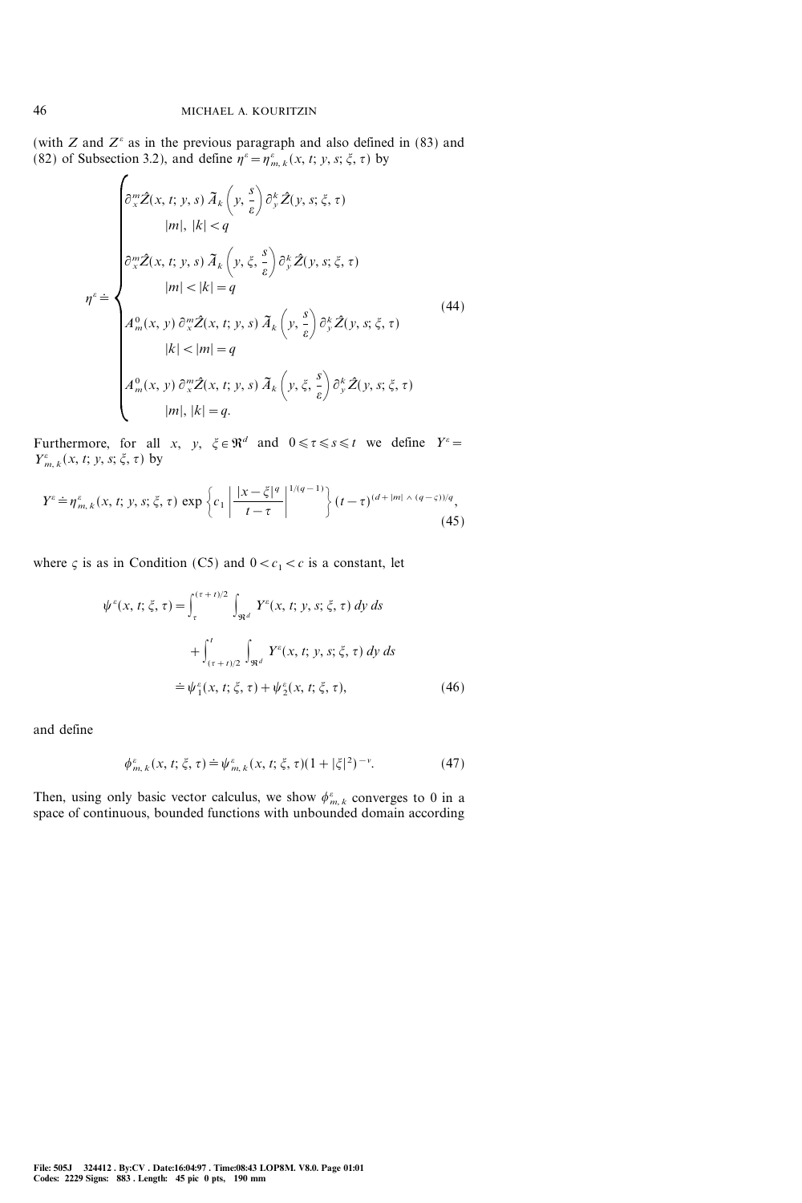(with $Z$ and $Z^\varepsilon$ as in the previous paragraph and also defined in (83) and (82) of Subsection 3.2), and define $\eta^\varepsilon = \eta^\varepsilon_{m,k}(x, t; y, s; \xi, \tau)$ by

$$
\eta^\varepsilon \doteq \begin{cases}
\partial_x^m \hat{Z}(x, t; y, s)\, \widetilde{A}_k\left(y, \dfrac{s}{\varepsilon}\right) \partial_y^k \hat{Z}(y, s; \xi, \tau) \\
\qquad |m|,\ |k| < q \\
\partial_x^m \hat{Z}(x, t; y, s)\, \widetilde{A}_k\left(y, \xi, \dfrac{s}{\varepsilon}\right) \partial_y^k \hat{Z}(y, s; \xi, \tau) \\
\qquad |m| < |k| = q \\
A_m^0(x, y)\, \partial_x^m \hat{Z}(x, t; y, s)\, \widetilde{A}_k\left(y, \dfrac{s}{\varepsilon}\right) \partial_y^k \hat{Z}(y, s; \xi, \tau) \\
\qquad |k| < |m| = q \\
A_m^0(x, y)\, \partial_x^m \hat{Z}(x, t; y, s)\, \widetilde{A}_k\left(y, \xi, \dfrac{s}{\varepsilon}\right) \partial_y^k \hat{Z}(y, s; \xi, \tau) \\
\qquad |m|,\ |k| = q.
\end{cases} \tag{44}
$$

Furthermore, for all $x$, $y$, $\xi \in \Re^d$ and $0 \leqslant \tau \leqslant s \leqslant t$ we define $Y^\varepsilon = Y^\varepsilon_{m,k}(x, t; y, s; \xi, \tau)$ by

$$
Y^\varepsilon \doteq \eta^\varepsilon_{m,k}(x, t; y, s; \xi, \tau) \exp\left\{ c_1 \left| \frac{|x-\xi|^q}{t-\tau} \right|^{1/(q-1)} \right\} (t-\tau)^{(d+|m| \wedge (q-\varsigma))/q}, \tag{45}
$$

where $\varsigma$ is as in Condition (C5) and $0 < c_1 < c$ is a constant, let

$$
\begin{aligned}
\psi^\varepsilon(x, t; \xi, \tau) &= \int_\tau^{(\tau+t)/2} \int_{\Re^d} Y^\varepsilon(x, t; y, s; \xi, \tau)\, dy\, ds \\
&\quad + \int_{(\tau+t)/2}^t \int_{\Re^d} Y^\varepsilon(x, t; y, s; \xi, \tau)\, dy\, ds \\
&\doteq \psi_1^\varepsilon(x, t; \xi, \tau) + \psi_2^\varepsilon(x, t; \xi, \tau),
\end{aligned} \tag{46}
$$

and define

$$
\phi^\varepsilon_{m,k}(x, t; \xi, \tau) \doteq \psi^\varepsilon_{m,k}(x, t; \xi, \tau)(1 + |\xi|^2)^{-\nu}. \tag{47}
$$

Then, using only basic vector calculus, we show $\phi^\varepsilon_{m,k}$ converges to 0 in a space of continuous, bounded functions with unbounded domain according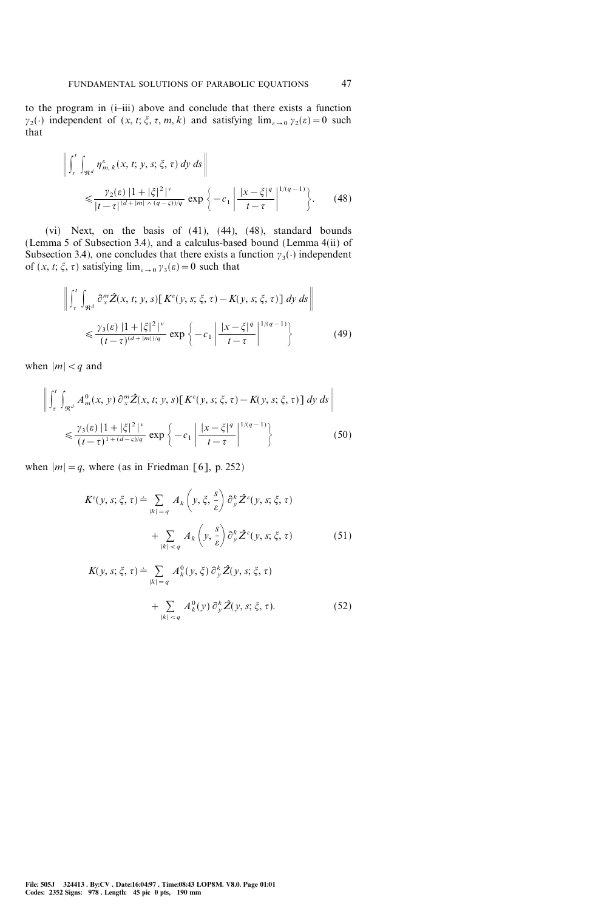to the program in (i–iii) above and conclude that there exists a function $\gamma_2(\cdot)$ independent of $(x, t; \xi, \tau, m, k)$ and satisfying $\lim_{\varepsilon \to 0} \gamma_2(\varepsilon) = 0$ such that

$$\left\| \int_r^t \int_{\mathfrak{R}^d} \eta^{\varepsilon}_{m,k}(x, t; y, s; \xi, \tau)\, dy\, ds \right\| \leqslant \frac{\gamma_2(\varepsilon)\, |1 + |\xi|^2|^{\nu}}{|t-\tau|^{(d+|m| \wedge (q-\varsigma))/q}} \exp\left\{ -c_1 \left| \frac{|x-\xi|^q}{t-\tau} \right|^{1/(q-1)} \right\}. \tag{48}$$

(vi) Next, on the basis of (41), (44), (48), standard bounds (Lemma 5 of Subsection 3.4), and a calculus-based bound (Lemma 4(ii) of Subsection 3.4), one concludes that there exists a function $\gamma_3(\cdot)$ independent of $(x, t; \xi, \tau)$ satisfying $\lim_{\varepsilon \to 0} \gamma_3(\varepsilon) = 0$ such that

$$\left\| \int_\tau^t \int_{\mathfrak{R}^d} \partial_x^m \hat{Z}(x, t; y, s) [K^{\varepsilon}(y, s; \xi, \tau) - K(y, s; \xi, \tau)]\, dy\, ds \right\| \leqslant \frac{\gamma_3(\varepsilon)\, |1 + |\xi|^2|^{\nu}}{(t-\tau)^{(d+|m|)/q}} \exp\left\{ -c_1 \left| \frac{|x-\xi|^q}{t-\tau} \right|^{1/(q-1)} \right\} \tag{49}$$

when $|m| < q$ and

$$\left\| \int_\tau^t \int_{\mathfrak{R}^d} A^0_m(x, y)\, \partial_x^m \hat{Z}(x, t; y, s) [K^{\varepsilon}(y, s; \xi, \tau) - K(y, s; \xi, \tau)]\, dy\, ds \right\| \leqslant \frac{\gamma_3(\varepsilon)\, |1 + |\xi|^2|^{\nu}}{(t-\tau)^{1+(d-\varsigma)/q}} \exp\left\{ -c_1 \left| \frac{|x-\xi|^q}{t-\tau} \right|^{1/(q-1)} \right\} \tag{50}$$

when $|m| = q$, where (as in Friedman [6], p. 252)

$$K^{\varepsilon}(y, s; \xi, \tau) \doteq \sum_{|k|=q} A_k\left(y, \xi, \frac{s}{\varepsilon}\right) \partial_y^k \hat{Z}^{\varepsilon}(y, s; \xi, \tau) + \sum_{|k|<q} A_k\left(y, \frac{s}{\varepsilon}\right) \partial_y^k \hat{Z}^{\varepsilon}(y, s; \xi, \tau) \tag{51}$$

$$K(y, s; \xi, \tau) \doteq \sum_{|k|=q} A^0_k(y, \xi)\, \partial_y^k \hat{Z}(y, s; \xi, \tau) + \sum_{|k|<q} A^0_k(y)\, \partial_y^k \hat{Z}(y, s; \xi, \tau). \tag{52}$$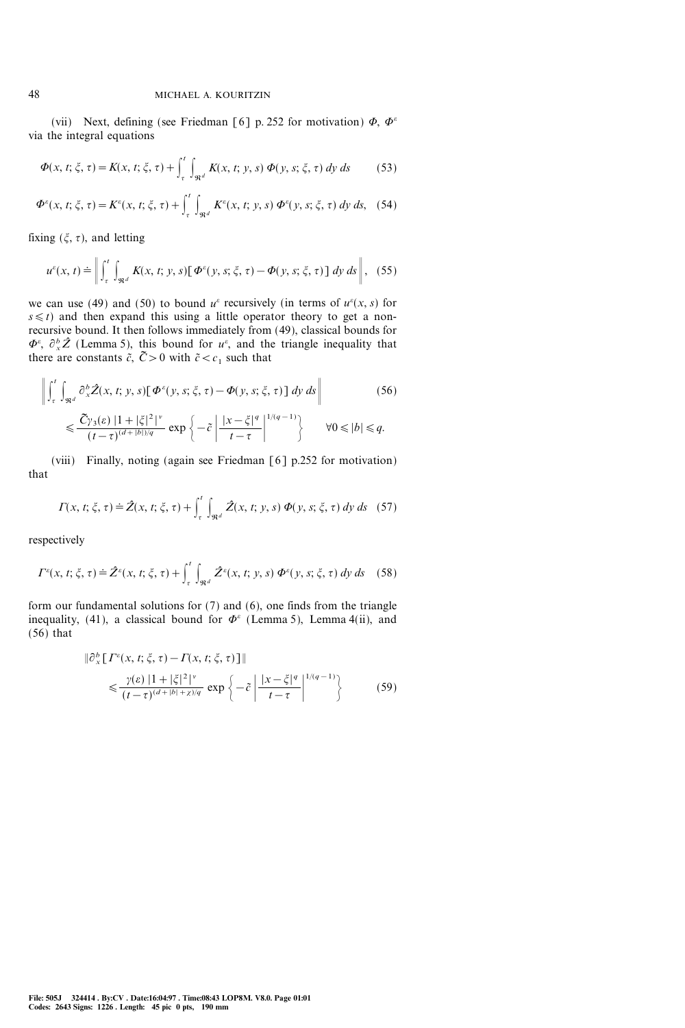(vii) Next, defining (see Friedman [6] p. 252 for motivation) $\Phi$, $\Phi^\varepsilon$ via the integral equations

$$\Phi(x, t; \xi, \tau) = K(x, t; \xi, \tau) + \int_\tau^t \int_{\mathfrak{R}^d} K(x, t; y, s)\, \Phi(y, s; \xi, \tau)\, dy\, ds \tag{53}$$

$$\Phi^\varepsilon(x, t; \xi, \tau) = K^\varepsilon(x, t; \xi, \tau) + \int_\tau^t \int_{\mathfrak{R}^d} K^\varepsilon(x, t; y, s)\, \Phi^\varepsilon(y, s; \xi, \tau)\, dy\, ds, \tag{54}$$

fixing $(\xi, \tau)$, and letting

$$u^\varepsilon(x, t) \doteq \left\| \int_\tau^t \int_{\mathfrak{R}^d} K(x, t; y, s) [\Phi^\varepsilon(y, s; \xi, \tau) - \Phi(y, s; \xi, \tau)]\, dy\, ds \right\|, \tag{55}$$

we can use (49) and (50) to bound $u^\varepsilon$ recursively (in terms of $u^\varepsilon(x, s)$ for $s \leqslant t$) and then expand this using a little operator theory to get a non-recursive bound. It then follows immediately from (49), classical bounds for $\Phi^\varepsilon$, $\partial_x^b \hat{Z}$ (Lemma 5), this bound for $u^\varepsilon$, and the triangle inequality that there are constants $\tilde{c}$, $\tilde{C} > 0$ with $\tilde{c} < c_1$ such that

$$\begin{aligned} &\left\| \int_\tau^t \int_{\mathfrak{R}^d} \partial_x^b \hat{Z}(x, t; y, s) [\Phi^\varepsilon(y, s; \xi, \tau) - \Phi(y, s; \xi, \tau)]\, dy\, ds \right\| \\ &\qquad \leqslant \frac{\tilde{C} \gamma_3(\varepsilon)\, |1 + |\xi|^2|^\nu}{(t - \tau)^{(d + |b|)/q}} \exp\left\{ -\tilde{c} \left| \frac{|x - \xi|^q}{t - \tau} \right|^{1/(q-1)} \right\} \qquad \forall 0 \leqslant |b| \leqslant q. \end{aligned} \tag{56}$$

(viii) Finally, noting (again see Friedman [6] p.252 for motivation) that

$$\Gamma(x, t; \xi, \tau) \doteq \hat{Z}(x, t; \xi, \tau) + \int_\tau^t \int_{\mathfrak{R}^d} \hat{Z}(x, t; y, s)\, \Phi(y, s; \xi, \tau)\, dy\, ds \tag{57}$$

respectively

$$\Gamma^\varepsilon(x, t; \xi, \tau) \doteq \hat{Z}^\varepsilon(x, t; \xi, \tau) + \int_\tau^t \int_{\mathfrak{R}^d} \hat{Z}^\varepsilon(x, t; y, s)\, \Phi^\varepsilon(y, s; \xi, \tau)\, dy\, ds \tag{58}$$

form our fundamental solutions for (7) and (6), one finds from the triangle inequality, (41), a classical bound for $\Phi^\varepsilon$ (Lemma 5), Lemma 4(ii), and (56) that

$$\begin{aligned} &\|\partial_x^b [\Gamma^\varepsilon(x, t; \xi, \tau) - \Gamma(x, t; \xi, \tau)]\| \\ &\qquad \leqslant \frac{\gamma(\varepsilon)\, |1 + |\xi|^2|^\nu}{(t - \tau)^{(d + |b| + \chi)/q}} \exp\left\{ -\tilde{c} \left| \frac{|x - \xi|^q}{t - \tau} \right|^{1/(q-1)} \right\} \end{aligned} \tag{59}$$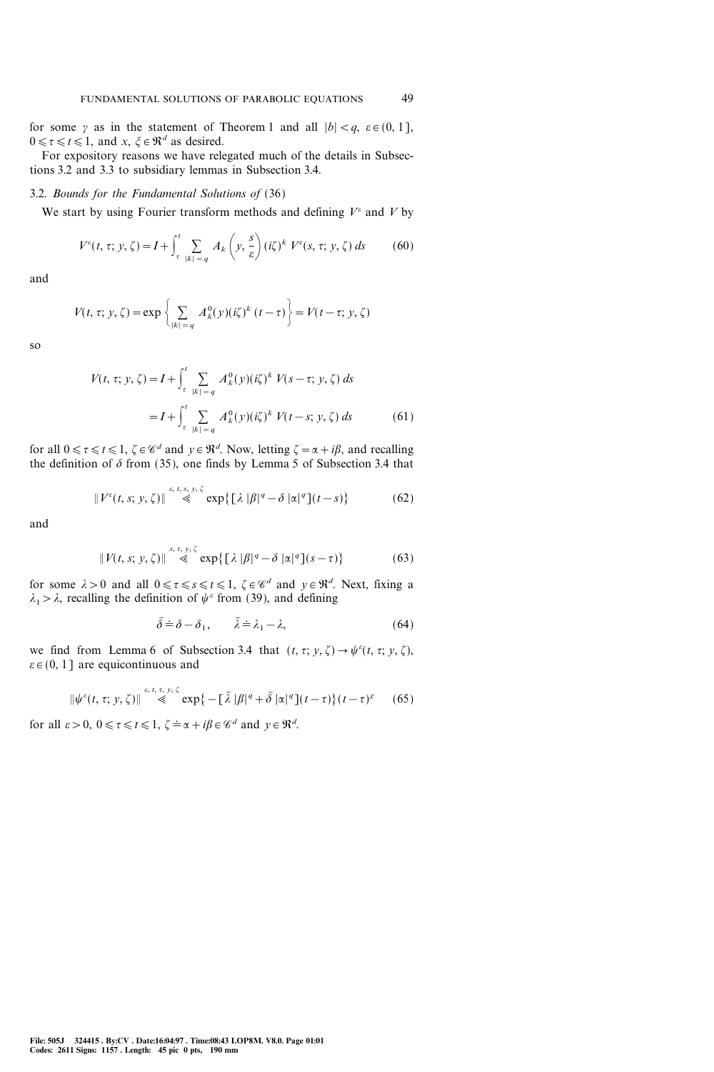for some $\gamma$ as in the statement of Theorem 1 and all $|b| < q$, $\varepsilon \in (0, 1]$, $0 \leqslant \tau \leqslant t \leqslant 1$, and $x, \xi \in \mathfrak{R}^d$ as desired.

For expository reasons we have relegated much of the details in Subsections 3.2 and 3.3 to subsidiary lemmas in Subsection 3.4.

### 3.2. *Bounds for the Fundamental Solutions of* (36)

We start by using Fourier transform methods and defining $V^\varepsilon$ and $V$ by

$$V^\varepsilon(t, \tau; y, \zeta) = I + \int_\tau^t \sum_{|k|=q} A_k\left(y, \frac{s}{\varepsilon}\right)(i\zeta)^k \, V^\varepsilon(s, \tau; y, \zeta)\, ds \tag{60}$$

and

$$V(t, \tau; y, \zeta) = \exp\left\{\sum_{|k|=q} A_k^0(y)(i\zeta)^k (t-\tau)\right\} = V(t-\tau; y, \zeta)$$

so

$$\begin{aligned} V(t, \tau; y, \zeta) &= I + \int_\tau^t \sum_{|k|=q} A_k^0(y)(i\zeta)^k \, V(s-\tau; y, \zeta)\, ds \\ &= I + \int_\tau^t \sum_{|k|=q} A_k^0(y)(i\zeta)^k \, V(t-s; y, \zeta)\, ds \end{aligned} \tag{61}$$

for all $0 \leqslant \tau \leqslant t \leqslant 1$, $\zeta \in \mathscr{C}^d$ and $y \in \mathfrak{R}^d$. Now, letting $\zeta = \alpha + i\beta$, and recalling the definition of $\delta$ from (35), one finds by Lemma 5 of Subsection 3.4 that

$$\|V^\varepsilon(t, s; y, \zeta)\| \overset{\varepsilon, t, s, y, \zeta}{\ll} \exp\{[\lambda\,|\beta|^q - \delta\,|\alpha|^q](t-s)\} \tag{62}$$

and

$$\|V(t, s; y, \zeta)\| \overset{s, \tau, y, \zeta}{\ll} \exp\{[\lambda\,|\beta|^q - \delta\,|\alpha|^q](s-\tau)\} \tag{63}$$

for some $\lambda > 0$ and all $0 \leqslant \tau \leqslant s \leqslant t \leqslant 1$, $\zeta \in \mathscr{C}^d$ and $y \in \mathfrak{R}^d$. Next, fixing a $\lambda_1 > \lambda$, recalling the definition of $\psi^\varepsilon$ from (39), and defining

$$\bar{\delta} \doteq \delta - \delta_1, \qquad \bar{\lambda} \doteq \lambda_1 - \lambda, \tag{64}$$

we find from Lemma 6 of Subsection 3.4 that $(t, \tau; y, \zeta) \to \psi^\varepsilon(t, \tau; y, \zeta)$, $\varepsilon \in (0, 1]$ are equicontinuous and

$$\|\psi^\varepsilon(t, \tau; y, \zeta)\| \overset{\varepsilon, t, \tau, y, \zeta}{\ll} \exp\{-[\bar{\lambda}\,|\beta|^q + \bar{\delta}\,|\alpha|^q](t-\tau)\}(t-\tau)^\chi \tag{65}$$

for all $\varepsilon > 0$, $0 \leqslant \tau \leqslant t \leqslant 1$, $\zeta \doteq \alpha + i\beta \in \mathscr{C}^d$ and $y \in \mathfrak{R}^d$.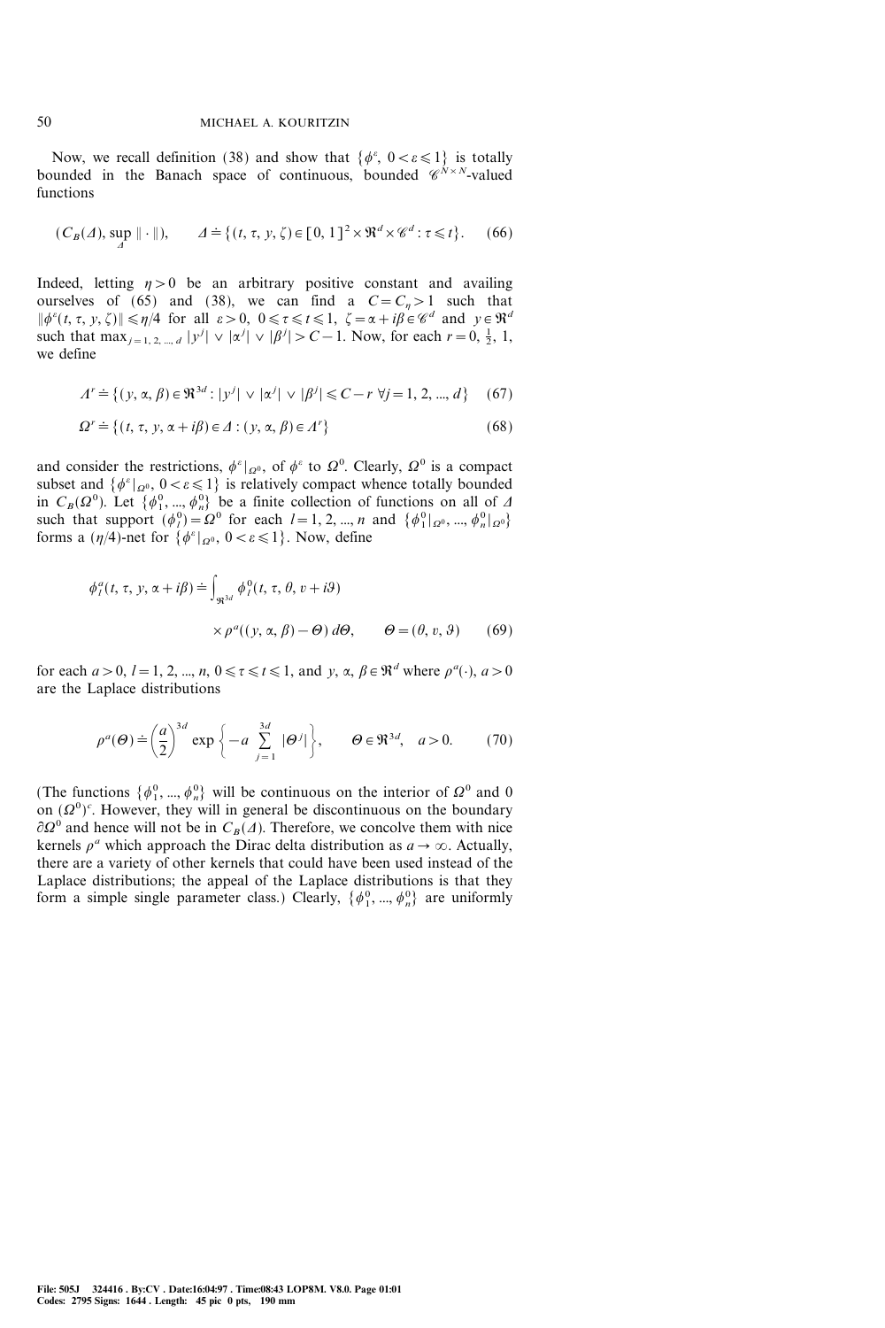Now, we recall definition (38) and show that $\{\phi^\varepsilon, 0<\varepsilon\leqslant 1\}$ is totally bounded in the Banach space of continuous, bounded $\mathscr{C}^{N\times N}$-valued functions

$$(C_B(\Delta), \sup_{\Delta} \|\cdot\|), \qquad \Delta \doteq \{(t, \tau, y, \zeta) \in [0,1]^2 \times \mathfrak{R}^d \times \mathscr{C}^d : \tau \leqslant t\}. \tag{66}$$

Indeed, letting $\eta>0$ be an arbitrary positive constant and availing ourselves of (65) and (38), we can find a $C=C_\eta>1$ such that $\|\phi^\varepsilon(t, \tau, y, \zeta)\| \leqslant \eta/4$ for all $\varepsilon>0$, $0\leqslant \tau \leqslant t \leqslant 1$, $\zeta=\alpha+i\beta\in\mathscr{C}^d$ and $y\in\mathfrak{R}^d$ such that $\max_{j=1,2,\dots,d} |y^j| \vee |\alpha^j| \vee |\beta^j| > C-1$. Now, for each $r=0, \frac{1}{2}, 1$, we define

$$\Lambda^r \doteq \{(y, \alpha, \beta)\in\mathfrak{R}^{3d} : |y^j| \vee |\alpha^j| \vee |\beta^j| \leqslant C-r \;\forall j=1,2,\dots,d\} \tag{67}$$

$$\Omega^r \doteq \{(t, \tau, y, \alpha+i\beta)\in\Delta : (y, \alpha, \beta)\in\Lambda^r\} \tag{68}$$

and consider the restrictions, $\phi^\varepsilon|_{\Omega^0}$, of $\phi^\varepsilon$ to $\Omega^0$. Clearly, $\Omega^0$ is a compact subset and $\{\phi^\varepsilon|_{\Omega^0}, 0<\varepsilon\leqslant 1\}$ is relatively compact whence totally bounded in $C_B(\Omega^0)$. Let $\{\phi_1^0, \dots, \phi_n^0\}$ be a finite collection of functions on all of $\Delta$ such that support $(\phi_l^0)=\Omega^0$ for each $l=1,2,\dots,n$ and $\{\phi_1^0|_{\Omega^0}, \dots, \phi_n^0|_{\Omega^0}\}$ forms a $(\eta/4)$-net for $\{\phi^\varepsilon|_{\Omega^0}, 0<\varepsilon\leqslant 1\}$. Now, define

$$\phi_l^a(t, \tau, y, \alpha+i\beta) \doteq \int_{\mathfrak{R}^{3d}} \phi_l^0(t, \tau, \theta, v+i\vartheta) \times \rho^a((y, \alpha, \beta)-\Theta)\, d\Theta, \qquad \Theta=(\theta, v, \vartheta) \tag{69}$$

for each $a>0$, $l=1,2,\dots,n$, $0\leqslant\tau\leqslant t\leqslant 1$, and $y, \alpha, \beta\in\mathfrak{R}^d$ where $\rho^a(\cdot)$, $a>0$ are the Laplace distributions

$$\rho^a(\Theta) \doteq \left(\frac{a}{2}\right)^{3d} \exp\left\{-a\sum_{j=1}^{3d} |\Theta^j|\right\}, \qquad \Theta\in\mathfrak{R}^{3d}, \quad a>0. \tag{70}$$

(The functions $\{\phi_1^0, \dots, \phi_n^0\}$ will be continuous on the interior of $\Omega^0$ and 0 on $(\Omega^0)^c$. However, they will in general be discontinuous on the boundary $\partial\Omega^0$ and hence will not be in $C_B(\Delta)$. Therefore, we concolve them with nice kernels $\rho^a$ which approach the Dirac delta distribution as $a\to\infty$. Actually, there are a variety of other kernels that could have been used instead of the Laplace distributions; the appeal of the Laplace distributions is that they form a simple single parameter class.) Clearly, $\{\phi_1^0, \dots, \phi_n^0\}$ are uniformly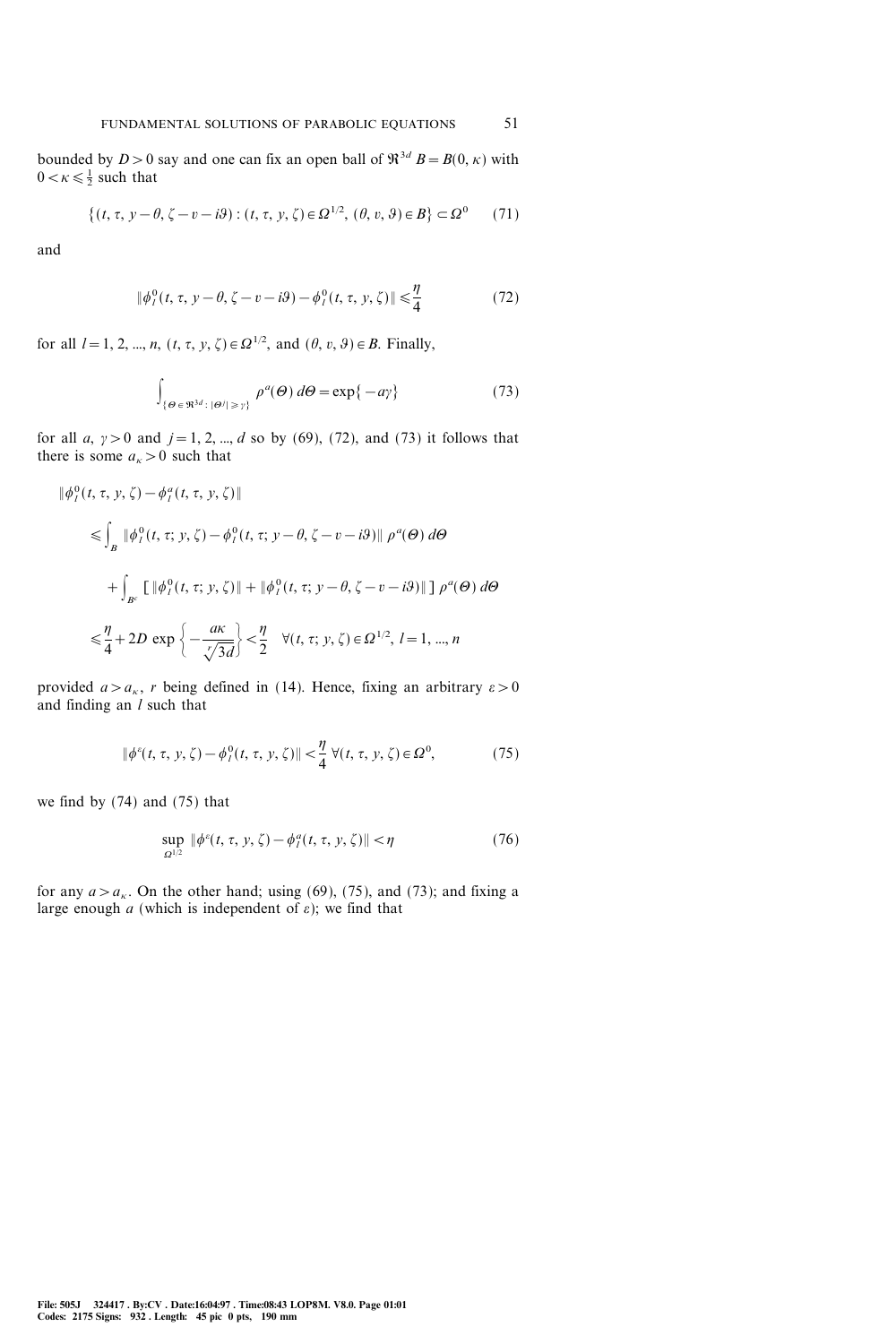bounded by $D > 0$ say and one can fix an open ball of $\mathfrak{R}^{3d}$ $B = B(0, \kappa)$ with $0 < \kappa \leqslant \frac{1}{2}$ such that

$$\{(t, \tau, y-\theta, \zeta - v - i\vartheta) : (t, \tau, y, \zeta) \in \Omega^{1/2}, (\theta, v, \vartheta) \in B\} \subset \Omega^0 \tag{71}$$

and

$$\|\phi_l^0(t, \tau, y-\theta, \zeta - v - i\vartheta) - \phi_l^0(t, \tau, y, \zeta)\| \leqslant \frac{\eta}{4} \tag{72}$$

for all $l = 1, 2, ..., n$, $(t, \tau, y, \zeta) \in \Omega^{1/2}$, and $(\theta, v, \vartheta) \in B$. Finally,

$$\int_{\{\Theta \in \mathfrak{R}^{3d} : |\Theta^j| \geqslant \gamma\}} \rho^a(\Theta)\, d\Theta = \exp\{-a\gamma\} \tag{73}$$

for all $a, \gamma > 0$ and $j = 1, 2, ..., d$ so by (69), (72), and (73) it follows that there is some $a_\kappa > 0$ such that

$$\begin{aligned}
&\|\phi_l^0(t, \tau, y, \zeta) - \phi_l^a(t, \tau, y, \zeta)\| \\
&\quad \leqslant \int_B \|\phi_l^0(t, \tau; y, \zeta) - \phi_l^0(t, \tau; y-\theta, \zeta - v - i\vartheta)\|\, \rho^a(\Theta)\, d\Theta \\
&\qquad + \int_{B^c} [\,\|\phi_l^0(t, \tau; y, \zeta)\| + \|\phi_l^0(t, \tau; y-\theta, \zeta - v - i\vartheta)\|\,]\, \rho^a(\Theta)\, d\Theta \\
&\quad \leqslant \frac{\eta}{4} + 2D \exp\left\{-\frac{a\kappa}{\sqrt[r]{3d}}\right\} < \frac{\eta}{2} \quad \forall (t, \tau; y, \zeta) \in \Omega^{1/2},\ l = 1, ..., n
\end{aligned}$$

provided $a > a_\kappa$, $r$ being defined in (14). Hence, fixing an arbitrary $\varepsilon > 0$ and finding an $l$ such that

$$\|\phi^\varepsilon(t, \tau, y, \zeta) - \phi_l^0(t, \tau, y, \zeta)\| < \frac{\eta}{4}\ \forall (t, \tau, y, \zeta) \in \Omega^0, \tag{75}$$

we find by (74) and (75) that

$$\sup_{\Omega^{1/2}} \|\phi^\varepsilon(t, \tau, y, \zeta) - \phi_l^a(t, \tau, y, \zeta)\| < \eta \tag{76}$$

for any $a > a_\kappa$. On the other hand; using (69), (75), and (73); and fixing a large enough $a$ (which is independent of $\varepsilon$); we find that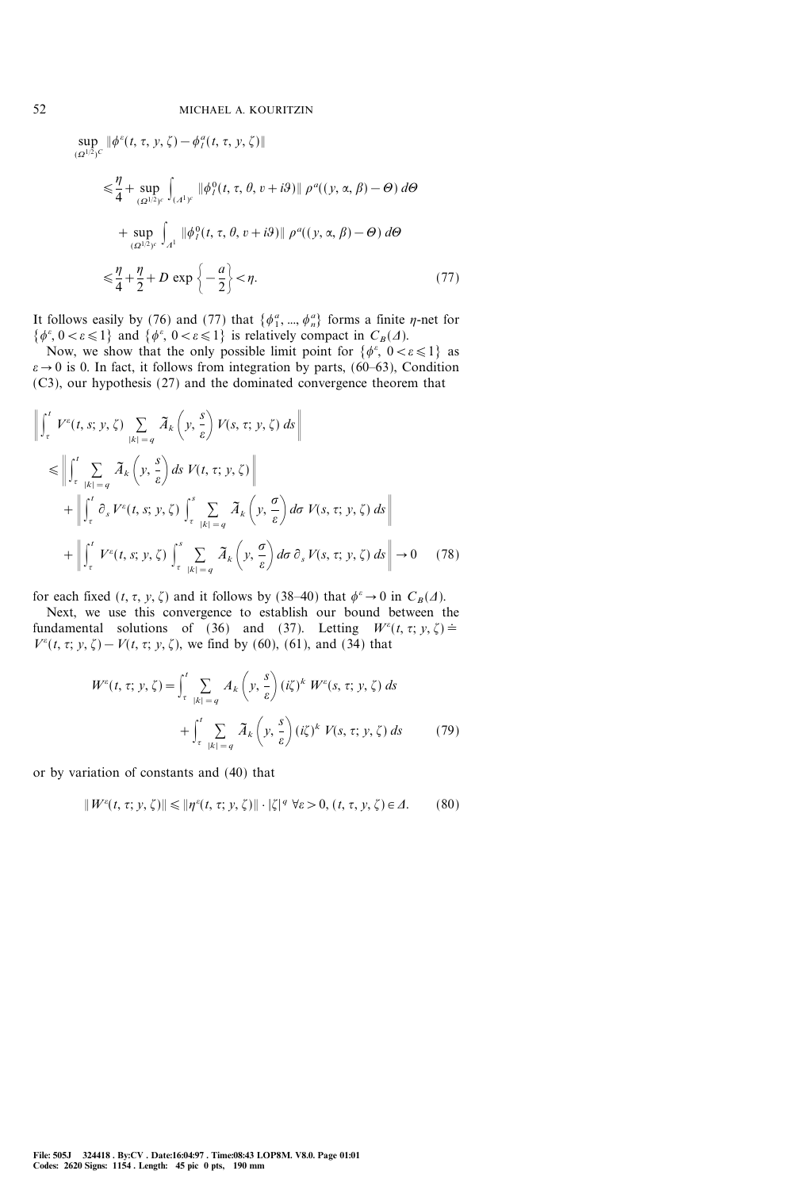$$
\begin{aligned}
\sup_{(\Omega^{1/2})^C} &\|\phi^\varepsilon(t,\tau,y,\zeta)-\phi_l^a(t,\tau,y,\zeta)\| \\
&\leqslant \frac{\eta}{4}+\sup_{(\Omega^{1/2})^c}\int_{(\Lambda^1)^c}\|\phi_l^0(t,\tau,\theta,v+i\vartheta)\|\,\rho^a((y,\alpha,\beta)-\Theta)\,d\Theta \\
&\quad+\sup_{(\Omega^{1/2})^c}\int_{\Lambda^1}\|\phi_l^0(t,\tau,\theta,v+i\vartheta)\|\,\rho^a((y,\alpha,\beta)-\Theta)\,d\Theta \\
&\leqslant \frac{\eta}{4}+\frac{\eta}{2}+D\exp\left\{-\frac{a}{2}\right\}<\eta.
\end{aligned}
\tag{77}
$$

It follows easily by (76) and (77) that $\{\phi_1^a, ..., \phi_n^a\}$ forms a finite $\eta$-net for $\{\phi^\varepsilon, 0<\varepsilon\leqslant 1\}$ and $\{\phi^\varepsilon, 0<\varepsilon\leqslant 1\}$ is relatively compact in $C_B(\Delta)$.

Now, we show that the only possible limit point for $\{\phi^\varepsilon,\ 0<\varepsilon\leqslant 1\}$ as $\varepsilon\to 0$ is 0. In fact, it follows from integration by parts, (60–63), Condition (C3), our hypothesis (27) and the dominated convergence theorem that

$$
\begin{aligned}
&\left\|\int_\tau^t V^\varepsilon(t,s;y,\zeta)\sum_{|k|=q}\tilde{A}_k\left(y,\frac{s}{\varepsilon}\right)V(s,\tau;y,\zeta)\,ds\right\| \\
&\quad\leqslant \left\|\int_\tau^t\sum_{|k|=q}\tilde{A}_k\left(y,\frac{s}{\varepsilon}\right)ds\,V(t,\tau;y,\zeta)\right\| \\
&\qquad+\left\|\int_\tau^t\partial_s V^\varepsilon(t,s;y,\zeta)\int_\tau^s\sum_{|k|=q}\tilde{A}_k\left(y,\frac{\sigma}{\varepsilon}\right)d\sigma\,V(s,\tau;y,\zeta)\,ds\right\| \\
&\qquad+\left\|\int_\tau^t V^\varepsilon(t,s;y,\zeta)\int_\tau^s\sum_{|k|=q}\tilde{A}_k\left(y,\frac{\sigma}{\varepsilon}\right)d\sigma\,\partial_s V(s,\tau;y,\zeta)\,ds\right\|\to 0
\end{aligned}
\tag{78}
$$

for each fixed $(t,\tau,y,\zeta)$ and it follows by (38–40) that $\phi^\varepsilon\to 0$ in $C_B(\Delta)$.

Next, we use this convergence to establish our bound between the fundamental solutions of (36) and (37). Letting $W^\varepsilon(t,\tau;y,\zeta)\doteq V^\varepsilon(t,\tau;y,\zeta)-V(t,\tau;y,\zeta)$, we find by (60), (61), and (34) that

$$
\begin{aligned}
W^\varepsilon(t,\tau;y,\zeta)=&\int_\tau^t\sum_{|k|=q}A_k\left(y,\frac{s}{\varepsilon}\right)(i\zeta)^k\,W^\varepsilon(s,\tau;y,\zeta)\,ds \\
&+\int_\tau^t\sum_{|k|=q}\tilde{A}_k\left(y,\frac{s}{\varepsilon}\right)(i\zeta)^k\,V(s,\tau;y,\zeta)\,ds
\end{aligned}
\tag{79}
$$

or by variation of constants and (40) that

$$
\|W^\varepsilon(t,\tau;y,\zeta)\|\leqslant\|\eta^\varepsilon(t,\tau;y,\zeta)\|\cdot|\zeta|^q\ \forall\varepsilon>0,\ (t,\tau,y,\zeta)\in\Delta.
\tag{80}
$$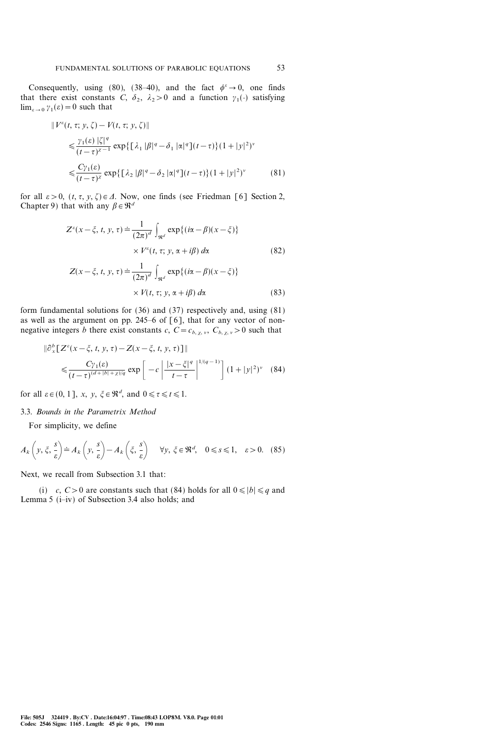Consequently, using (80), (38–40), and the fact $\phi^\varepsilon \to 0$, one finds that there exist constants $C$, $\delta_2$, $\lambda_2 > 0$ and a function $\gamma_1(\cdot)$ satisfying $\lim_{\varepsilon \to 0} \gamma_1(\varepsilon) = 0$ such that

$$
\begin{aligned}
\| V^\varepsilon(t, \tau; y, \zeta) - V(t, \tau; y, \zeta) \| &\leqslant \frac{\gamma_1(\varepsilon) \, |\zeta|^q}{(t-\tau)^{\chi - 1}} \exp\{ [\lambda_1 \, |\beta|^q - \delta_1 \, |\alpha|^q](t-\tau)\} (1 + |y|^2)^\nu \\
&\leqslant \frac{C \gamma_1(\varepsilon)}{(t-\tau)^\chi} \exp\{ [\lambda_2 \, |\beta|^q - \delta_2 \, |\alpha|^q](t-\tau)\} (1 + |y|^2)^\nu \qquad (81)
\end{aligned}
$$

for all $\varepsilon > 0$, $(t, \tau, y, \zeta) \in \Delta$. Now, one finds (see Friedman [6] Section 2, Chapter 9) that with any $\beta \in \mathfrak{R}^d$

$$
\begin{aligned}
Z^\varepsilon(x - \xi, t, y, \tau) &\doteq \frac{1}{(2\pi)^d} \int_{\mathfrak{R}^d} \exp\{(i\alpha - \beta)(x - \xi)\} \\
&\quad \times V^\varepsilon(t, \tau; y, \alpha + i\beta) \, d\alpha \qquad (82) \\
Z(x - \xi, t, y, \tau) &\doteq \frac{1}{(2\pi)^d} \int_{\mathfrak{R}^d} \exp\{(i\alpha - \beta)(x - \xi)\} \\
&\quad \times V(t, \tau; y, \alpha + i\beta) \, d\alpha \qquad (83)
\end{aligned}
$$

form fundamental solutions for (36) and (37) respectively and, using (81) as well as the argument on pp. 245–6 of [6], that for any vector of non-negative integers $b$ there exist constants $c$, $C = c_{b, \chi, \nu}$, $C_{b, \chi, \nu} > 0$ such that

$$
\begin{aligned}
&\| \partial_x^b [Z^\varepsilon(x - \xi, t, y, \tau) - Z(x - \xi, t, y, \tau)] \| \\
&\qquad \leqslant \frac{C \gamma_1(\varepsilon)}{(t-\tau)^{(d + |b| + \chi)/q}} \exp\left[ -c \left| \frac{|x - \xi|^q}{t - \tau} \right|^{1/(q-1)} \right] (1 + |y|^2)^\nu \qquad (84)
\end{aligned}
$$

for all $\varepsilon \in (0, 1]$, $x$, $y$, $\xi \in \mathfrak{R}^d$, and $0 \leqslant \tau \leqslant t \leqslant 1$.

### 3.3. *Bounds in the Parametrix Method*

For simplicity, we define

$$
A_k\left(y, \xi, \frac{s}{\varepsilon}\right) \doteq A_k\left(y, \frac{s}{\varepsilon}\right) - A_k\left(\xi, \frac{s}{\varepsilon}\right) \qquad \forall y, \, \xi \in \mathfrak{R}^d, \quad 0 \leqslant s \leqslant 1, \quad \varepsilon > 0. \quad (85)
$$

Next, we recall from Subsection 3.1 that:

(i) $c$, $C > 0$ are constants such that (84) holds for all $0 \leqslant |b| \leqslant q$ and Lemma 5 (i–iv) of Subsection 3.4 also holds; and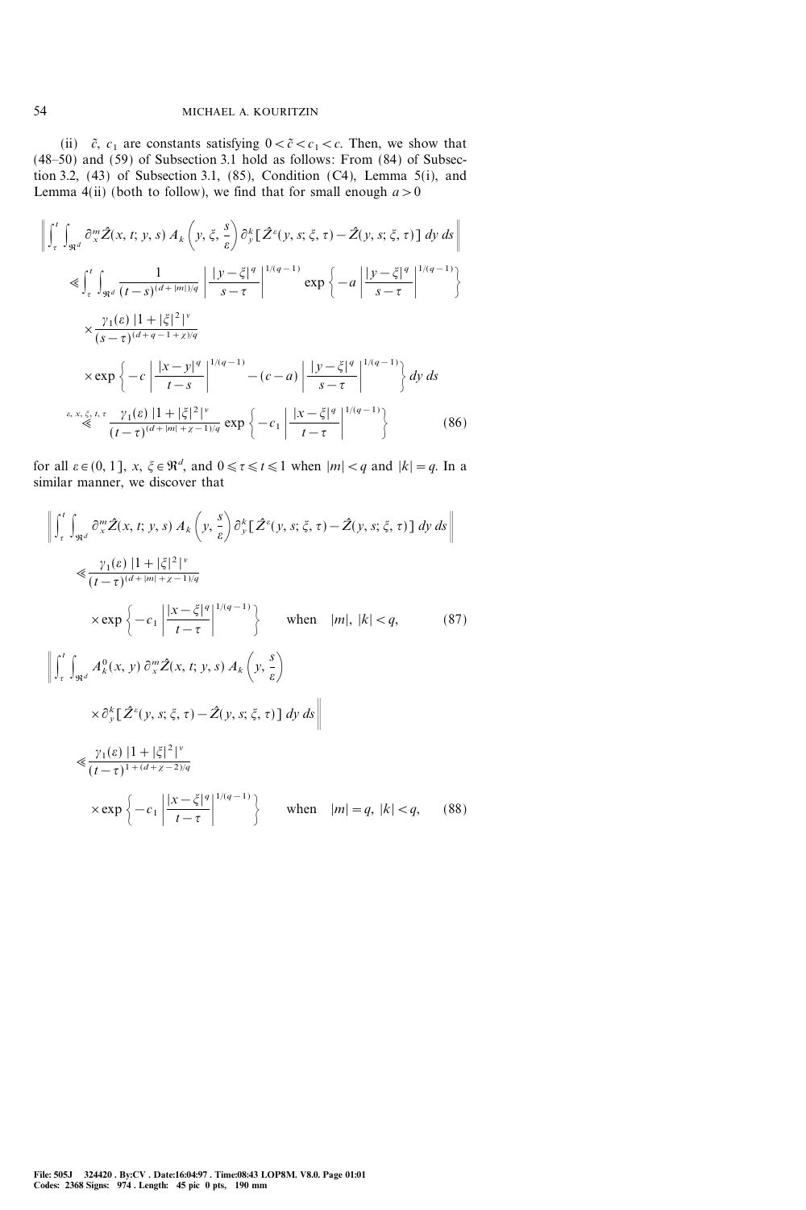(ii) $\tilde{c}$, $c_1$ are constants satisfying $0 < \tilde{c} < c_1 < c$. Then, we show that (48–50) and (59) of Subsection 3.1 hold as follows: From (84) of Subsection 3.2, (43) of Subsection 3.1, (85), Condition (C4), Lemma 5(i), and Lemma 4(ii) (both to follow), we find that for small enough $a > 0$

$$
\begin{aligned}
&\left\| \int_\tau^t \int_{\Re^d} \partial_x^m \hat{Z}(x, t; y, s)\, A_k\left(y, \xi, \frac{s}{\varepsilon}\right) \partial_y^k [\hat{Z}^\varepsilon(y, s; \xi, \tau) - \hat{Z}(y, s; \xi, \tau)]\, dy\, ds \right\| \\
&\quad \leqslant \int_\tau^t \int_{\Re^d} \frac{1}{(t-s)^{(d+|m|)/q}} \left| \frac{|y-\xi|^q}{s-\tau} \right|^{1/(q-1)} \exp\left\{ -a \left| \frac{|y-\xi|^q}{s-\tau} \right|^{1/(q-1)} \right\} \\
&\qquad \times \frac{\gamma_1(\varepsilon)\, |1+|\xi|^2|^\nu}{(s-\tau)^{(d+q-1+\chi)/q}} \\
&\qquad \times \exp\left\{ -c \left| \frac{|x-y|^q}{t-s} \right|^{1/(q-1)} - (c-a) \left| \frac{|y-\xi|^q}{s-\tau} \right|^{1/(q-1)} \right\} dy\, ds \\
&\quad \overset{\varepsilon, x, \xi, t, \tau}{\ll} \frac{\gamma_1(\varepsilon)\, |1+|\xi|^2|^\nu}{(t-\tau)^{(d+|m|+\chi-1)/q}} \exp\left\{ -c_1 \left| \frac{|x-\xi|^q}{t-\tau} \right|^{1/(q-1)} \right\}
\end{aligned}
\tag{86}
$$

for all $\varepsilon \in (0, 1]$, $x, \xi \in \Re^d$, and $0 \leqslant \tau \leqslant t \leqslant 1$ when $|m| < q$ and $|k| = q$. In a similar manner, we discover that

$$
\begin{aligned}
&\left\| \int_\tau^t \int_{\Re^d} \partial_x^m \hat{Z}(x, t; y, s)\, A_k\left(y, \frac{s}{\varepsilon}\right) \partial_y^k [\hat{Z}^\varepsilon(y, s; \xi, \tau) - \hat{Z}(y, s; \xi, \tau)]\, dy\, ds \right\| \\
&\quad \ll \frac{\gamma_1(\varepsilon)\, |1+|\xi|^2|^\nu}{(t-\tau)^{(d+|m|+\chi-1)/q}} \\
&\qquad \times \exp\left\{ -c_1 \left| \frac{|x-\xi|^q}{t-\tau} \right|^{1/(q-1)} \right\} \qquad \text{when} \quad |m|, |k| < q,
\end{aligned}
\tag{87}
$$

$$
\begin{aligned}
&\left\| \int_\tau^t \int_{\Re^d} A_k^0(x, y)\, \partial_x^m \hat{Z}(x, t; y, s)\, A_k\left(y, \frac{s}{\varepsilon}\right) \right. \\
&\qquad \left. \times \partial_y^k [\hat{Z}^\varepsilon(y, s; \xi, \tau) - \hat{Z}(y, s; \xi, \tau)]\, dy\, ds \right\| \\
&\quad \ll \frac{\gamma_1(\varepsilon)\, |1+|\xi|^2|^\nu}{(t-\tau)^{1+(d+\chi-2)/q}} \\
&\qquad \times \exp\left\{ -c_1 \left| \frac{|x-\xi|^q}{t-\tau} \right|^{1/(q-1)} \right\} \qquad \text{when} \quad |m| = q,\ |k| < q,
\end{aligned}
\tag{88}
$$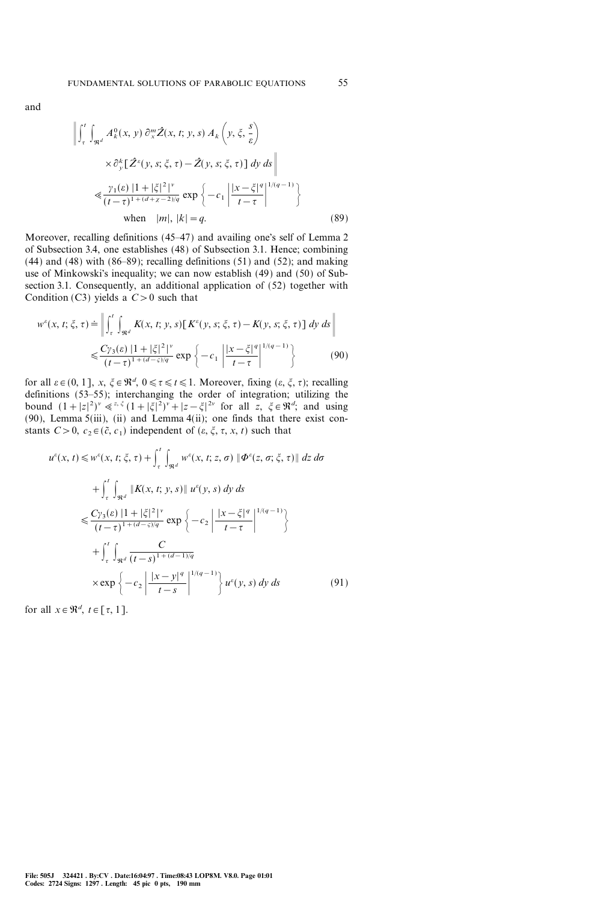and

$$
\left\| \int_\tau^t \int_{\Re^d} A_k^0(x, y)\, \partial_x^m \hat{Z}(x, t; y, s)\, A_k\left(y, \xi, \frac{s}{\varepsilon}\right) \times \partial_y^k [\hat{Z}^\varepsilon(y, s; \xi, \tau) - \hat{Z}(y, s; \xi, \tau)]\, dy\, ds \right\| \leqslant \frac{\gamma_1(\varepsilon)\, |1+|\xi|^2|^\nu}{(t-\tau)^{1+(d+\chi-2)/q}} \exp\left\{ -c_1 \left| \frac{|x-\xi|^q}{t-\tau} \right|^{1/(q-1)} \right\} \quad \text{when} \quad |m|, |k| = q. \tag{89}
$$

Moreover, recalling definitions (45–47) and availing one's self of Lemma 2 of Subsection 3.4, one establishes (48) of Subsection 3.1. Hence; combining (44) and (48) with (86–89); recalling definitions (51) and (52); and making use of Minkowski's inequality; we can now establish (49) and (50) of Subsection 3.1. Consequently, an additional application of (52) together with Condition (C3) yields a $C > 0$ such that

$$
w^\varepsilon(x, t; \xi, \tau) \doteq \left\| \int_\tau^t \int_{\Re^d} K(x, t; y, s)[K^\varepsilon(y, s; \xi, \tau) - K(y, s; \xi, \tau)]\, dy\, ds \right\| \leqslant \frac{C\gamma_3(\varepsilon)\, |1+|\xi|^2|^\nu}{(t-\tau)^{1+(d-\varsigma)/q}} \exp\left\{ -c_1 \left| \frac{|x-\xi|^q}{t-\tau} \right|^{1/(q-1)} \right\} \tag{90}
$$

for all $\varepsilon \in (0, 1]$, $x, \xi \in \Re^d$, $0 \leqslant \tau \leqslant t \leqslant 1$. Moreover, fixing $(\varepsilon, \xi, \tau)$; recalling definitions (53–55); interchanging the order of integration; utilizing the bound $(1+|z|^2)^\nu \ll^{z, \xi} (1+|\xi|^2)^\nu + |z-\xi|^{2\nu}$ for all $z, \xi \in \Re^d$; and using (90), Lemma 5(iii), (ii) and Lemma 4(ii); one finds that there exist constants $C > 0$, $c_2 \in (\tilde{c}, c_1)$ independent of $(\varepsilon, \xi, \tau, x, t)$ such that

$$
\begin{aligned}
u^\varepsilon(x, t) &\leqslant w^\varepsilon(x, t; \xi, \tau) + \int_\tau^t \int_{\Re^d} w^\varepsilon(x, t; z, \sigma)\, \|\Phi^\varepsilon(z, \sigma; \xi, \tau)\|\, dz\, d\sigma \\
&\quad + \int_\tau^t \int_{\Re^d} \|K(x, t; y, s)\|\, u^\varepsilon(y, s)\, dy\, ds \\
&\leqslant \frac{C\gamma_3(\varepsilon)\, |1+|\xi|^2|^\nu}{(t-\tau)^{1+(d-\varsigma)/q}} \exp\left\{ -c_2 \left| \frac{|x-\xi|^q}{t-\tau} \right|^{1/(q-1)} \right\} \\
&\quad + \int_\tau^t \int_{\Re^d} \frac{C}{(t-s)^{1+(d-1)/q}} \\
&\quad \times \exp\left\{ -c_2 \left| \frac{|x-y|^q}{t-s} \right|^{1/(q-1)} \right\} u^\varepsilon(y, s)\, dy\, ds
\end{aligned} \tag{91}
$$

for all $x \in \Re^d$, $t \in [\tau, 1]$.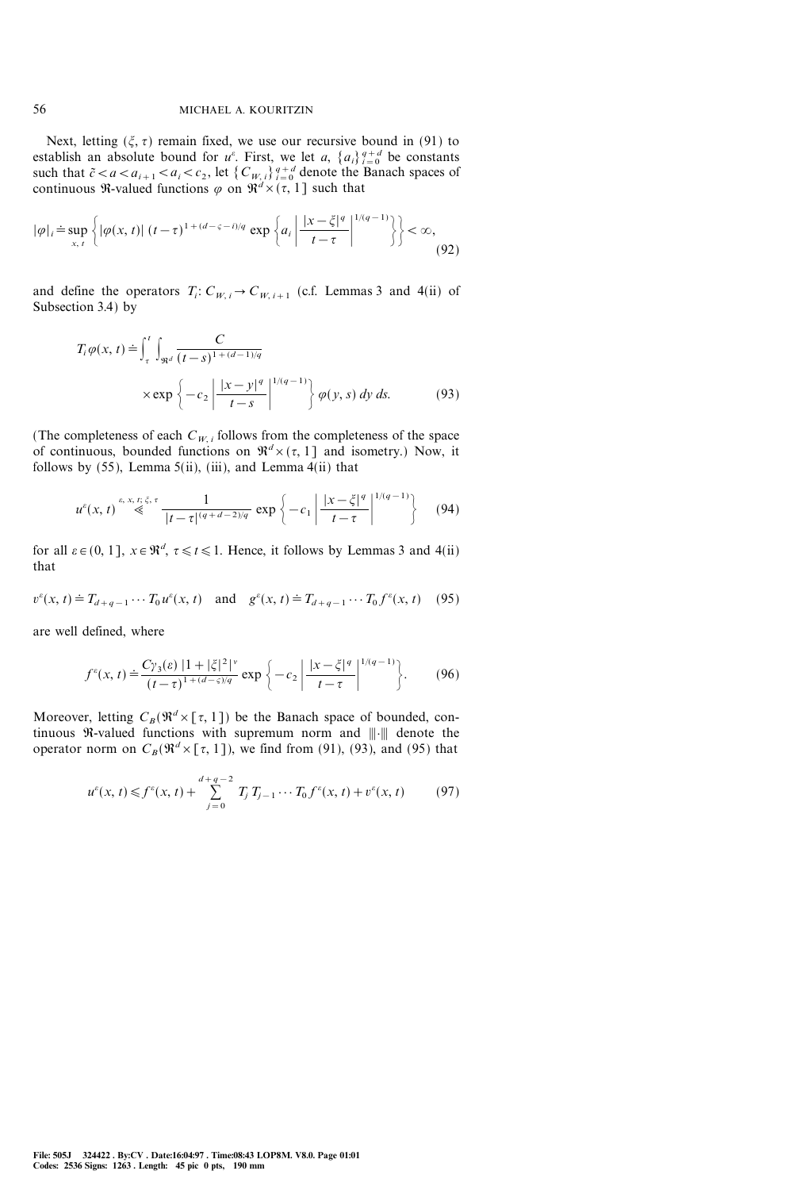Next, letting $(\xi, \tau)$ remain fixed, we use our recursive bound in (91) to establish an absolute bound for $u^\varepsilon$. First, we let $a$, $\{a_i\}_{i=0}^{q+d}$ be constants such that $\tilde{c} < a < a_{i+1} < a_i < c_2$, let $\{C_{W,i}\}_{i=0}^{q+d}$ denote the Banach spaces of continuous $\mathfrak{R}$-valued functions $\varphi$ on $\mathfrak{R}^d \times (\tau, 1]$ such that

$$|\varphi|_i \doteq \sup_{x,t} \left\{ |\varphi(x,t)| \, (t-\tau)^{1+(d-\varsigma-i)/q} \exp\left\{ a_i \left| \frac{|x-\xi|^q}{t-\tau} \right|^{1/(q-1)} \right\} \right\} < \infty, \tag{92}$$

and define the operators $T_i \colon C_{W,i} \to C_{W,i+1}$ (c.f. Lemmas 3 and 4(ii) of Subsection 3.4) by

$$T_i \varphi(x,t) \doteq \int_\tau^t \int_{\mathfrak{R}^d} \frac{C}{(t-s)^{1+(d-1)/q}} \times \exp\left\{ -c_2 \left| \frac{|x-y|^q}{t-s} \right|^{1/(q-1)} \right\} \varphi(y,s) \, dy \, ds. \tag{93}$$

(The completeness of each $C_{W,i}$ follows from the completeness of the space of continuous, bounded functions on $\mathfrak{R}^d \times (\tau, 1]$ and isometry.) Now, it follows by (55), Lemma 5(ii), (iii), and Lemma 4(ii) that

$$u^\varepsilon(x,t) \overset{\varepsilon,\, x,\, t;\, \xi,\, \tau}{\ll} \frac{1}{|t-\tau|^{(q+d-2)/q}} \exp\left\{ -c_1 \left| \frac{|x-\xi|^q}{t-\tau} \right|^{1/(q-1)} \right\} \tag{94}$$

for all $\varepsilon \in (0, 1]$, $x \in \mathfrak{R}^d$, $\tau \leqslant t \leqslant 1$. Hence, it follows by Lemmas 3 and 4(ii) that

$$v^\varepsilon(x,t) \doteq T_{d+q-1} \cdots T_0 u^\varepsilon(x,t) \quad \text{and} \quad g^\varepsilon(x,t) \doteq T_{d+q-1} \cdots T_0 f^\varepsilon(x,t) \tag{95}$$

are well defined, where

$$f^\varepsilon(x,t) \doteq \frac{C\gamma_3(\varepsilon) \, |1+|\xi|^2|^\nu}{(t-\tau)^{1+(d-\varsigma)/q}} \exp\left\{ -c_2 \left| \frac{|x-\xi|^q}{t-\tau} \right|^{1/(q-1)} \right\}. \tag{96}$$

Moreover, letting $C_B(\mathfrak{R}^d \times [\tau, 1])$ be the Banach space of bounded, continuous $\mathfrak{R}$-valued functions with supremum norm and $\|\!|\cdot|\!\|$ denote the operator norm on $C_B(\mathfrak{R}^d \times [\tau, 1])$, we find from (91), (93), and (95) that

$$u^\varepsilon(x,t) \leqslant f^\varepsilon(x,t) + \sum_{j=0}^{d+q-2} T_j T_{j-1} \cdots T_0 f^\varepsilon(x,t) + v^\varepsilon(x,t) \tag{97}$$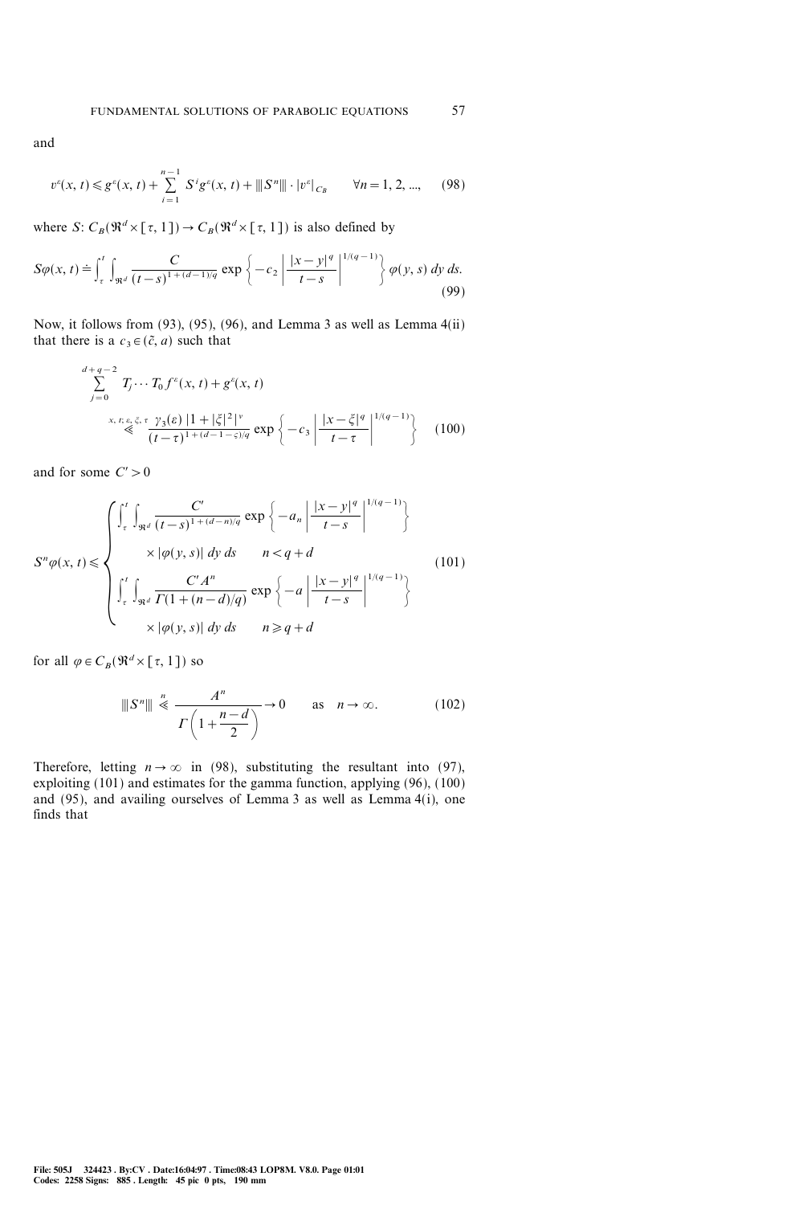and

$$v^{\varepsilon}(x,t) \leqslant g^{\varepsilon}(x,t) + \sum_{i=1}^{n-1} S^{i} g^{\varepsilon}(x,t) + |||S^{n}||| \cdot |v^{\varepsilon}|_{C_B} \qquad \forall n = 1, 2, ..., \tag{98}$$

where $S\colon C_B(\Re^d \times [\tau, 1]) \to C_B(\Re^d \times [\tau, 1])$ is also defined by

$$S\varphi(x,t) \doteq \int_{\tau}^{t} \int_{\Re^d} \frac{C}{(t-s)^{1+(d-1)/q}} \exp\left\{ -c_2 \left| \frac{|x-y|^q}{t-s} \right|^{1/(q-1)} \right\} \varphi(y,s)\, dy\, ds. \tag{99}$$

Now, it follows from (93), (95), (96), and Lemma 3 as well as Lemma 4(ii) that there is a $c_3 \in (\tilde{c}, a)$ such that

$$\sum_{j=0}^{d+q-2} T_j \cdots T_0 f^{\varepsilon}(x,t) + g^{\varepsilon}(x,t) \overset{x,\,t;\,\varepsilon,\,\xi,\,\tau}{\ll} \frac{\gamma_3(\varepsilon)\, |1+|\xi|^2|^{\nu}}{(t-\tau)^{1+(d-1-\varepsilon)/q}} \exp\left\{ -c_3 \left| \frac{|x-\xi|^q}{t-\tau} \right|^{1/(q-1)} \right\} \tag{100}$$

and for some $C' > 0$

$$S^n \varphi(x,t) \leqslant \begin{cases} \displaystyle\int_{\tau}^{t} \int_{\Re^d} \frac{C'}{(t-s)^{1+(d-n)/q}} \exp\left\{ -a_n \left| \frac{|x-y|^q}{t-s} \right|^{1/(q-1)} \right\} \\ \qquad \times |\varphi(y,s)|\, dy\, ds \qquad n < q+d \\ \displaystyle\int_{\tau}^{t} \int_{\Re^d} \frac{C' A^n}{\Gamma(1+(n-d)/q)} \exp\left\{ -a \left| \frac{|x-y|^q}{t-s} \right|^{1/(q-1)} \right\} \\ \qquad \times |\varphi(y,s)|\, dy\, ds \qquad n \geqslant q+d \end{cases} \tag{101}$$

for all $\varphi \in C_B(\Re^d \times [\tau, 1])$ so

$$|||S^n||| \overset{n}{\ll} \frac{A^n}{\Gamma\left(1 + \dfrac{n-d}{2}\right)} \to 0 \qquad \text{as} \quad n \to \infty. \tag{102}$$

Therefore, letting $n \to \infty$ in (98), substituting the resultant into (97), exploiting (101) and estimates for the gamma function, applying (96), (100) and (95), and availing ourselves of Lemma 3 as well as Lemma 4(i), one finds that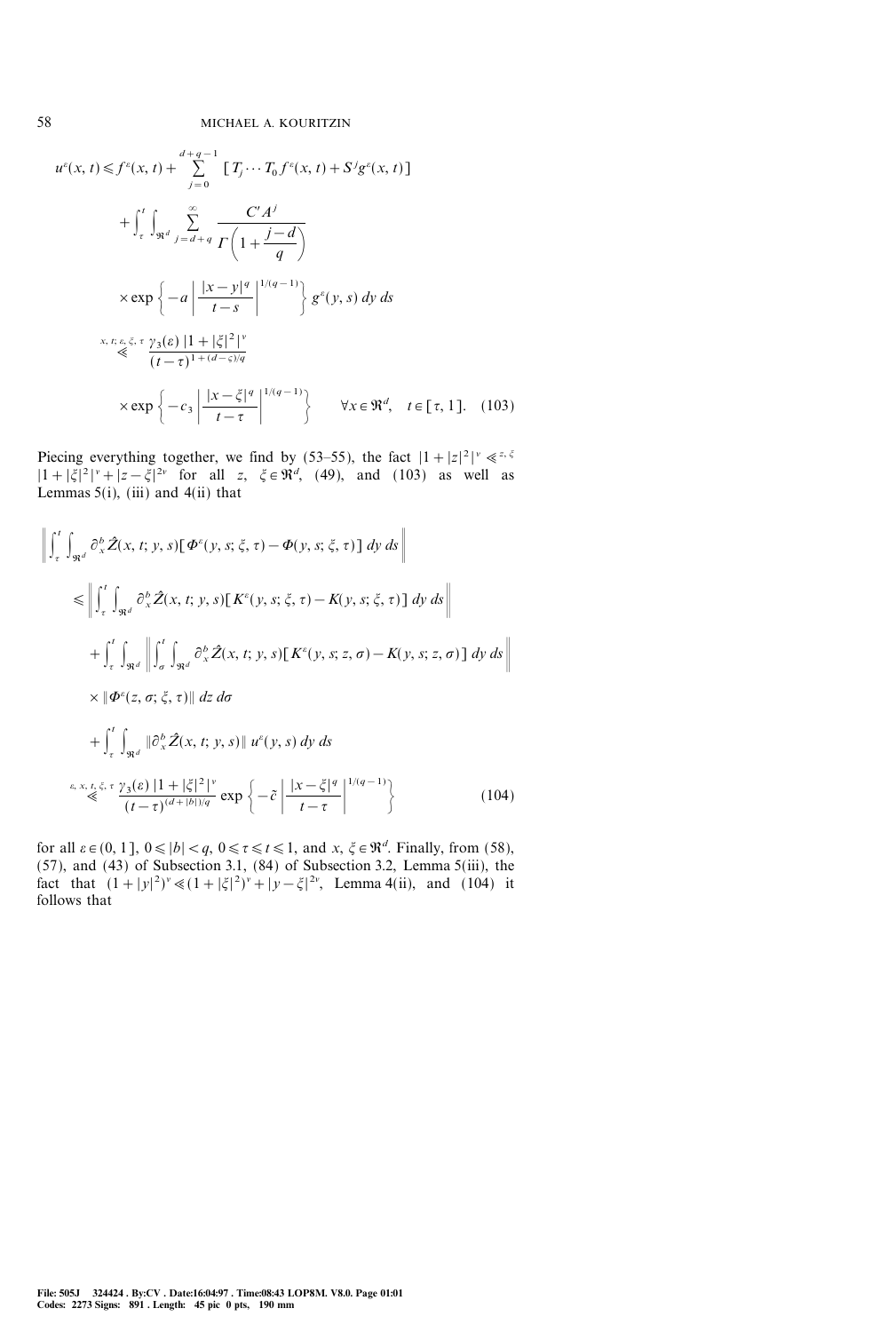$$u^\varepsilon(x,t) \leqslant f^\varepsilon(x,t) + \sum_{j=0}^{d+q-1} [T_j \cdots T_0 f^\varepsilon(x,t) + S^j g^\varepsilon(x,t)]$$

$$+ \int_\tau^t \int_{\Re^d} \sum_{j=d+q}^\infty \frac{C' A^j}{\Gamma\left(1 + \frac{j-d}{q}\right)}$$

$$\times \exp\left\{-a \left|\frac{|x-y|^q}{t-s}\right|^{1/(q-1)}\right\} g^\varepsilon(y,s)\, dy\, ds$$

$$\overset{x,\,t;\,\varepsilon,\,\xi,\,\tau}{\ll} \frac{\gamma_3(\varepsilon)\,|1+|\xi|^2|^\nu}{(t-\tau)^{1+(d-\varsigma)/q}}$$

$$\times \exp\left\{-c_3 \left|\frac{|x-\xi|^q}{t-\tau}\right|^{1/(q-1)}\right\} \qquad \forall x \in \Re^d, \quad t \in [\tau, 1]. \tag{103}$$

Piecing everything together, we find by (53–55), the fact $|1+|z|^2|^\nu \overset{z,\,\xi}{\ll} |1+|\xi|^2|^\nu + |z-\xi|^{2\nu}$ for all $z, \xi \in \Re^d$, (49), and (103) as well as Lemmas 5(i), (iii) and 4(ii) that

$$\left\| \int_\tau^t \int_{\Re^d} \partial_x^b \hat{Z}(x,t;y,s)[\Phi^\varepsilon(y,s;\xi,\tau) - \Phi(y,s;\xi,\tau)]\, dy\, ds \right\|$$

$$\leqslant \left\| \int_\tau^t \int_{\Re^d} \partial_x^b \hat{Z}(x,t;y,s)[K^\varepsilon(y,s;\xi,\tau) - K(y,s;\xi,\tau)]\, dy\, ds \right\|$$

$$+ \int_\tau^t \int_{\Re^d} \left\| \int_\sigma^t \int_{\Re^d} \partial_x^b \hat{Z}(x,t;y,s)[K^\varepsilon(y,s;z,\sigma) - K(y,s;z,\sigma)]\, dy\, ds \right\|$$

$$\times \|\Phi^\varepsilon(z,\sigma;\xi,\tau)\|\, dz\, d\sigma$$

$$+ \int_\tau^t \int_{\Re^d} \|\partial_x^b \hat{Z}(x,t;y,s)\|\, u^\varepsilon(y,s)\, dy\, ds$$

$$\overset{\varepsilon,\,x,\,t,\,\xi,\,\tau}{\ll} \frac{\gamma_3(\varepsilon)\,|1+|\xi|^2|^\nu}{(t-\tau)^{(d+|b|)/q}} \exp\left\{-\tilde{c}\left|\frac{|x-\xi|^q}{t-\tau}\right|^{1/(q-1)}\right\} \tag{104}$$

for all $\varepsilon \in (0, 1]$, $0 \leqslant |b| < q$, $0 \leqslant \tau \leqslant t \leqslant 1$, and $x, \xi \in \Re^d$. Finally, from (58), (57), and (43) of Subsection 3.1, (84) of Subsection 3.2, Lemma 5(iii), the fact that $(1+|y|^2)^\nu \ll (1+|\xi|^2)^\nu + |y-\xi|^{2\nu}$, Lemma 4(ii), and (104) it follows that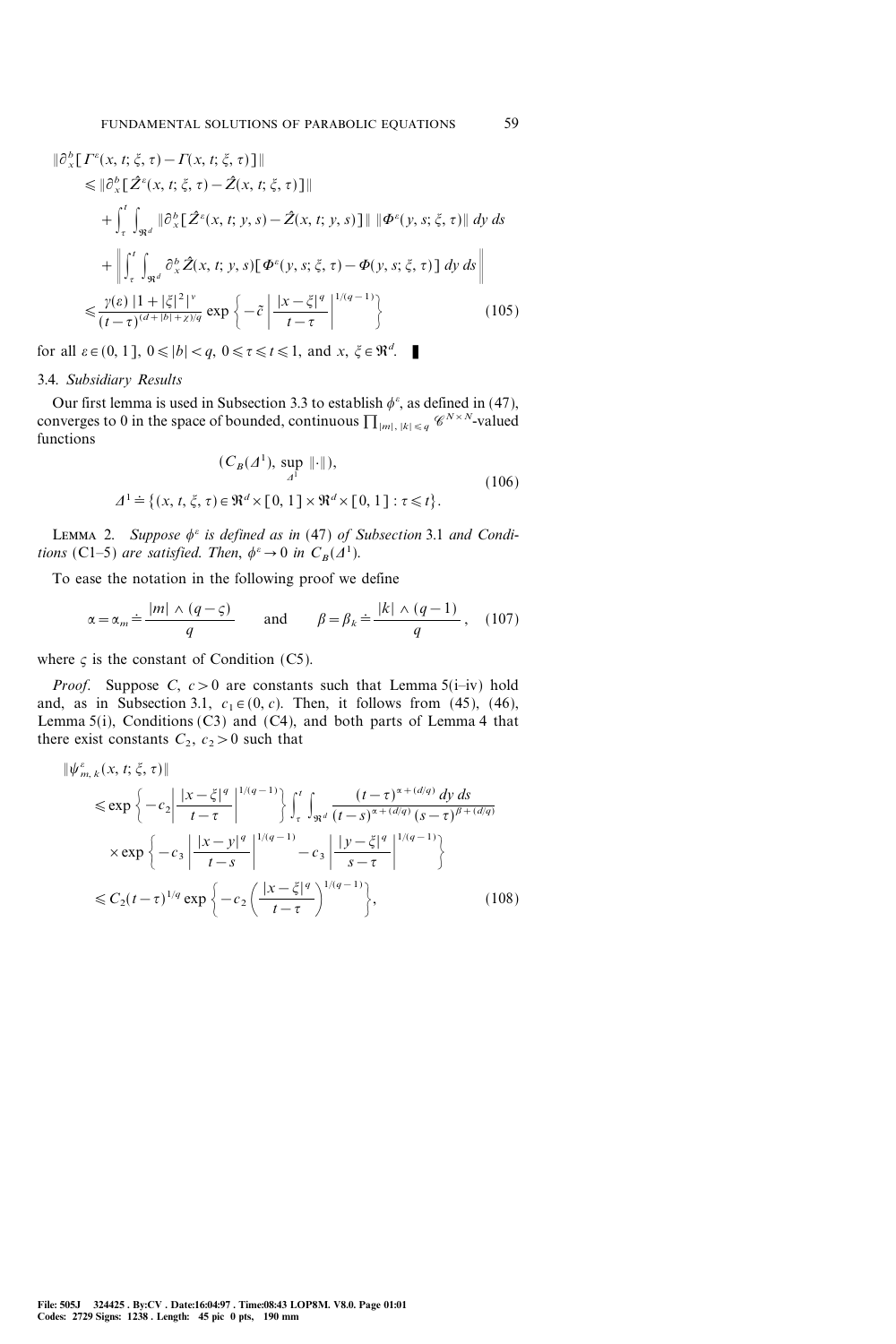$$
\begin{aligned}
&\|\partial_x^b[\Gamma^\varepsilon(x,t;\xi,\tau)-\Gamma(x,t;\xi,\tau)]\| \\
&\quad \leqslant \|\partial_x^b[\hat{Z}^\varepsilon(x,t;\xi,\tau)-\hat{Z}(x,t;\xi,\tau)]\| \\
&\qquad + \int_\tau^t \int_{\Re^d} \|\partial_x^b[\hat{Z}^\varepsilon(x,t;y,s)-\hat{Z}(x,t;y,s)]\| \; \|\Phi^\varepsilon(y,s;\xi,\tau)\| \, dy\, ds \\
&\qquad + \left\| \int_\tau^t \int_{\Re^d} \partial_x^b \hat{Z}(x,t;y,s)[\Phi^\varepsilon(y,s;\xi,\tau)-\Phi(y,s;\xi,\tau)]\, dy\, ds \right\| \\
&\quad \leqslant \frac{\gamma(\varepsilon)\,|1+|\xi|^2|^\nu}{(t-\tau)^{(d+|b|+\chi)/q}} \exp\left\{-\tilde{c}\left|\frac{|x-\xi|^q}{t-\tau}\right|^{1/(q-1)}\right\}
\end{aligned} \tag{105}
$$

for all $\varepsilon \in (0,1]$, $0 \leqslant |b| < q$, $0 \leqslant \tau \leqslant t \leqslant 1$, and $x, \xi \in \Re^d$. ∎

### 3.4. Subsidiary Results

Our first lemma is used in Subsection 3.3 to establish $\phi^\varepsilon$, as defined in (47), converges to 0 in the space of bounded, continuous $\prod_{|m|,\,|k| \leqslant q} \mathscr{C}^{N\times N}$-valued functions

$$
\begin{aligned}
&(C_B(\Delta^1), \sup_{\Delta^1} \|\cdot\|), \\
&\Delta^1 \doteq \{(x,t,\xi,\tau) \in \Re^d \times [0,1] \times \Re^d \times [0,1] : \tau \leqslant t\}.
\end{aligned} \tag{106}
$$

**Lemma 2.** *Suppose $\phi^\varepsilon$ is defined as in* (47) *of Subsection* 3.1 *and Conditions* (C1–5) *are satisfied. Then,* $\phi^\varepsilon \to 0$ *in* $C_B(\Delta^1)$.

To ease the notation in the following proof we define

$$
\alpha = \alpha_m \doteq \frac{|m| \wedge (q-\varsigma)}{q} \qquad \text{and} \qquad \beta = \beta_k \doteq \frac{|k| \wedge (q-1)}{q}, \tag{107}
$$

where $\varsigma$ is the constant of Condition (C5).

*Proof.* Suppose $C$, $c>0$ are constants such that Lemma 5(i–iv) hold and, as in Subsection 3.1, $c_1 \in (0,c)$. Then, it follows from (45), (46), Lemma 5(i), Conditions (C3) and (C4), and both parts of Lemma 4 that there exist constants $C_2$, $c_2 > 0$ such that

$$
\begin{aligned}
&\|\psi^\varepsilon_{m,k}(x,t;\xi,\tau)\| \\
&\quad \leqslant \exp\left\{-c_2\left|\frac{|x-\xi|^q}{t-\tau}\right|^{1/(q-1)}\right\} \int_\tau^t \int_{\Re^d} \frac{(t-\tau)^{\alpha+(d/q)}\, dy\, ds}{(t-s)^{\alpha+(d/q)}(s-\tau)^{\beta+(d/q)}} \\
&\qquad \times \exp\left\{-c_3\left|\frac{|x-y|^q}{t-s}\right|^{1/(q-1)} - c_3\left|\frac{|y-\xi|^q}{s-\tau}\right|^{1/(q-1)}\right\} \\
&\quad \leqslant C_2(t-\tau)^{1/q} \exp\left\{-c_2\left(\frac{|x-\xi|^q}{t-\tau}\right)^{1/(q-1)}\right\},
\end{aligned} \tag{108}
$$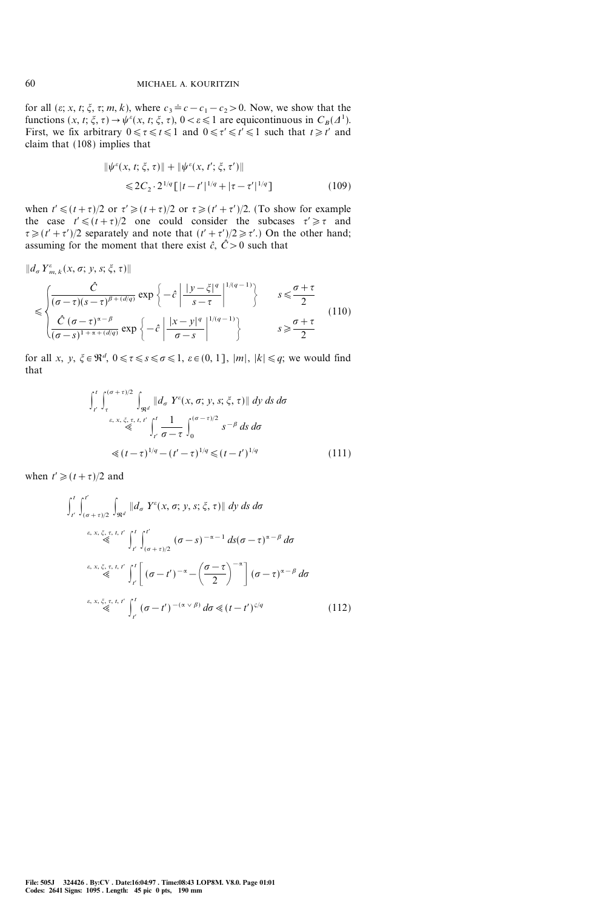for all $(\varepsilon; x, t; \xi, \tau; m, k)$, where $c_3 \doteq c - c_1 - c_2 > 0$. Now, we show that the functions $(x, t; \xi, \tau) \to \psi^\varepsilon(x, t; \xi, \tau)$, $0 < \varepsilon \leqslant 1$ are equicontinuous in $C_B(\Delta^1)$. First, we fix arbitrary $0 \leqslant \tau \leqslant t \leqslant 1$ and $0 \leqslant \tau' \leqslant t' \leqslant 1$ such that $t \geqslant t'$ and claim that (108) implies that

$$\|\psi^\varepsilon(x, t; \xi, \tau)\| + \|\psi^\varepsilon(x, t'; \xi, \tau')\| \leqslant 2C_2 \cdot 2^{1/q} [|t - t'|^{1/q} + |\tau - \tau'|^{1/q}] \tag{109}$$

when $t' \leqslant (t+\tau)/2$ or $\tau' \geqslant (t+\tau)/2$ or $\tau \geqslant (t'+\tau')/2$. (To show for example the case $t' \leqslant (t+\tau)/2$ one could consider the subcases $\tau' \geqslant \tau$ and $\tau \geqslant (t'+\tau')/2$ separately and note that $(t'+\tau')/2 \geqslant \tau'$.) On the other hand; assuming for the moment that there exist $\hat{c}, \hat{C} > 0$ such that

$$\|d_\sigma Y^\varepsilon_{m,k}(x, \sigma; y, s; \xi, \tau)\| \leqslant \begin{cases} \dfrac{\hat{C}}{(\sigma-\tau)(s-\tau)^{\beta + (d/q)}} \exp\left\{-\hat{c}\left|\dfrac{|y-\xi|^q}{s-\tau}\right|^{1/(q-1)}\right\} & s \leqslant \dfrac{\sigma+\tau}{2} \\ \dfrac{\hat{C}\,(\sigma-\tau)^{\alpha-\beta}}{(\sigma-s)^{1+\alpha+(d/q)}} \exp\left\{-\hat{c}\left|\dfrac{|x-y|^q}{\sigma-s}\right|^{1/(q-1)}\right\} & s \geqslant \dfrac{\sigma+\tau}{2} \end{cases} \tag{110}$$

for all $x, y, \xi \in \Re^d$, $0 \leqslant \tau \leqslant s \leqslant \sigma \leqslant 1$, $\varepsilon \in (0, 1]$, $|m|, |k| \leqslant q$; we would find that

$$\begin{aligned} \int_{t'}^{t} \int_{\tau}^{(\sigma+\tau)/2} \int_{\Re^d} \|d_\sigma Y^\varepsilon(x, \sigma; y, s; \xi, \tau)\|\, dy\, ds\, d\sigma &\overset{\varepsilon, x, \xi, \tau, t, t'}{\ll} \int_{t'}^{t} \frac{1}{\sigma-\tau} \int_0^{(\sigma-\tau)/2} s^{-\beta}\, ds\, d\sigma \\ &\ll (t-\tau)^{1/q} - (t'-\tau)^{1/q} \leqslant (t-t')^{1/q} \end{aligned} \tag{111}$$

when $t' \geqslant (t+\tau)/2$ and

$$\begin{aligned} \int_{t'}^{t} \int_{(\sigma+\tau)/2}^{t'} \int_{\Re^d} \|d_\sigma Y^\varepsilon(x, \sigma; y, s; \xi, \tau)\|\, dy\, ds\, d\sigma &\overset{\varepsilon, x, \xi, \tau, t, t'}{\ll} \int_{t'}^{t} \int_{(\sigma+\tau)/2}^{t'} (\sigma-s)^{-\alpha-1}\, ds (\sigma-\tau)^{\alpha-\beta}\, d\sigma \\ &\overset{\varepsilon, x, \xi, \tau, t, t'}{\ll} \int_{t'}^{t} \left[(\sigma-t')^{-\alpha} - \left(\frac{\sigma-\tau}{2}\right)^{-\alpha}\right] (\sigma-\tau)^{\alpha-\beta}\, d\sigma \\ &\overset{\varepsilon, x, \xi, \tau, t, t'}{\ll} \int_{t'}^{t} (\sigma-t')^{-(\alpha \vee \beta)}\, d\sigma \ll (t-t')^{z/q} \end{aligned} \tag{112}$$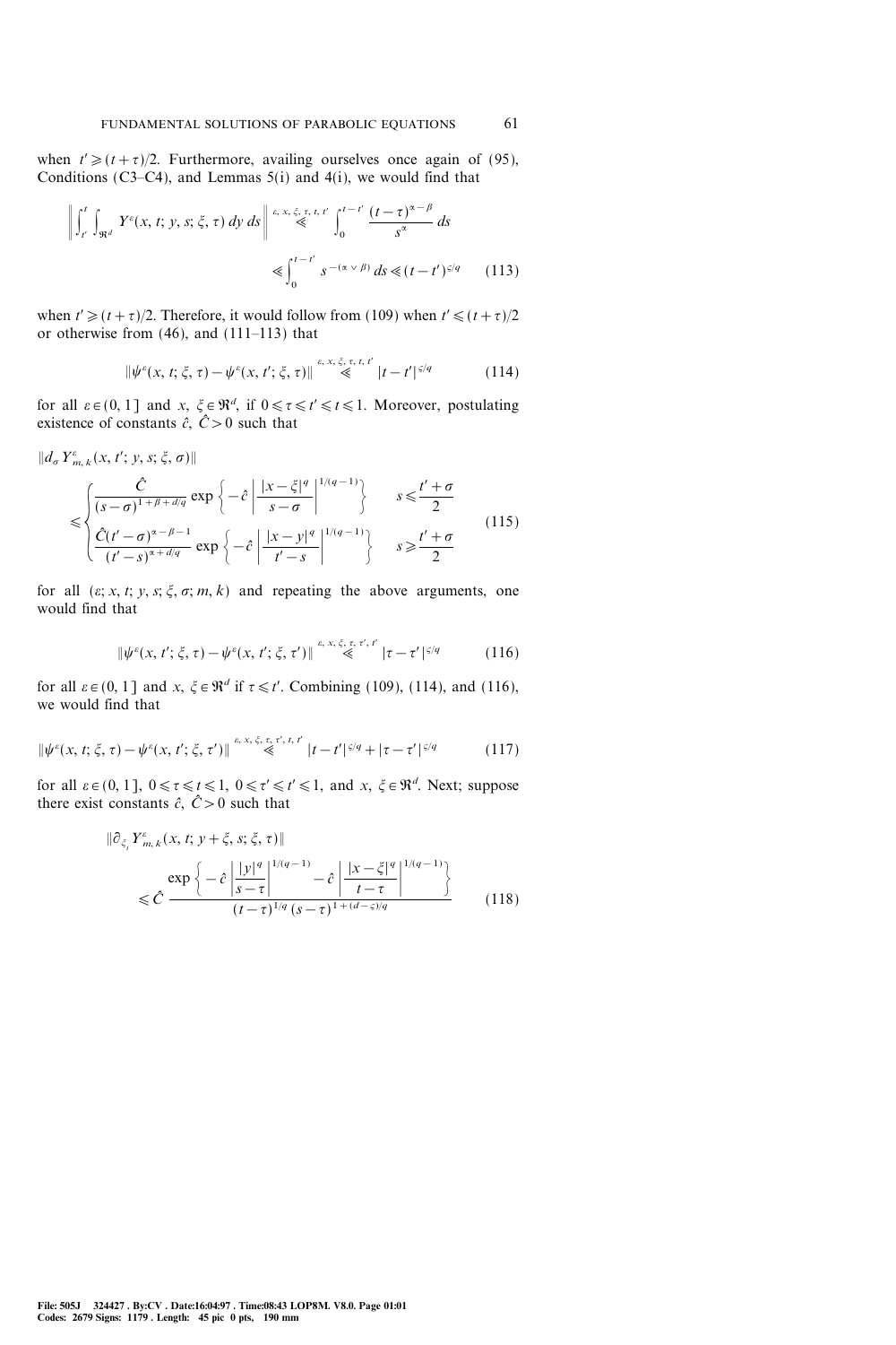when $t' \geqslant (t+\tau)/2$. Furthermore, availing ourselves once again of (95), Conditions (C3–C4), and Lemmas 5(i) and 4(i), we would find that

$$\left\| \int_{t'}^{t} \int_{\mathfrak{R}^d} Y^\varepsilon(x, t; y, s; \xi, \tau)\, dy\, ds \right\| \overset{\varepsilon, x, \xi, \tau, t, t'}{\ll} \int_0^{t-t'} \frac{(t-\tau)^{\alpha-\beta}}{s^\alpha}\, ds$$

$$\ll \int_0^{t-t'} s^{-(\alpha \vee \beta)}\, ds \ll (t-t')^{\varsigma/q} \tag{113}$$

when $t' \geqslant (t+\tau)/2$. Therefore, it would follow from (109) when $t' \leqslant (t+\tau)/2$ or otherwise from (46), and (111–113) that

$$\|\psi^\varepsilon(x, t; \xi, \tau) - \psi^\varepsilon(x, t'; \xi, \tau)\| \overset{\varepsilon, x, \xi, \tau, t, t'}{\ll} |t-t'|^{\varsigma/q} \tag{114}$$

for all $\varepsilon \in (0, 1]$ and $x, \xi \in \mathfrak{R}^d$, if $0 \leqslant \tau \leqslant t' \leqslant t \leqslant 1$. Moreover, postulating existence of constants $\hat{c}, \hat{C} > 0$ such that

$$\|d_\sigma Y^\varepsilon_{m,k}(x, t'; y, s; \xi, \sigma)\|$$

$$\leqslant \begin{cases} \dfrac{\hat{C}}{(s-\sigma)^{1+\beta+d/q}} \exp\left\{-\hat{c}\left|\dfrac{|x-\xi|^q}{s-\sigma}\right|^{1/(q-1)}\right\} & s \leqslant \dfrac{t'+\sigma}{2} \\[2ex] \dfrac{\hat{C}(t'-\sigma)^{\alpha-\beta-1}}{(t'-s)^{\alpha+d/q}} \exp\left\{-\hat{c}\left|\dfrac{|x-y|^q}{t'-s}\right|^{1/(q-1)}\right\} & s \geqslant \dfrac{t'+\sigma}{2} \end{cases} \tag{115}$$

for all $(\varepsilon; x, t; y, s; \xi, \sigma; m, k)$ and repeating the above arguments, one would find that

$$\|\psi^\varepsilon(x, t'; \xi, \tau) - \psi^\varepsilon(x, t'; \xi, \tau')\| \overset{\varepsilon, x, \xi, \tau, \tau', t'}{\ll} |\tau-\tau'|^{\varsigma/q} \tag{116}$$

for all $\varepsilon \in (0, 1]$ and $x, \xi \in \mathfrak{R}^d$ if $\tau \leqslant t'$. Combining (109), (114), and (116), we would find that

$$\|\psi^\varepsilon(x, t; \xi, \tau) - \psi^\varepsilon(x, t'; \xi, \tau')\| \overset{\varepsilon, x, \xi, \tau, \tau', t, t'}{\ll} |t-t'|^{\varsigma/q} + |\tau-\tau'|^{\varsigma/q} \tag{117}$$

for all $\varepsilon \in (0, 1]$, $0 \leqslant \tau \leqslant t \leqslant 1$, $0 \leqslant \tau' \leqslant t' \leqslant 1$, and $x, \xi \in \mathfrak{R}^d$. Next; suppose there exist constants $\hat{c}, \hat{C} > 0$ such that

$$\|\partial_{\xi_i} Y^\varepsilon_{m,k}(x, t; y+\xi, s; \xi, \tau)\|$$

$$\leqslant \hat{C}\, \frac{\exp\left\{-\hat{c}\left|\dfrac{|y|^q}{s-\tau}\right|^{1/(q-1)} - \hat{c}\left|\dfrac{|x-\xi|^q}{t-\tau}\right|^{1/(q-1)}\right\}}{(t-\tau)^{1/q}\,(s-\tau)^{1+(d-\varsigma)/q}} \tag{118}$$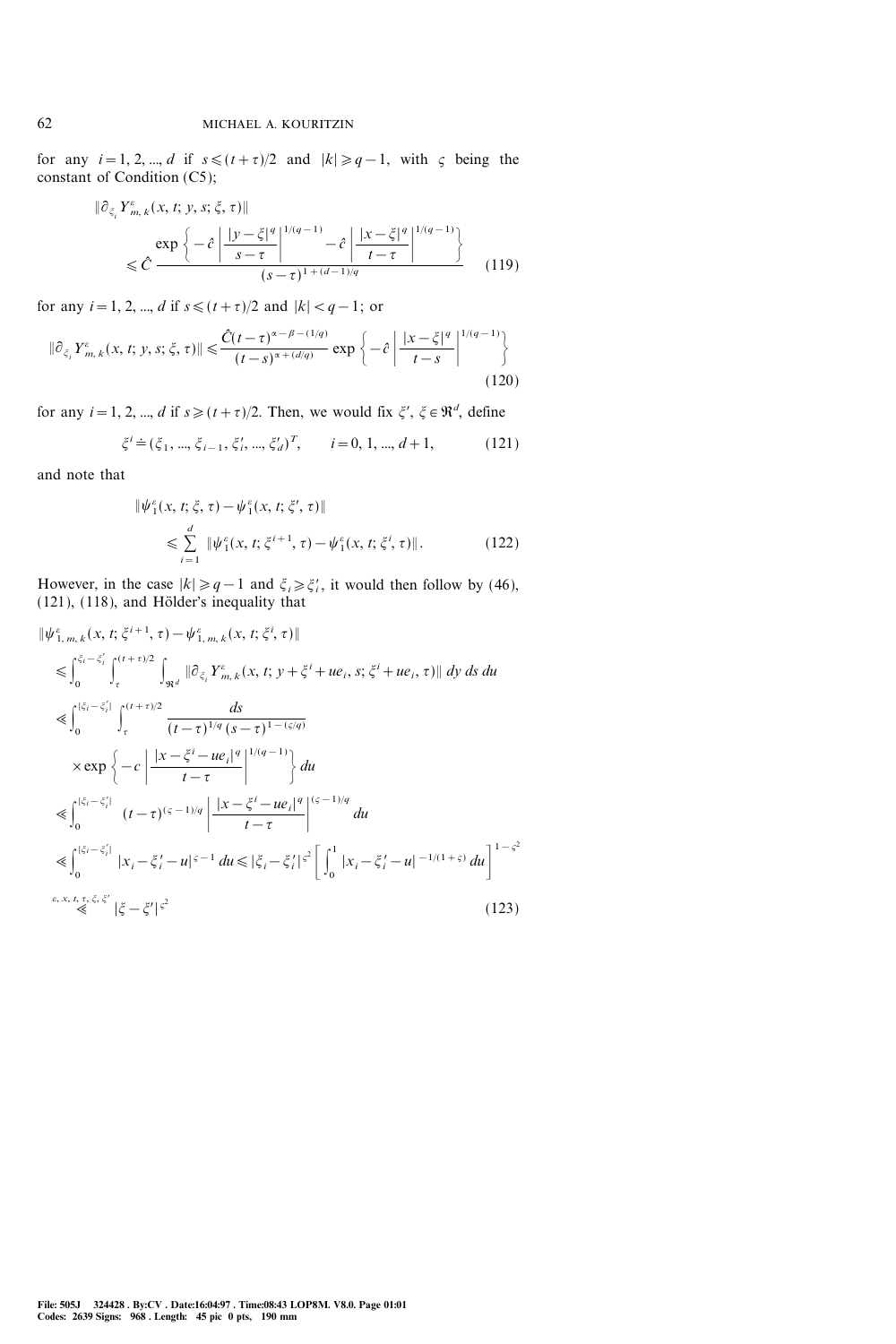for any $i = 1, 2, ..., d$ if $s \leqslant (t+\tau)/2$ and $|k| \geqslant q-1$, with $\varsigma$ being the constant of Condition (C5);

$$\|\partial_{\xi_i} Y^{\varepsilon}_{m,k}(x, t; y, s; \xi, \tau)\| \leqslant \hat{C} \frac{\exp\left\{-\hat{c}\left|\frac{|y-\xi|^q}{s-\tau}\right|^{1/(q-1)} - \hat{c}\left|\frac{|x-\xi|^q}{t-\tau}\right|^{1/(q-1)}\right\}}{(s-\tau)^{1+(d-1)/q}} \tag{119}$$

for any $i = 1, 2, ..., d$ if $s \leqslant (t+\tau)/2$ and $|k| < q-1$; or

$$\|\partial_{\xi_i} Y^{\varepsilon}_{m,k}(x, t; y, s; \xi, \tau)\| \leqslant \frac{\hat{C}(t-\tau)^{\alpha-\beta-(1/q)}}{(t-s)^{\alpha+(d/q)}} \exp\left\{-\hat{c}\left|\frac{|x-\xi|^q}{t-s}\right|^{1/(q-1)}\right\} \tag{120}$$

for any $i = 1, 2, ..., d$ if $s \geqslant (t+\tau)/2$. Then, we would fix $\xi', \xi \in \mathfrak{R}^d$, define

$$\xi^i \doteq (\xi_1, ..., \xi_{i-1}, \xi'_i, ..., \xi'_d)^T, \qquad i = 0, 1, ..., d+1, \tag{121}$$

and note that

$$\|\psi^{\varepsilon}_1(x, t; \xi, \tau) - \psi^{\varepsilon}_1(x, t; \xi', \tau)\| \leqslant \sum_{i=1}^{d} \|\psi^{\varepsilon}_1(x, t; \xi^{i+1}, \tau) - \psi^{\varepsilon}_1(x, t; \xi^i, \tau)\|. \tag{122}$$

However, in the case $|k| \geqslant q-1$ and $\xi_i \geqslant \xi'_i$, it would then follow by (46), (121), (118), and Hölder's inequality that

$$\begin{aligned}
&\|\psi^{\varepsilon}_{1,m,k}(x, t; \xi^{i+1}, \tau) - \psi^{\varepsilon}_{1,m,k}(x, t; \xi^i, \tau)\| \\
&\quad \leqslant \int_0^{\xi_i - \xi'_i} \int_{\tau}^{(t+\tau)/2} \int_{\mathfrak{R}^d} \|\partial_{\xi_i} Y^{\varepsilon}_{m,k}(x, t; y + \xi^i + ue_i, s; \xi^i + ue_i, \tau)\| \, dy \, ds \, du \\
&\quad \ll \int_0^{|\xi_i - \xi'_i|} \int_{\tau}^{(t+\tau)/2} \frac{ds}{(t-\tau)^{1/q}(s-\tau)^{1-(\varsigma/q)}} \\
&\qquad \times \exp\left\{-c\left|\frac{|x-\xi^i - ue_i|^q}{t-\tau}\right|^{1/(q-1)}\right\} du \\
&\quad \ll \int_0^{|\xi_i - \xi'_i|} (t-\tau)^{(\varsigma-1)/q} \left|\frac{|x-\xi^i - ue_i|^q}{t-\tau}\right|^{(\varsigma-1)/q} du \\
&\quad \ll \int_0^{|\xi_i - \xi'_i|} |x_i - \xi'_i - u|^{\varsigma-1} \, du \leqslant |\xi_i - \xi'_i|^{\varsigma^2} \left[\int_0^1 |x_i - \xi'_i - u|^{-1/(1+\varsigma)} \, du\right]^{1-\varsigma^2} \\
&\quad \overset{\varepsilon, x, t, \tau, \xi, \xi'}{\ll} |\xi - \xi'|^{\varsigma^2}
\end{aligned} \tag{123}$$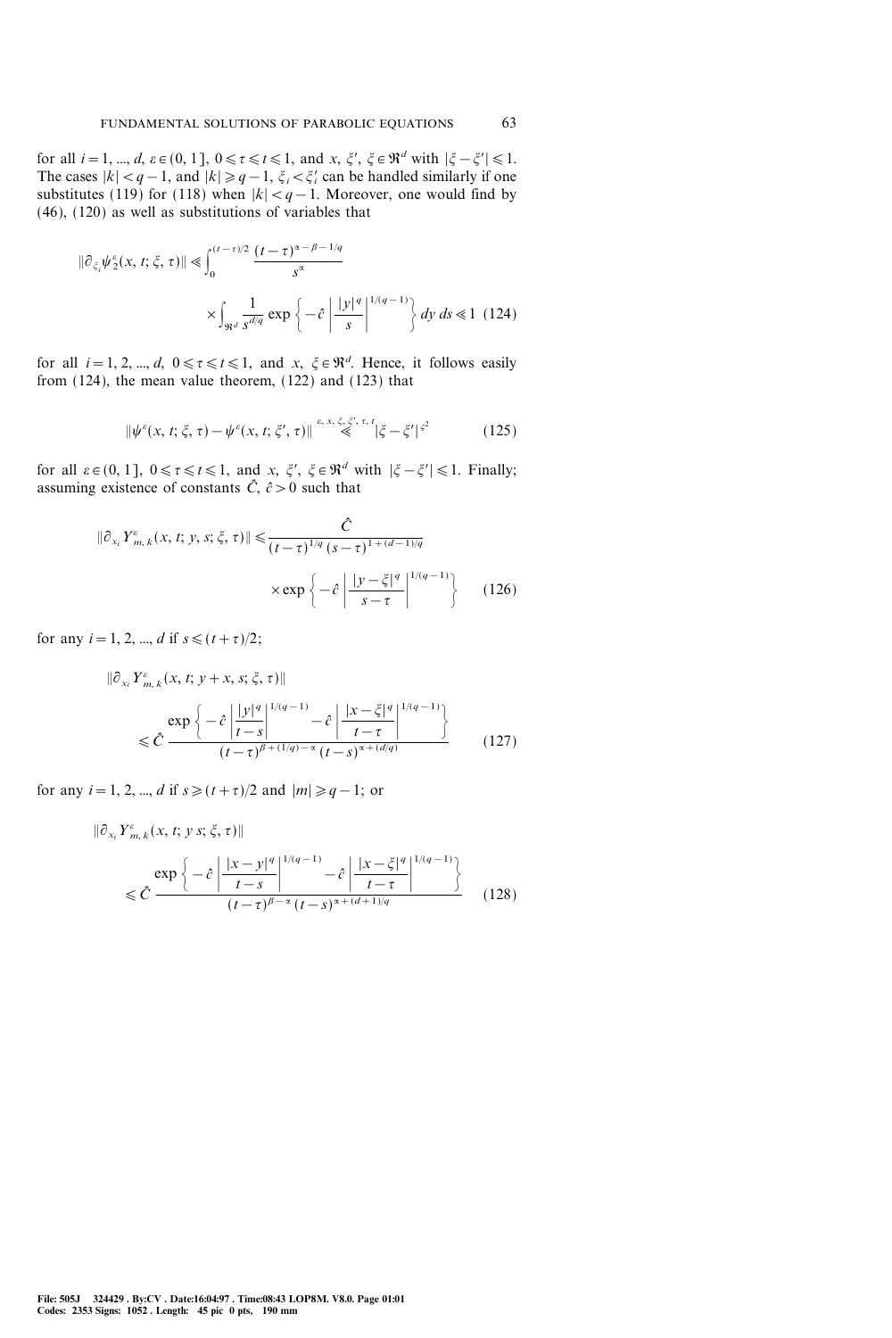for all $i=1, ..., d$, $\varepsilon \in (0, 1]$, $0 \leqslant \tau \leqslant t \leqslant 1$, and $x, \xi', \xi \in \Re^d$ with $|\xi - \xi'| \leqslant 1$. The cases $|k| < q-1$, and $|k| \geqslant q-1$, $\xi_i < \xi'_i$ can be handled similarly if one substitutes (119) for (118) when $|k| < q-1$. Moreover, one would find by (46), (120) as well as substitutions of variables that

$$\|\partial_{\xi_i} \psi_2^\varepsilon(x, t; \xi, \tau)\| \leqslant \int_0^{(t-\tau)/2} \frac{(t-\tau)^{\alpha-\beta-1/q}}{s^\alpha} \times \int_{\Re^d} \frac{1}{s^{d/q}} \exp\left\{-\hat{c} \left|\frac{|y|^q}{s}\right|^{1/(q-1)}\right\} dy\, ds \ll 1 \tag{124}$$

for all $i=1, 2, ..., d$, $0 \leqslant \tau \leqslant t \leqslant 1$, and $x, \xi \in \Re^d$. Hence, it follows easily from (124), the mean value theorem, (122) and (123) that

$$\|\psi^\varepsilon(x, t; \xi, \tau) - \psi^\varepsilon(x, t; \xi', \tau)\| \overset{\varepsilon, x, \xi, \xi', \tau, t}{\ll} |\xi - \xi'|^{\varsigma^2} \tag{125}$$

for all $\varepsilon \in (0, 1]$, $0 \leqslant \tau \leqslant t \leqslant 1$, and $x, \xi', \xi \in \Re^d$ with $|\xi - \xi'| \leqslant 1$. Finally; assuming existence of constants $\hat{C}, \hat{c} > 0$ such that

$$\|\partial_{x_i} Y^\varepsilon_{m,k}(x, t; y, s; \xi, \tau)\| \leqslant \frac{\hat{C}}{(t-\tau)^{1/q}(s-\tau)^{1+(d-1)/q}} \times \exp\left\{-\hat{c}\left|\frac{|y-\xi|^q}{s-\tau}\right|^{1/(q-1)}\right\} \tag{126}$$

for any $i=1, 2, ..., d$ if $s \leqslant (t+\tau)/2$;

$$\|\partial_{x_i} Y^\varepsilon_{m,k}(x, t; y+x, s; \xi, \tau)\| \leqslant \hat{C} \frac{\exp\left\{-\hat{c}\left|\frac{|y|^q}{t-s}\right|^{1/(q-1)} - \hat{c}\left|\frac{|x-\xi|^q}{t-\tau}\right|^{1/(q-1)}\right\}}{(t-\tau)^{\beta+(1/q)-\alpha}(t-s)^{\alpha+(d/q)}} \tag{127}$$

for any $i=1, 2, ..., d$ if $s \geqslant (t+\tau)/2$ and $|m| \geqslant q-1$; or

$$\|\partial_{x_i} Y^\varepsilon_{m,k}(x, t; y\, s; \xi, \tau)\| \leqslant \hat{C} \frac{\exp\left\{-\hat{c}\left|\frac{|x-y|^q}{t-s}\right|^{1/(q-1)} - \hat{c}\left|\frac{|x-\xi|^q}{t-\tau}\right|^{1/(q-1)}\right\}}{(t-\tau)^{\beta-\alpha}(t-s)^{\alpha+(d+1)/q}} \tag{128}$$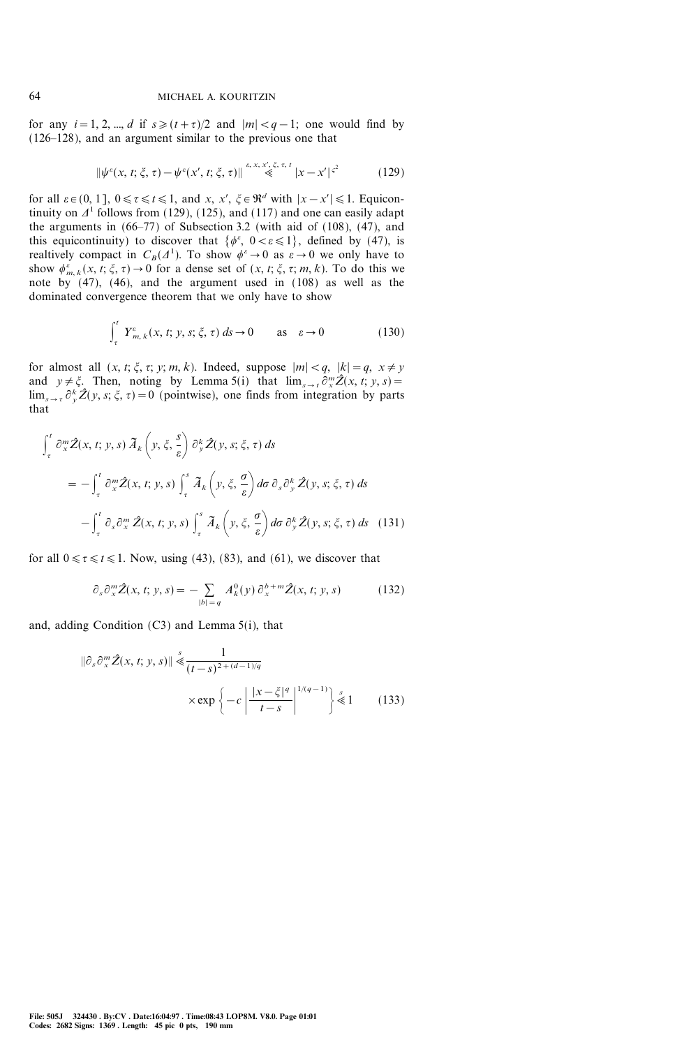for any $i = 1, 2, ..., d$ if $s \geqslant (t+\tau)/2$ and $|m| < q-1$; one would find by (126–128), and an argument similar to the previous one that

$$\|\psi^\varepsilon(x, t; \xi, \tau) - \psi^\varepsilon(x', t; \xi, \tau)\| \overset{\varepsilon, x, x', \xi, \tau, t}{\ll} |x - x'|^{\varsigma^2} \tag{129}$$

for all $\varepsilon \in (0, 1]$, $0 \leqslant \tau \leqslant t \leqslant 1$, and $x$, $x'$, $\xi \in \Re^d$ with $|x - x'| \leqslant 1$. Equicontinuity on $\Delta^1$ follows from (129), (125), and (117) and one can easily adapt the arguments in (66–77) of Subsection 3.2 (with aid of (108), (47), and this equicontinuity) to discover that $\{\phi^\varepsilon, 0 < \varepsilon \leqslant 1\}$, defined by (47), is realtively compact in $C_B(\Delta^1)$. To show $\phi^\varepsilon \to 0$ as $\varepsilon \to 0$ we only have to show $\phi^\varepsilon_{m,k}(x, t; \xi, \tau) \to 0$ for a dense set of $(x, t; \xi, \tau; m, k)$. To do this we note by (47), (46), and the argument used in (108) as well as the dominated convergence theorem that we only have to show

$$\int_\tau^t Y^\varepsilon_{m,k}(x, t; y, s; \xi, \tau)\, ds \to 0 \qquad \text{as} \quad \varepsilon \to 0 \tag{130}$$

for almost all $(x, t; \xi, \tau; y; m, k)$. Indeed, suppose $|m| < q$, $|k| = q$, $x \neq y$ and $y \neq \xi$. Then, noting by Lemma 5(i) that $\lim_{s \to t} \partial^m_x \hat{Z}(x, t; y, s) = \lim_{s \to \tau} \partial^k_y \hat{Z}(y, s; \xi, \tau) = 0$ (pointwise), one finds from integration by parts that

$$\begin{aligned}
&\int_\tau^t \partial^m_x \hat{Z}(x, t; y, s)\, \widetilde{A}_k\left(y, \xi, \frac{s}{\varepsilon}\right) \partial^k_y \hat{Z}(y, s; \xi, \tau)\, ds \\
&\quad = -\int_\tau^t \partial^m_x \hat{Z}(x, t; y, s) \int_\tau^s \widetilde{A}_k\left(y, \xi, \frac{\sigma}{\varepsilon}\right) d\sigma\, \partial_s \partial^k_y \hat{Z}(y, s; \xi, \tau)\, ds \\
&\qquad - \int_\tau^t \partial_s \partial^m_x \hat{Z}(x, t; y, s) \int_\tau^s \widetilde{A}_k\left(y, \xi, \frac{\sigma}{\varepsilon}\right) d\sigma\, \partial^k_y \hat{Z}(y, s; \xi, \tau)\, ds
\end{aligned} \tag{131}$$

for all $0 \leqslant \tau \leqslant t \leqslant 1$. Now, using (43), (83), and (61), we discover that

$$\partial_s \partial^m_x \hat{Z}(x, t; y, s) = -\sum_{|b| = q} A^0_k(y)\, \partial^{b+m}_x \hat{Z}(x, t; y, s) \tag{132}$$

and, adding Condition (C3) and Lemma 5(i), that

$$\|\partial_s \partial^m_x \hat{Z}(x, t; y, s)\| \overset{s}{\ll} \frac{1}{(t-s)^{2+(d-1)/q}} \times \exp\left\{-c \left|\frac{|x-\xi|^q}{t-s}\right|^{1/(q-1)}\right\} \overset{s}{\ll} 1 \tag{133}$$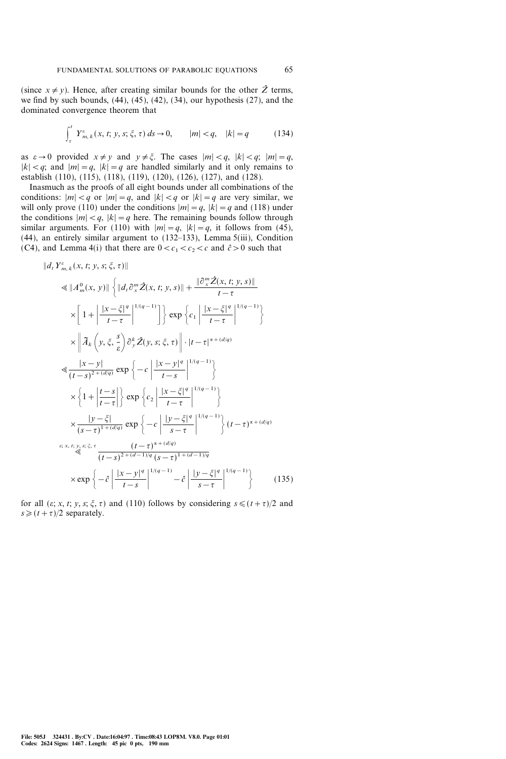(since $x \neq y$). Hence, after creating similar bounds for the other $\hat{Z}$ terms, we find by such bounds, (44), (45), (42), (34), our hypothesis (27), and the dominated convergence theorem that

$$\int_{\tau}^{t} Y^{\varepsilon}_{m,k}(x, t; y, s; \xi, \tau)\, ds \to 0, \qquad |m| < q, \quad |k| = q \tag{134}$$

as $\varepsilon \to 0$ provided $x \neq y$ and $y \neq \xi$. The cases $|m| < q$, $|k| < q$; $|m| = q$, $|k| < q$; and $|m| = q$, $|k| = q$ are handled similarly and it only remains to establish (110), (115), (118), (119), (120), (126), (127), and (128).

Inasmuch as the proofs of all eight bounds under all combinations of the conditions: $|m| < q$ or $|m| = q$, and $|k| < q$ or $|k| = q$ are very similar, we will only prove (110) under the conditions $|m| = q$, $|k| = q$ and (118) under the conditions $|m| < q$, $|k| = q$ here. The remaining bounds follow through similar arguments. For (110) with $|m| = q$, $|k| = q$, it follows from (45), (44), an entirely similar argument to (132–133), Lemma 5(iii), Condition (C4), and Lemma 4(i) that there are $0 < c_1 < c_2 < c$ and $\hat{c} > 0$ such that

$$\begin{aligned}
&\| d_t Y^{\varepsilon}_{m,k}(x, t; y, s; \xi, \tau) \| \\
&\quad \ll \| A^0_m(x, y) \| \left\{ \| d_t \partial^m_x \hat{Z}(x, t; y, s) \| + \frac{\| \partial^m_x \hat{Z}(x, t; y, s) \|}{t - \tau} \right. \\
&\quad \quad \times \left. \left[ 1 + \left| \frac{|x - \xi|^q}{t - \tau} \right|^{1/(q-1)} \right] \right\} \exp\left\{ c_1 \left| \frac{|x - \xi|^q}{t - \tau} \right|^{1/(q-1)} \right\} \\
&\quad \quad \times \left\| \tilde{A}_k\left( y, \xi, \frac{s}{\varepsilon} \right) \partial^k_y \hat{Z}(y, s; \xi, \tau) \right\| \cdot |t - \tau|^{\alpha + (d/q)} \\
&\quad \ll \frac{|x - y|}{(t - s)^{2 + (d/q)}} \exp\left\{ -c \left| \frac{|x - y|^q}{t - s} \right|^{1/(q-1)} \right\} \\
&\quad \quad \times \left\{ 1 + \left| \frac{t - s}{t - \tau} \right| \right\} \exp\left\{ c_2 \left| \frac{|x - \xi|^q}{t - \tau} \right|^{1/(q-1)} \right\} \\
&\quad \quad \times \frac{|y - \xi|}{(s - \tau)^{1 + (d/q)}} \exp\left\{ -c \left| \frac{|y - \xi|^q}{s - \tau} \right|^{1/(q-1)} \right\} (t - \tau)^{\alpha + (d/q)} \\
&\quad \overset{\varepsilon;\, x,\, t;\, y,\, s;\, \xi,\, \tau}{\ll} \frac{(t - \tau)^{\alpha + (d/q)}}{(t - s)^{2 + (d-1)/q} (s - \tau)^{1 + (d-1)/q}} \\
&\quad \quad \times \exp\left\{ -\hat{c} \left| \frac{|x - y|^q}{t - s} \right|^{1/(q-1)} - \hat{c} \left| \frac{|y - \xi|^q}{s - \tau} \right|^{1/(q-1)} \right\}
\end{aligned} \tag{135}$$

for all $(\varepsilon; x, t; y, s; \xi, \tau)$ and (110) follows by considering $s \leqslant (t + \tau)/2$ and $s \geqslant (t + \tau)/2$ separately.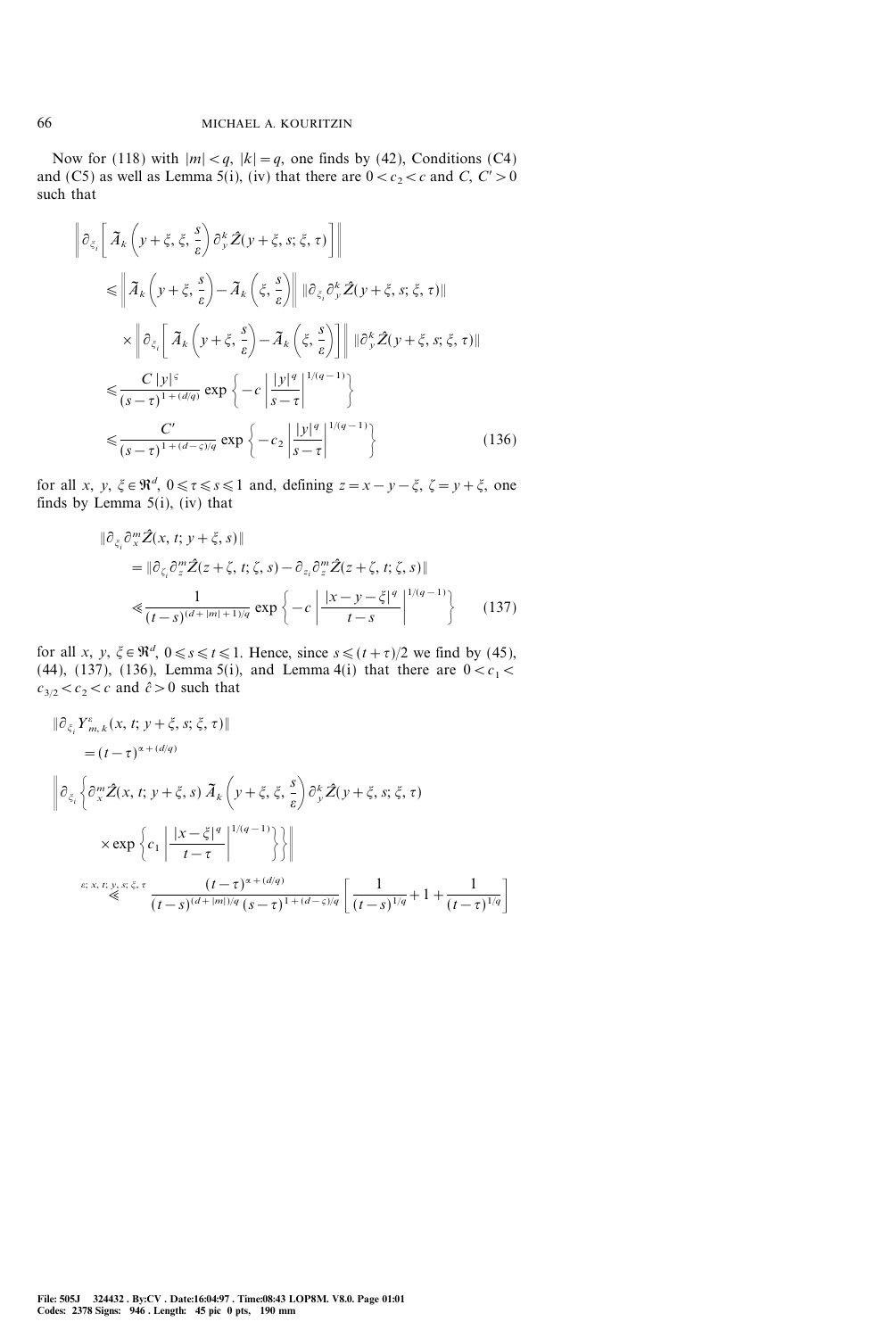Now for (118) with $|m| < q$, $|k| = q$, one finds by (42), Conditions (C4) and (C5) as well as Lemma 5(i), (iv) that there are $0 < c_2 < c$ and $C, C' > 0$ such that

$$
\begin{aligned}
&\left\| \partial_{\xi_i} \left[ \tilde{A}_k \left( y+\xi, \xi, \frac{s}{\varepsilon} \right) \partial_y^k \hat{Z}(y+\xi, s; \xi, \tau) \right] \right\| \\
&\quad \leqslant \left\| \tilde{A}_k \left( y+\xi, \frac{s}{\varepsilon} \right) - \tilde{A}_k \left( \xi, \frac{s}{\varepsilon} \right) \right\| \, \| \partial_{\xi_i} \partial_y^k \hat{Z}(y+\xi, s; \xi, \tau) \| \\
&\qquad \times \left\| \partial_{\xi_i} \left[ \tilde{A}_k \left( y+\xi, \frac{s}{\varepsilon} \right) - \tilde{A}_k \left( \xi, \frac{s}{\varepsilon} \right) \right] \right\| \, \| \partial_y^k \hat{Z}(y+\xi, s; \xi, \tau) \| \\
&\quad \leqslant \frac{C\, |y|^{\varsigma}}{(s-\tau)^{1+(d/q)}} \exp\left\{ -c \left| \frac{|y|^q}{s-\tau} \right|^{1/(q-1)} \right\} \\
&\quad \leqslant \frac{C'}{(s-\tau)^{1+(d-\varsigma)/q}} \exp\left\{ -c_2 \left| \frac{|y|^q}{s-\tau} \right|^{1/(q-1)} \right\}
\end{aligned} \tag{136}
$$

for all $x, y, \xi \in \Re^d$, $0 \leqslant \tau \leqslant s \leqslant 1$ and, defining $z = x - y - \xi$, $\zeta = y + \xi$, one finds by Lemma 5(i), (iv) that

$$
\begin{aligned}
&\| \partial_{\xi_i} \partial_x^m \hat{Z}(x, t; y+\xi, s) \| \\
&\quad = \| \partial_{\zeta_i} \partial_z^m \hat{Z}(z+\zeta, t; \zeta, s) - \partial_{z_i} \partial_z^m \hat{Z}(z+\zeta, t; \zeta, s) \| \\
&\quad \leqslant \frac{1}{(t-s)^{(d+|m|+1)/q}} \exp\left\{ -c \left| \frac{|x-y-\xi|^q}{t-s} \right|^{1/(q-1)} \right\}
\end{aligned} \tag{137}
$$

for all $x, y, \xi \in \Re^d$, $0 \leqslant s \leqslant t \leqslant 1$. Hence, since $s \leqslant (t+\tau)/2$ we find by (45), (44), (137), (136), Lemma 5(i), and Lemma 4(i) that there are $0 < c_1 < c_{3/2} < c_2 < c$ and $\hat{c} > 0$ such that

$$
\begin{aligned}
&\| \partial_{\xi_i} Y^{\varepsilon}_{m,k}(x, t; y+\xi, s; \xi, \tau) \| \\
&\quad = (t-\tau)^{\alpha + (d/q)} \\
&\left\| \partial_{\xi_i} \left\{ \partial_x^m \hat{Z}(x, t; y+\xi, s)\, \tilde{A}_k \left( y+\xi, \xi, \frac{s}{\varepsilon} \right) \partial_y^k \hat{Z}(y+\xi, s; \xi, \tau) \right. \right. \\
&\qquad \left. \left. \times \exp\left\{ c_1 \left| \frac{|x-\xi|^q}{t-\tau} \right|^{1/(q-1)} \right\} \right\} \right\| \\
&\quad \overset{\varepsilon;\, x,\, t;\, y,\, s;\, \xi,\, \tau}{\ll} \frac{(t-\tau)^{\alpha+(d/q)}}{(t-s)^{(d+|m|)/q} (s-\tau)^{1+(d-\varsigma)/q}} \left[ \frac{1}{(t-s)^{1/q}} + 1 + \frac{1}{(t-\tau)^{1/q}} \right]
\end{aligned}
$$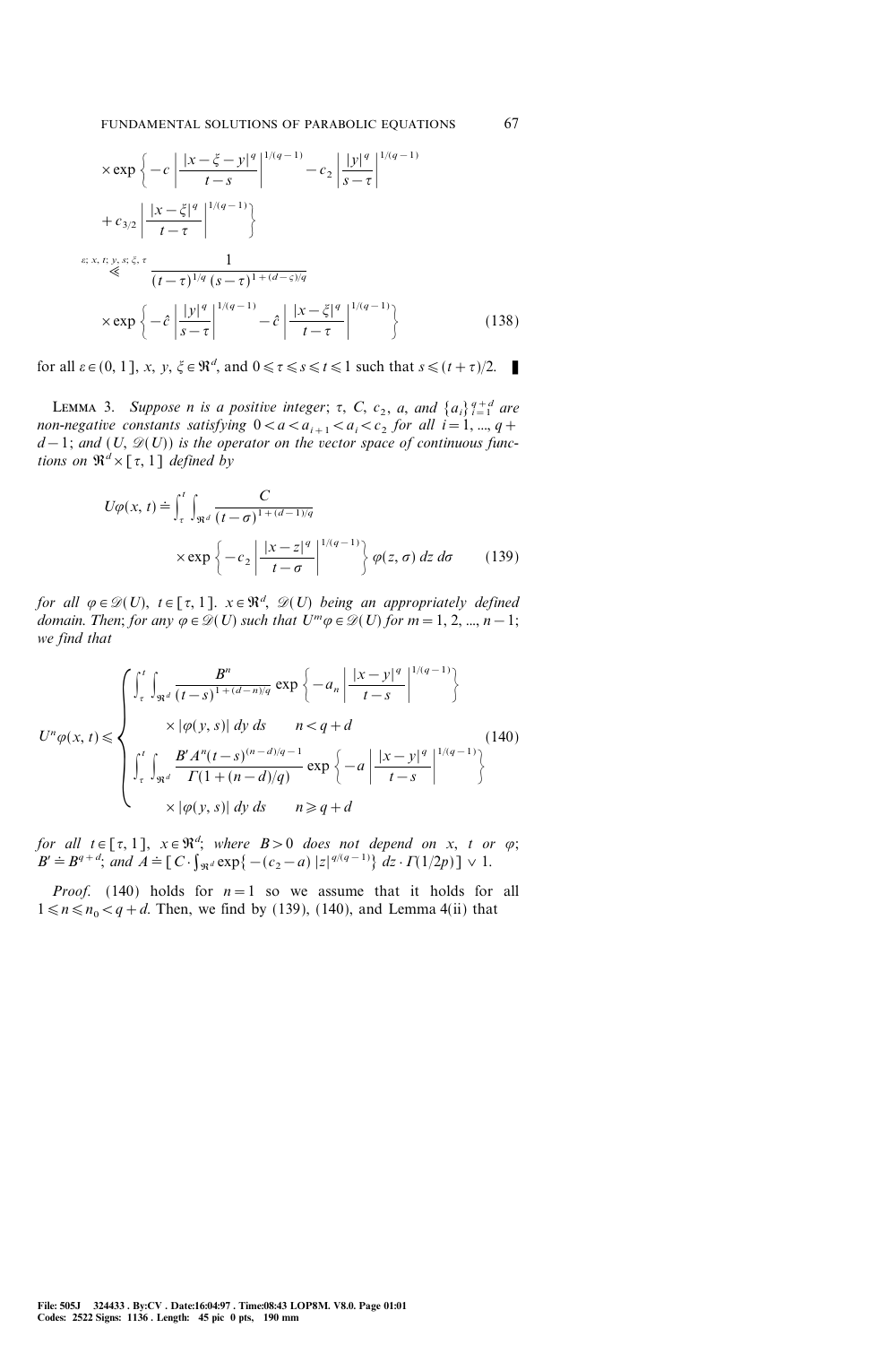$$
\times \exp\left\{-c\left|\frac{|x-\xi-y|^q}{t-s}\right|^{1/(q-1)} - c_2\left|\frac{|y|^q}{s-\tau}\right|^{1/(q-1)} + c_{3/2}\left|\frac{|x-\xi|^q}{t-\tau}\right|^{1/(q-1)}\right\}
$$

$$
\overset{\varepsilon;\, x,\, t;\, y,\, s;\, \xi,\, \tau}{\ll} \frac{1}{(t-\tau)^{1/q}(s-\tau)^{1+(d-\varsigma)/q}} \times \exp\left\{-\hat{c}\left|\frac{|y|^q}{s-\tau}\right|^{1/(q-1)} - \hat{c}\left|\frac{|x-\xi|^q}{t-\tau}\right|^{1/(q-1)}\right\} \tag{138}
$$

for all $\varepsilon \in (0, 1]$, $x$, $y$, $\xi \in \mathfrak{R}^d$, and $0 \leqslant \tau \leqslant s \leqslant t \leqslant 1$ such that $s \leqslant (t+\tau)/2$. ∎

LEMMA 3. *Suppose $n$ is a positive integer; $\tau$, $C$, $c_2$, $a$, and $\{a_i\}_{i=1}^{q+d}$ are non-negative constants satisfying $0 < a < a_{i+1} < a_i < c_2$ for all $i = 1, ..., q+d-1$; and $(U, \mathscr{D}(U))$ is the operator on the vector space of continuous functions on $\mathfrak{R}^d \times [\tau, 1]$ defined by*

$$
U\varphi(x, t) \doteq \int_\tau^t \int_{\mathfrak{R}^d} \frac{C}{(t-\sigma)^{1+(d-1)/q}} \times \exp\left\{-c_2\left|\frac{|x-z|^q}{t-\sigma}\right|^{1/(q-1)}\right\} \varphi(z, \sigma)\, dz\, d\sigma \tag{139}
$$

*for all $\varphi \in \mathscr{D}(U)$, $t \in [\tau, 1]$. $x \in \mathfrak{R}^d$, $\mathscr{D}(U)$ being an appropriately defined domain. Then; for any $\varphi \in \mathscr{D}(U)$ such that $U^m\varphi \in \mathscr{D}(U)$ for $m = 1, 2, ..., n-1$; we find that*

$$
U^n\varphi(x, t) \leqslant \begin{cases} \displaystyle\int_\tau^t \int_{\mathfrak{R}^d} \frac{B^n}{(t-s)^{1+(d-n)/q}} \exp\left\{-a_n\left|\frac{|x-y|^q}{t-s}\right|^{1/(q-1)}\right\} \times |\varphi(y, s)|\, dy\, ds & n < q+d \\[2ex] \displaystyle\int_\tau^t \int_{\mathfrak{R}^d} \frac{B' A^n (t-s)^{(n-d)/q-1}}{\Gamma(1+(n-d)/q)} \exp\left\{-a\left|\frac{|x-y|^q}{t-s}\right|^{1/(q-1)}\right\} \times |\varphi(y, s)|\, dy\, ds & n \geqslant q+d \end{cases} \tag{140}
$$

*for all $t \in [\tau, 1]$, $x \in \mathfrak{R}^d$; where $B > 0$ does not depend on $x$, $t$ or $\varphi$; $B' \doteq B^{q+d}$; and $A \doteq [C \cdot \int_{\mathfrak{R}^d} \exp\{-(c_2 - a)\,|z|^{q/(q-1)}\}\, dz \cdot \Gamma(1/2p)] \vee 1$.*

*Proof.* (140) holds for $n = 1$ so we assume that it holds for all $1 \leqslant n \leqslant n_0 < q+d$. Then, we find by (139), (140), and Lemma 4(ii) that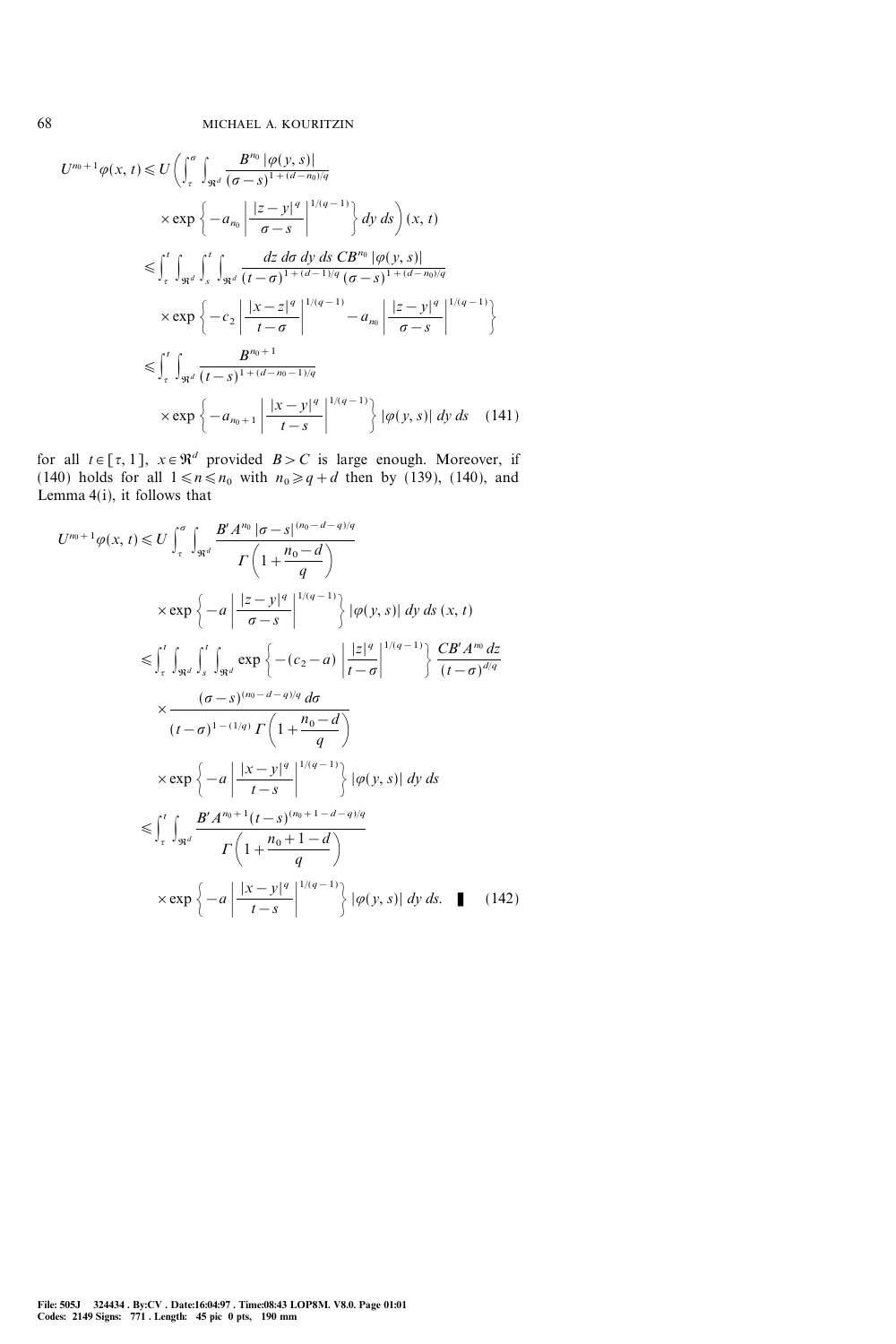$$
\begin{aligned}
U^{n_0+1}\varphi(x,t) &\leqslant U\left(\int_\tau^\sigma \int_{\Re^d} \frac{B^{n_0}\,|\varphi(y,s)|}{(\sigma-s)^{1+(d-n_0)/q}}\right.\\
&\quad \left.\times \exp\left\{-a_{n_0}\left|\frac{|z-y|^q}{\sigma-s}\right|^{1/(q-1)}\right\} dy\,ds\right)(x,t)\\
&\leqslant \int_\tau^t \int_{\Re^d} \int_s^t \int_{\Re^d} \frac{dz\,d\sigma\,dy\,ds\;CB^{n_0}\,|\varphi(y,s)|}{(t-\sigma)^{1+(d-1)/q}\,(\sigma-s)^{1+(d-n_0)/q}}\\
&\quad \times \exp\left\{-c_2\left|\frac{|x-z|^q}{t-\sigma}\right|^{1/(q-1)} - a_{n_0}\left|\frac{|z-y|^q}{\sigma-s}\right|^{1/(q-1)}\right\}\\
&\leqslant \int_\tau^t \int_{\Re^d} \frac{B^{n_0+1}}{(t-s)^{1+(d-n_0-1)/q}}\\
&\quad \times \exp\left\{-a_{n_0+1}\left|\frac{|x-y|^q}{t-s}\right|^{1/(q-1)}\right\} |\varphi(y,s)|\,dy\,ds \qquad (141)
\end{aligned}
$$

for all $t \in [\tau, 1]$, $x \in \Re^d$ provided $B > C$ is large enough. Moreover, if (140) holds for all $1 \leqslant n \leqslant n_0$ with $n_0 \geqslant q+d$ then by (139), (140), and Lemma 4(i), it follows that

$$
\begin{aligned}
U^{n_0+1}\varphi(x,t) &\leqslant U\int_\tau^\sigma \int_{\Re^d} \frac{B' A^{n_0}\,|\sigma-s|^{(n_0-d-q)/q}}{\Gamma\left(1+\dfrac{n_0-d}{q}\right)}\\
&\quad \times \exp\left\{-a\left|\frac{|z-y|^q}{\sigma-s}\right|^{1/(q-1)}\right\} |\varphi(y,s)|\,dy\,ds\,(x,t)\\
&\leqslant \int_\tau^t \int_{\Re^d} \int_s^t \int_{\Re^d} \exp\left\{-(c_2-a)\left|\frac{|z|^q}{t-\sigma}\right|^{1/(q-1)}\right\} \frac{CB' A^{n_0}\,dz}{(t-\sigma)^{d/q}}\\
&\quad \times \frac{(\sigma-s)^{(n_0-d-q)/q}\,d\sigma}{(t-\sigma)^{1-(1/q)}\,\Gamma\left(1+\dfrac{n_0-d}{q}\right)}\\
&\quad \times \exp\left\{-a\left|\frac{|x-y|^q}{t-s}\right|^{1/(q-1)}\right\} |\varphi(y,s)|\,dy\,ds\\
&\leqslant \int_\tau^t \int_{\Re^d} \frac{B' A^{n_0+1}(t-s)^{(n_0+1-d-q)/q}}{\Gamma\left(1+\dfrac{n_0+1-d}{q}\right)}\\
&\quad \times \exp\left\{-a\left|\frac{|x-y|^q}{t-s}\right|^{1/(q-1)}\right\} |\varphi(y,s)|\,dy\,ds. \quad \blacksquare \qquad (142)
\end{aligned}
$$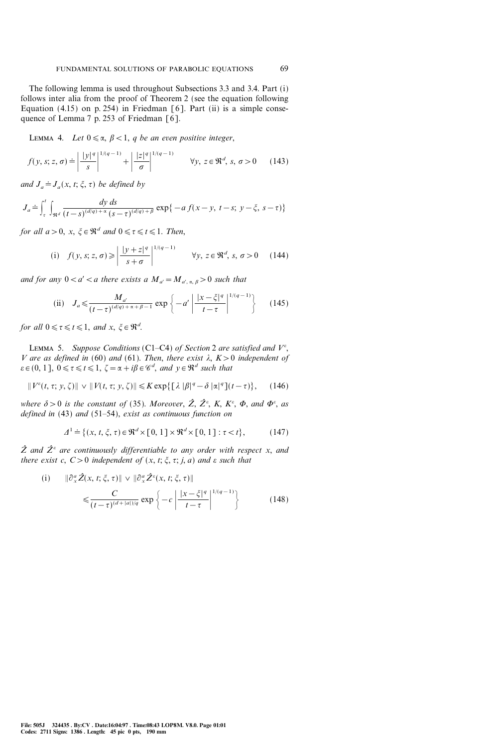The following lemma is used throughout Subsections 3.3 and 3.4. Part (i) follows inter alia from the proof of Theorem 2 (see the equation following Equation (4.15) on p. 254) in Friedman [6]. Part (ii) is a simple consequence of Lemma 7 p. 253 of Friedman [6].

LEMMA 4. *Let $0 \leqslant \alpha$, $\beta < 1$, $q$ be an even positive integer,*

$$f(y, s; z, \sigma) \doteq \left| \frac{|y|^q}{s} \right|^{1/(q-1)} + \left| \frac{|z|^q}{\sigma} \right|^{1/(q-1)} \qquad \forall y, z \in \Re^d,\ s, \sigma > 0 \tag{143}$$

*and $J_a \doteq J_a(x, t; \xi, \tau)$ be defined by*

$$J_a \doteq \int_\tau^t \int_{\Re^d} \frac{dy\, ds}{(t-s)^{(d/q)+\alpha}\,(s-\tau)^{(d/q)+\beta}} \exp\{-a\, f(x-y,\, t-s;\, y-\xi,\, s-\tau)\}$$

*for all $a > 0$, $x, \xi \in \Re^d$ and $0 \leqslant \tau \leqslant t \leqslant 1$. Then,*

$$\text{(i)} \quad f(y, s; z, \sigma) \geqslant \left| \frac{|y+z|^q}{s+\sigma} \right|^{1/(q-1)} \qquad \forall y, z \in \Re^d,\ s, \sigma > 0 \tag{144}$$

*and for any $0 < a' < a$ there exists a $M_{a'} = M_{a', \alpha, \beta} > 0$ such that*

$$\text{(ii)} \quad J_a \leqslant \frac{M_{a'}}{(t-\tau)^{(d/q)+\alpha+\beta-1}} \exp\left\{ -a' \left| \frac{|x-\xi|^q}{t-\tau} \right|^{1/(q-1)} \right\} \tag{145}$$

*for all $0 \leqslant \tau \leqslant t \leqslant 1$, and $x, \xi \in \Re^d$.*

LEMMA 5. *Suppose Conditions* (C1–C4) *of Section* 2 *are satisfied and $V^\varepsilon$, $V$ are as defined in* (60) *and* (61). *Then, there exist $\lambda$, $K > 0$ independent of $\varepsilon \in (0, 1]$, $0 \leqslant \tau \leqslant t \leqslant 1$, $\zeta = \alpha + i\beta \in \mathscr{C}^d$, and $y \in \Re^d$ such that*

$$\|V^\varepsilon(t, \tau; y, \zeta)\| \vee \|V(t, \tau; y, \zeta)\| \leqslant K \exp\{[\lambda\, |\beta|^q - \delta\, |\alpha|^q](t-\tau)\}, \tag{146}$$

*where $\delta > 0$ is the constant of* (35). *Moreover, $\hat{Z}$, $\hat{Z}^\varepsilon$, $K$, $K^\varepsilon$, $\Phi$, and $\Phi^\varepsilon$, as defined in* (43) *and* (51–54), *exist as continuous function on*

$$\Delta^1 \doteq \{(x, t, \xi, \tau) \in \Re^d \times [0, 1] \times \Re^d \times [0, 1] : \tau < t\}, \tag{147}$$

*$\hat{Z}$ and $\hat{Z}^\varepsilon$ are continuously differentiable to any order with respect $x$, and there exist $c$, $C > 0$ independent of $(x, t; \xi, \tau; j, a)$ and $\varepsilon$ such that*

$$\text{(i)} \quad \|\partial_x^a \hat{Z}(x, t; \xi, \tau)\| \vee \|\partial_x^a \hat{Z}^\varepsilon(x, t; \xi, \tau)\| \leqslant \frac{C}{(t-\tau)^{(d+|a|)/q}} \exp\left\{ -c \left| \frac{|x-\xi|^q}{t-\tau} \right|^{1/(q-1)} \right\} \tag{148}$$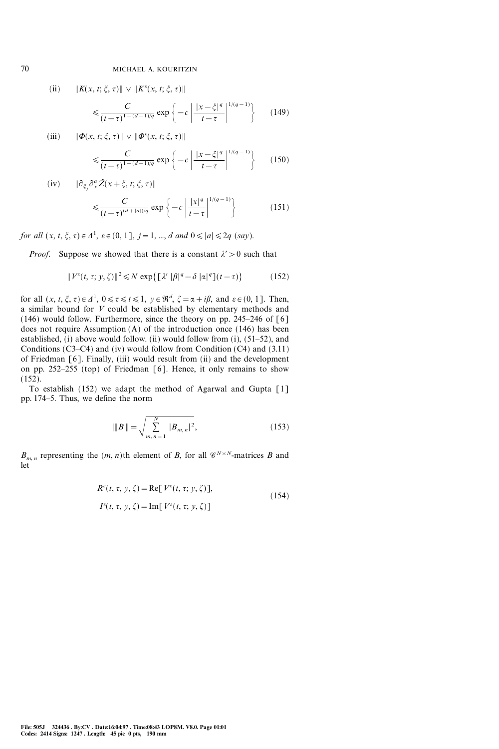(ii) $\|K(x, t; \xi, \tau)\| \vee \|K^\varepsilon(x, t; \xi, \tau)\|$

$$\leqslant \frac{C}{(t-\tau)^{1+(d-1)/q}} \exp\left\{-c\left|\frac{|x-\xi|^q}{t-\tau}\right|^{1/(q-1)}\right\} \tag{149}$$

(iii) $\|\Phi(x, t; \xi, \tau)\| \vee \|\Phi^\varepsilon(x, t; \xi, \tau)\|$

$$\leqslant \frac{C}{(t-\tau)^{1+(d-1)/q}} \exp\left\{-c\left|\frac{|x-\xi|^q}{t-\tau}\right|^{1/(q-1)}\right\} \tag{150}$$

(iv) $\|\partial_{\xi_j} \partial_x^a \hat{Z}(x+\xi, t; \xi, \tau)\|$

$$\leqslant \frac{C}{(t-\tau)^{(d+|a|)/q}} \exp\left\{-c\left|\frac{|x|^q}{t-\tau}\right|^{1/(q-1)}\right\} \tag{151}$$

*for all* $(x, t, \xi, \tau) \in \Delta^1$, $\varepsilon \in (0, 1]$, $j = 1, ..., d$ *and* $0 \leqslant |a| \leqslant 2q$ *(say).*

*Proof.* Suppose we showed that there is a constant $\lambda' > 0$ such that

$$\|V^\varepsilon(t, \tau; y, \zeta)\|^2 \leqslant N \exp\{[\lambda' |\beta|^q - \delta |\alpha|^q](t-\tau)\} \tag{152}$$

for all $(x, t, \xi, \tau) \in \Delta^1$, $0 \leqslant \tau \leqslant t \leqslant 1$, $y \in \Re^d$, $\zeta = \alpha + i\beta$, and $\varepsilon \in (0, 1]$. Then, a similar bound for $V$ could be established by elementary methods and (146) would follow. Furthermore, since the theory on pp. 245–246 of [6] does not require Assumption (A) of the introduction once (146) has been established, (i) above would follow. (ii) would follow from (i), (51–52), and Conditions (C3–C4) and (iv) would follow from Condition (C4) and (3.11) of Friedman [6]. Finally, (iii) would result from (ii) and the development on pp. 252–255 (top) of Friedman [6]. Hence, it only remains to show (152).

To establish (152) we adapt the method of Agarwal and Gupta [1] pp. 174–5. Thus, we define the norm

$$|||B||| = \sqrt{\sum_{m, n=1}^{N} |B_{m,n}|^2}, \tag{153}$$

$B_{m,n}$ representing the $(m, n)$th element of $B$, for all $\mathscr{C}^{N \times N}$-matrices $B$ and let

$$\begin{aligned} R^\varepsilon(t, \tau, y, \zeta) &= \mathrm{Re}[V^\varepsilon(t, \tau; y, \zeta)], \\ I^\varepsilon(t, \tau, y, \zeta) &= \mathrm{Im}[V^\varepsilon(t, \tau; y, \zeta)] \end{aligned} \tag{154}$$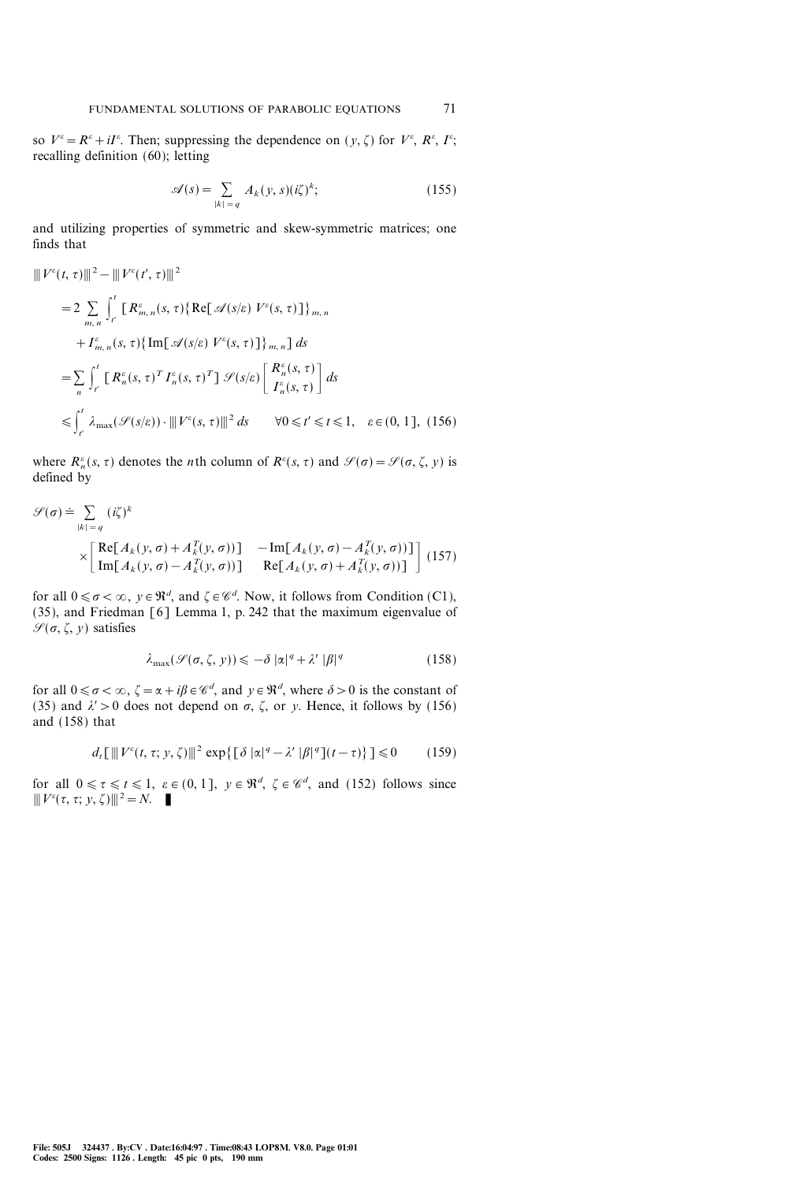so $V^\varepsilon = R^\varepsilon + iI^\varepsilon$. Then; suppressing the dependence on $(y, \zeta)$ for $V^\varepsilon$, $R^\varepsilon$, $I^\varepsilon$; recalling definition (60); letting

$$\mathscr{A}(s) = \sum_{|k|=q} A_k(y, s)(i\zeta)^k; \tag{155}$$

and utilizing properties of symmetric and skew-symmetric matrices; one finds that

$$\begin{aligned}
&|||V^\varepsilon(t, \tau)|||^2 - |||V^\varepsilon(t', \tau)|||^2 \\
&\quad = 2 \sum_{m,n} \int_{t'}^{t} \left[ R^\varepsilon_{m,n}(s, \tau) \{ \operatorname{Re}[\mathscr{A}(s/\varepsilon)\, V^\varepsilon(s, \tau)] \}_{m,n} \right. \\
&\qquad \left. + I^\varepsilon_{m,n}(s, \tau) \{ \operatorname{Im}[\mathscr{A}(s/\varepsilon)\, V^\varepsilon(s, \tau)] \}_{m,n} \right] ds \\
&\quad = \sum_n \int_{t'}^{t} \left[ R^\varepsilon_n(s, \tau)^T \, I^\varepsilon_n(s, \tau)^T \right] \mathscr{S}(s/\varepsilon) \begin{bmatrix} R^\varepsilon_n(s, \tau) \\ I^\varepsilon_n(s, \tau) \end{bmatrix} ds \\
&\quad \leqslant \int_{t'}^{t} \lambda_{\max}(\mathscr{S}(s/\varepsilon)) \cdot |||V^\varepsilon(s, \tau)|||^2 \, ds \qquad \forall 0 \leqslant t' \leqslant t \leqslant 1, \quad \varepsilon \in (0, 1], \tag{156}
\end{aligned}$$

where $R^\varepsilon_n(s, \tau)$ denotes the $n$th column of $R^\varepsilon(s, \tau)$ and $\mathscr{S}(\sigma) = \mathscr{S}(\sigma, \zeta, y)$ is defined by

$$\mathscr{S}(\sigma) \doteq \sum_{|k|=q} (i\zeta)^k \times \begin{bmatrix} \operatorname{Re}[A_k(y, \sigma) + A_k^T(y, \sigma))] & -\operatorname{Im}[A_k(y, \sigma) - A_k^T(y, \sigma))] \\ \operatorname{Im}[A_k(y, \sigma) - A_k^T(y, \sigma))] & \operatorname{Re}[A_k(y, \sigma) + A_k^T(y, \sigma))] \end{bmatrix} \tag{157}$$

for all $0 \leqslant \sigma < \infty$, $y \in \mathfrak{R}^d$, and $\zeta \in \mathscr{C}^d$. Now, it follows from Condition (C1), (35), and Friedman [6] Lemma 1, p. 242 that the maximum eigenvalue of $\mathscr{S}(\sigma, \zeta, y)$ satisfies

$$\lambda_{\max}(\mathscr{S}(\sigma, \zeta, y)) \leqslant -\delta\, |\alpha|^q + \lambda'\, |\beta|^q \tag{158}$$

for all $0 \leqslant \sigma < \infty$, $\zeta = \alpha + i\beta \in \mathscr{C}^d$, and $y \in \mathfrak{R}^d$, where $\delta > 0$ is the constant of (35) and $\lambda' > 0$ does not depend on $\sigma$, $\zeta$, or $y$. Hence, it follows by (156) and (158) that

$$d_t [\, |||V^\varepsilon(t, \tau; y, \zeta)|||^2 \exp\{ [\delta\, |\alpha|^q - \lambda'\, |\beta|^q](t - \tau) \} ] \leqslant 0 \tag{159}$$

for all $0 \leqslant \tau \leqslant t \leqslant 1$, $\varepsilon \in (0, 1]$, $y \in \mathfrak{R}^d$, $\zeta \in \mathscr{C}^d$, and (152) follows since $|||V^\varepsilon(\tau, \tau; y, \zeta)|||^2 = N$. ∎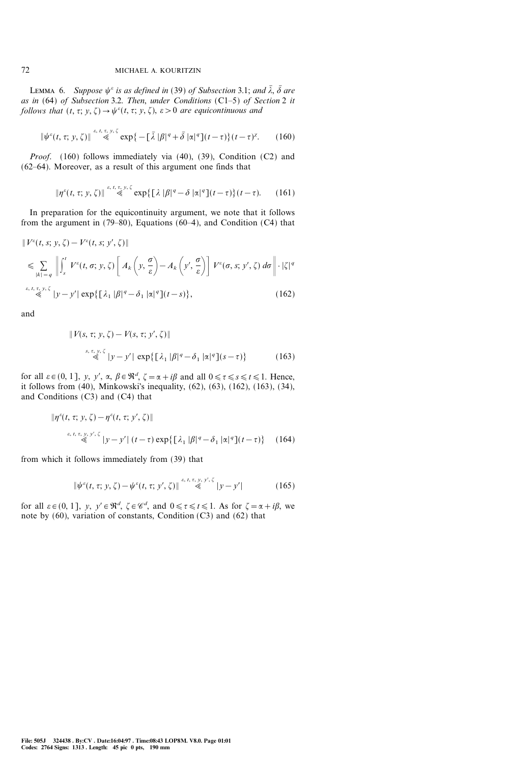**Lemma 6.** *Suppose $\psi^\varepsilon$ is as defined in* (39) *of Subsection* 3.1; *and $\bar{\lambda}$, $\bar{\delta}$ are as in* (64) *of Subsection* 3.2. *Then, under Conditions* (C1–5) *of Section* 2 *it follows that $(t, \tau; y, \zeta) \to \psi^\varepsilon(t, \tau; y, \zeta)$, $\varepsilon > 0$ are equicontinuous and*

$$\|\psi^\varepsilon(t, \tau; y, \zeta)\| \overset{\varepsilon, t, \tau, y, \zeta}{\ll} \exp\{-[\bar{\lambda}\, |\beta|^q + \bar{\delta}\, |\alpha|^q](t-\tau)\}(t-\tau)^\chi. \tag{160}$$

*Proof.* (160) follows immediately via (40), (39), Condition (C2) and (62–64). Moreover, as a result of this argument one finds that

$$\|\eta^\varepsilon(t, \tau; y, \zeta)\| \overset{\varepsilon, t, \tau, y, \zeta}{\ll} \exp\{[\lambda\, |\beta|^q - \delta\, |\alpha|^q](t-\tau)\}(t-\tau). \tag{161}$$

In preparation for the equicontinuity argument, we note that it follows from the argument in (79–80), Equations (60–4), and Condition (C4) that

$$\begin{aligned}
&\|V^\varepsilon(t, s; y, \zeta) - V^\varepsilon(t, s; y', \zeta)\| \\
&\leqslant \sum_{|k|=q} \left\| \int_s^t V^\varepsilon(t, \sigma; y, \zeta) \left[ A_k\left(y, \frac{\sigma}{\varepsilon}\right) - A_k\left(y', \frac{\sigma}{\varepsilon}\right) \right] V^\varepsilon(\sigma, s; y', \zeta)\, d\sigma \right\| \cdot |\zeta|^q \\
&\overset{\varepsilon, t, \tau, y, \zeta}{\ll} |y - y'| \exp\{[\lambda_1\, |\beta|^q - \delta_1\, |\alpha|^q](t-s)\},
\end{aligned} \tag{162}$$

and

$$\|V(s, \tau; y, \zeta) - V(s, \tau; y', \zeta)\| \overset{s, \tau, y, \zeta}{\ll} |y - y'| \exp\{[\lambda_1\, |\beta|^q - \delta_1\, |\alpha|^q](s-\tau)\} \tag{163}$$

for all $\varepsilon \in (0, 1]$, $y$, $y'$, $\alpha$, $\beta \in \Re^d$, $\zeta = \alpha + i\beta$ and all $0 \leqslant \tau \leqslant s \leqslant t \leqslant 1$. Hence, it follows from (40), Minkowski's inequality, (62), (63), (162), (163), (34), and Conditions (C3) and (C4) that

$$\|\eta^\varepsilon(t, \tau; y, \zeta) - \eta^\varepsilon(t, \tau; y', \zeta)\| \overset{\varepsilon, t, \tau, y, y', \zeta}{\ll} |y - y'|\, (t-\tau) \exp\{[\lambda_1\, |\beta|^q - \delta_1\, |\alpha|^q](t-\tau)\} \tag{164}$$

from which it follows immediately from (39) that

$$\|\psi^\varepsilon(t, \tau; y, \zeta) - \psi^\varepsilon(t, \tau; y', \zeta)\| \overset{\varepsilon, t, \tau, y, y', \zeta}{\ll} |y - y'| \tag{165}$$

for all $\varepsilon \in (0, 1]$, $y$, $y' \in \Re^d$, $\zeta \in \mathscr{C}^d$, and $0 \leqslant \tau \leqslant t \leqslant 1$. As for $\zeta = \alpha + i\beta$, we note by (60), variation of constants, Condition (C3) and (62) that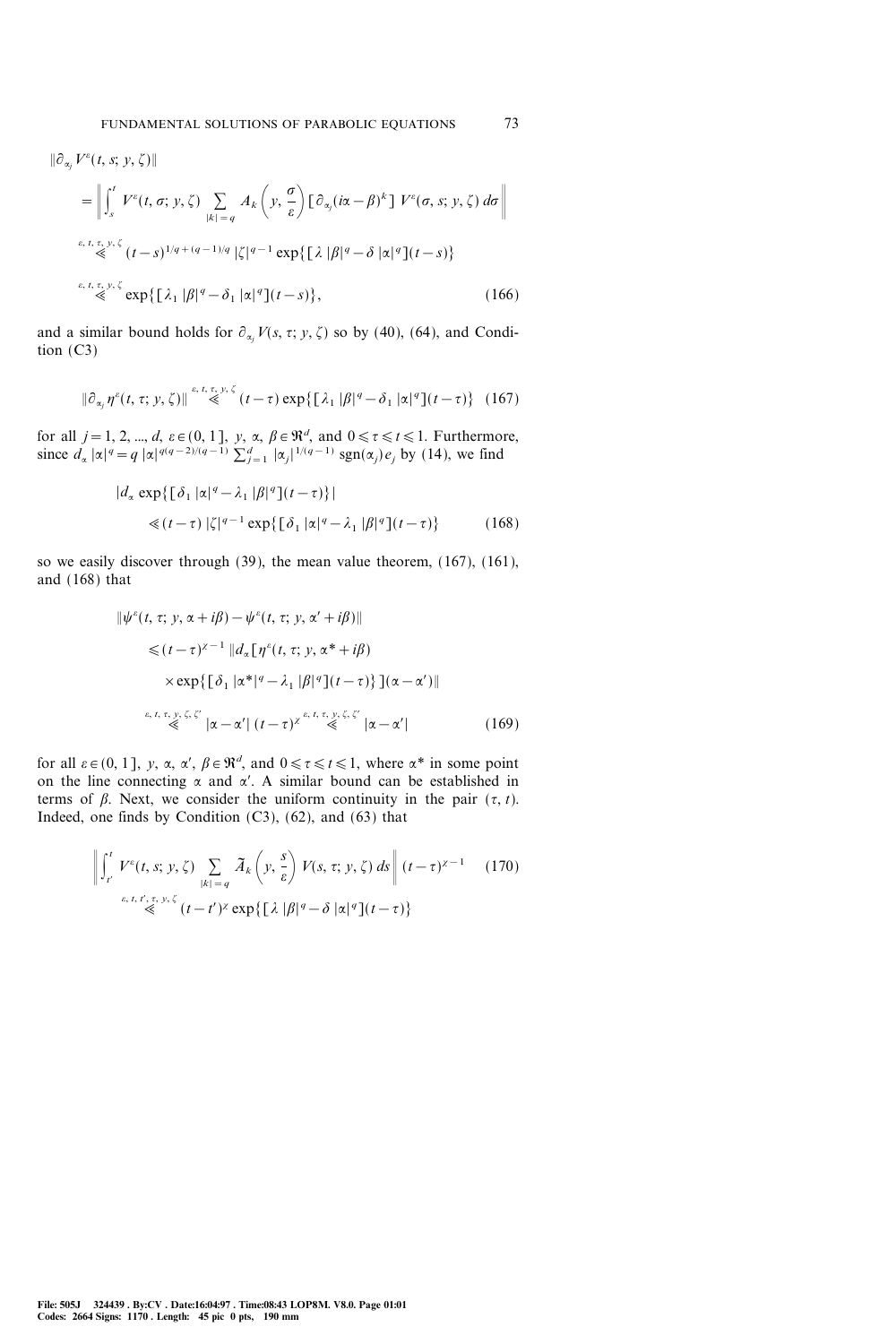$$
\begin{aligned}
&\|\partial_{\alpha_j} V^{\varepsilon}(t, s; y, \zeta)\| \\
&= \left\| \int_s^t V^{\varepsilon}(t, \sigma; y, \zeta) \sum_{|k|=q} A_k\left(y, \frac{\sigma}{\varepsilon}\right) [\partial_{\alpha_j}(i\alpha - \beta)^k]\, V^{\varepsilon}(\sigma, s; y, \zeta)\, d\sigma \right\| \\
&\overset{\varepsilon, t, \tau, y, \zeta}{\ll} (t-s)^{1/q + (q-1)/q} |\zeta|^{q-1} \exp\{[\lambda |\beta|^q - \delta |\alpha|^q](t-s)\} \\
&\overset{\varepsilon, t, \tau, y, \zeta}{\ll} \exp\{[\lambda_1 |\beta|^q - \delta_1 |\alpha|^q](t-s)\},
\end{aligned} \tag{166}
$$

and a similar bound holds for $\partial_{\alpha_j} V(s, \tau; y, \zeta)$ so by (40), (64), and Condition (C3)

$$
\|\partial_{\alpha_j} \eta^{\varepsilon}(t, \tau; y, \zeta)\| \overset{\varepsilon, t, \tau, y, \zeta}{\ll} (t-\tau) \exp\{[\lambda_1 |\beta|^q - \delta_1 |\alpha|^q](t-\tau)\} \tag{167}
$$

for all $j = 1, 2, ..., d$, $\varepsilon \in (0, 1]$, $y, \alpha, \beta \in \Re^d$, and $0 \leqslant \tau \leqslant t \leqslant 1$. Furthermore, since $d_\alpha |\alpha|^q = q\, |\alpha|^{q(q-2)/(q-1)} \sum_{j=1}^d |\alpha_j|^{1/(q-1)} \operatorname{sgn}(\alpha_j) e_j$ by (14), we find

$$
\begin{aligned}
&|d_\alpha \exp\{[\delta_1 |\alpha|^q - \lambda_1 |\beta|^q](t-\tau)\}| \\
&\qquad \leqslant (t-\tau)\, |\zeta|^{q-1} \exp\{[\delta_1 |\alpha|^q - \lambda_1 |\beta|^q](t-\tau)\}
\end{aligned} \tag{168}
$$

so we easily discover through (39), the mean value theorem, (167), (161), and (168) that

$$
\begin{aligned}
&\|\psi^{\varepsilon}(t, \tau; y, \alpha + i\beta) - \psi^{\varepsilon}(t, \tau; y, \alpha' + i\beta)\| \\
&\quad \leqslant (t-\tau)^{\chi - 1}\, \|d_\alpha [\eta^{\varepsilon}(t, \tau; y, \alpha^* + i\beta) \\
&\qquad \times \exp\{[\delta_1 |\alpha^*|^q - \lambda_1 |\beta|^q](t-\tau)\}](\alpha - \alpha')\| \\
&\quad \overset{\varepsilon, t, \tau, y, \zeta, \zeta'}{\ll} |\alpha - \alpha'|\, (t-\tau)^{\chi} \overset{\varepsilon, t, \tau, y, \zeta, \zeta'}{\ll} |\alpha - \alpha'|
\end{aligned} \tag{169}
$$

for all $\varepsilon \in (0, 1]$, $y, \alpha, \alpha', \beta \in \Re^d$, and $0 \leqslant \tau \leqslant t \leqslant 1$, where $\alpha^*$ in some point on the line connecting $\alpha$ and $\alpha'$. A similar bound can be established in terms of $\beta$. Next, we consider the uniform continuity in the pair $(\tau, t)$. Indeed, one finds by Condition (C3), (62), and (63) that

$$
\begin{aligned}
&\left\| \int_{t'}^t V^{\varepsilon}(t, s; y, \zeta) \sum_{|k|=q} \tilde{A}_k\left(y, \frac{s}{\varepsilon}\right) V(s, \tau; y, \zeta)\, ds \right\| (t-\tau)^{\chi - 1} \\
&\quad \overset{\varepsilon, t, t', \tau, y, \zeta}{\ll} (t-t')^{\chi} \exp\{[\lambda |\beta|^q - \delta |\alpha|^q](t-\tau)\}
\end{aligned} \tag{170}
$$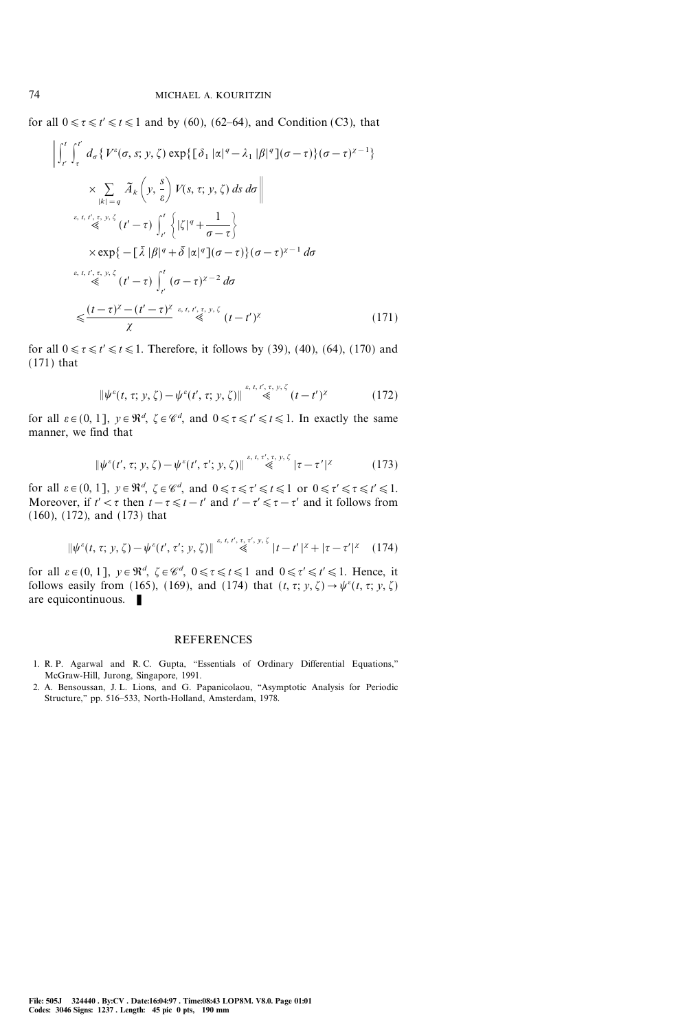for all $0 \leqslant \tau \leqslant t' \leqslant t \leqslant 1$ and by (60), (62–64), and Condition (C3), that

$$
\begin{aligned}
&\left\| \int_{t'}^{t} \int_{\tau}^{t'} d_\sigma \{ V^\varepsilon(\sigma, s; y, \zeta) \exp\{ [\delta_1 |\alpha|^q - \lambda_1 |\beta|^q](\sigma - \tau)\} (\sigma-\tau)^{\chi - 1} \} \right. \\
&\qquad \left. \times \sum_{|k|=q} \widetilde{A}_k \left( y, \frac{s}{\varepsilon} \right) V(s, \tau; y, \zeta) \, ds \, d\sigma \right\| \\
&\overset{\varepsilon, t, t', \tau, y, \zeta}{\ll} (t' - \tau) \int_{t'}^{t} \left\{ |\zeta|^q + \frac{1}{\sigma - \tau} \right\} \\
&\qquad \times \exp\{ -[\bar{\lambda} |\beta|^q + \bar{\delta} |\alpha|^q](\sigma - \tau)\} (\sigma - \tau)^{\chi - 1} \, d\sigma \\
&\overset{\varepsilon, t, t', \tau, y, \zeta}{\ll} (t' - \tau) \int_{t'}^{t} (\sigma - \tau)^{\chi - 2} \, d\sigma \\
&\leqslant \frac{(t-\tau)^\chi - (t'-\tau)^\chi}{\chi} \overset{\varepsilon, t, t', \tau, y, \zeta}{\ll} (t - t')^\chi
\end{aligned} \tag{171}
$$

for all $0 \leqslant \tau \leqslant t' \leqslant t \leqslant 1$. Therefore, it follows by (39), (40), (64), (170) and (171) that

$$
\| \psi^\varepsilon(t, \tau; y, \zeta) - \psi^\varepsilon(t', \tau; y, \zeta) \| \overset{\varepsilon, t, t', \tau, y, \zeta}{\ll} (t - t')^\chi \tag{172}
$$

for all $\varepsilon \in (0, 1]$, $y \in \mathfrak{R}^d$, $\zeta \in \mathscr{C}^d$, and $0 \leqslant \tau \leqslant t' \leqslant t \leqslant 1$. In exactly the same manner, we find that

$$
\| \psi^\varepsilon(t', \tau; y, \zeta) - \psi^\varepsilon(t', \tau'; y, \zeta) \| \overset{\varepsilon, t, \tau', \tau, y, \zeta}{\ll} |\tau - \tau'|^\chi \tag{173}
$$

for all $\varepsilon \in (0, 1]$, $y \in \mathfrak{R}^d$, $\zeta \in \mathscr{C}^d$, and $0 \leqslant \tau \leqslant \tau' \leqslant t \leqslant 1$ or $0 \leqslant \tau' \leqslant \tau \leqslant t' \leqslant 1$. Moreover, if $t' < \tau$ then $t - \tau \leqslant t - t'$ and $t' - \tau' \leqslant \tau - \tau'$ and it follows from (160), (172), and (173) that

$$
\| \psi^\varepsilon(t, \tau; y, \zeta) - \psi^\varepsilon(t', \tau'; y, \zeta) \| \overset{\varepsilon, t, t', \tau, \tau', y, \zeta}{\ll} |t - t'|^\chi + |\tau - \tau'|^\chi \tag{174}
$$

for all $\varepsilon \in (0, 1]$, $y \in \mathfrak{R}^d$, $\zeta \in \mathscr{C}^d$, $0 \leqslant \tau \leqslant t \leqslant 1$ and $0 \leqslant \tau' \leqslant t' \leqslant 1$. Hence, it follows easily from (165), (169), and (174) that $(t, \tau; y, \zeta) \to \psi^\varepsilon(t, \tau; y, \zeta)$ are equicontinuous. ∎

## REFERENCES

1. R. P. Agarwal and R. C. Gupta, "Essentials of Ordinary Differential Equations," McGraw-Hill, Jurong, Singapore, 1991.
2. A. Bensoussan, J. L. Lions, and G. Papanicolaou, "Asymptotic Analysis for Periodic Structure," pp. 516–533, North-Holland, Amsterdam, 1978.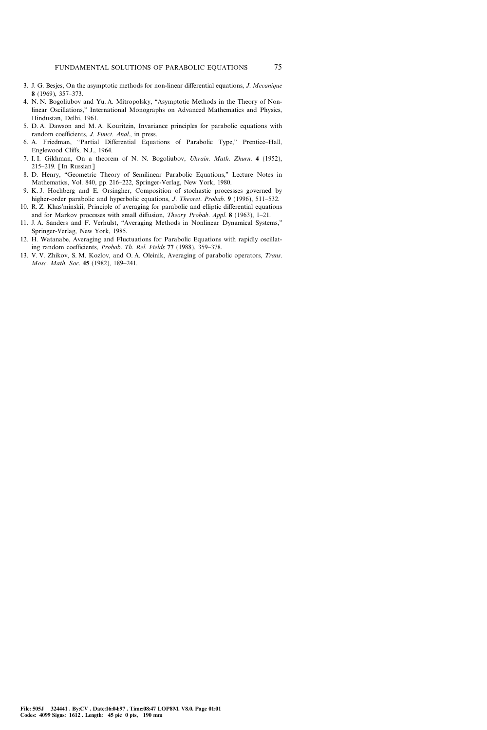3. J. G. Besjes, On the asymptotic methods for non-linear differential equations, *J. Mecanique* **8** (1969), 357–373.
4. N. N. Bogoliubov and Yu. A. Mitropolsky, "Asymptotic Methods in the Theory of Non-linear Oscillations," International Monographs on Advanced Mathematics and Physics, Hindustan, Delhi, 1961.
5. D. A. Dawson and M. A. Kouritzin, Invariance principles for parabolic equations with random coefficients, *J. Funct. Anal.*, in press.
6. A. Friedman, "Partial Differential Equations of Parabolic Type," Prentice–Hall, Englewood Cliffs, N.J., 1964.
7. I. I. Gikhman, On a theorem of N. N. Bogoliubov, *Ukrain. Math. Zhurn.* **4** (1952), 215–219. [In Russian]
8. D. Henry, "Geometric Theory of Semilinear Parabolic Equations," Lecture Notes in Mathematics, Vol. 840, pp. 216–222, Springer-Verlag, New York, 1980.
9. K. J. Hochberg and E. Orsingher, Composition of stochastic processses governed by higher-order parabolic and hyperbolic equations, *J. Theoret. Probab.* **9** (1996), 511–532.
10. R. Z. Khas'minskii, Principle of averaging for parabolic and elliptic differential equations and for Markov processes with small diffusion, *Theory Probab. Appl.* **8** (1963), 1–21.
11. J. A. Sanders and F. Verhulst, "Averaging Methods in Nonlinear Dynamical Systems," Springer-Verlag, New York, 1985.
12. H. Watanabe, Averaging and Fluctuations for Parabolic Equations with rapidly oscillating random coefficients, *Probab. Th. Rel. Fields* **77** (1988), 359–378.
13. V. V. Zhikov, S. M. Kozlov, and O. A. Oleinik, Averaging of parabolic operators, *Trans. Mosc. Math. Soc.* **45** (1982), 189–241.